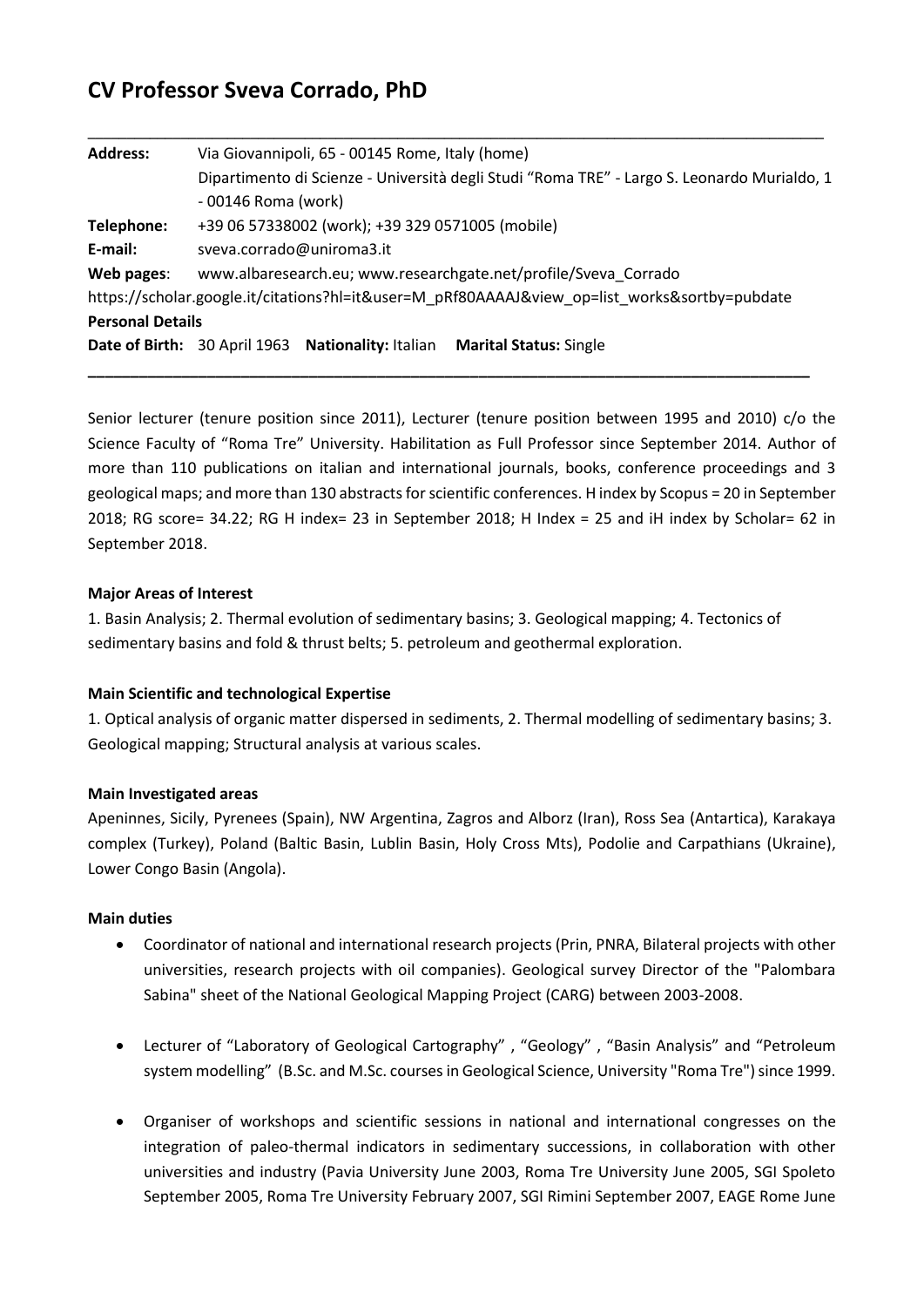# CV Professor Sveva Corrado, PhD

---

**Address:** Via Giovannipoli, 65 - 00145 Rome, Italy (home)
Dipartimento di Scienze - Università degli Studi "Roma TRE" - Largo S. Leonardo Murialdo, 1 - 00146 Roma (work)

**Telephone:** +39 06 57338002 (work); +39 329 0571005 (mobile)

**E-mail:** sveva.corrado@uniroma3.it

**Web pages**: www.albaresearch.eu; www.researchgate.net/profile/Sveva_Corrado
https://scholar.google.it/citations?hl=it&user=M_pRf80AAAAJ&view_op=list_works&sortby=pubdate

**Personal Details**

**Date of Birth:** 30 April 1963 **Nationality:** Italian **Marital Status:** Single

---

Senior lecturer (tenure position since 2011), Lecturer (tenure position between 1995 and 2010) c/o the Science Faculty of "Roma Tre" University. Habilitation as Full Professor since September 2014. Author of more than 110 publications on italian and international journals, books, conference proceedings and 3 geological maps; and more than 130 abstracts for scientific conferences. H index by Scopus = 20 in September 2018; RG score= 34.22; RG H index= 23 in September 2018; H Index = 25 and iH index by Scholar= 62 in September 2018.

**Major Areas of Interest**

1. Basin Analysis; 2. Thermal evolution of sedimentary basins; 3. Geological mapping; 4. Tectonics of sedimentary basins and fold & thrust belts; 5. petroleum and geothermal exploration.

**Main Scientific and technological Expertise**

1. Optical analysis of organic matter dispersed in sediments, 2. Thermal modelling of sedimentary basins; 3. Geological mapping; Structural analysis at various scales.

**Main Investigated areas**

Apeninnes, Sicily, Pyrenees (Spain), NW Argentina, Zagros and Alborz (Iran), Ross Sea (Antartica), Karakaya complex (Turkey), Poland (Baltic Basin, Lublin Basin, Holy Cross Mts), Podolie and Carpathians (Ukraine), Lower Congo Basin (Angola).

**Main duties**

- Coordinator of national and international research projects (Prin, PNRA, Bilateral projects with other universities, research projects with oil companies). Geological survey Director of the "Palombara Sabina" sheet of the National Geological Mapping Project (CARG) between 2003-2008.
- Lecturer of "Laboratory of Geological Cartography" , "Geology" , "Basin Analysis" and "Petroleum system modelling" (B.Sc. and M.Sc. courses in Geological Science, University "Roma Tre") since 1999.
- Organiser of workshops and scientific sessions in national and international congresses on the integration of paleo-thermal indicators in sedimentary successions, in collaboration with other universities and industry (Pavia University June 2003, Roma Tre University June 2005, SGI Spoleto September 2005, Roma Tre University February 2007, SGI Rimini September 2007, EAGE Rome June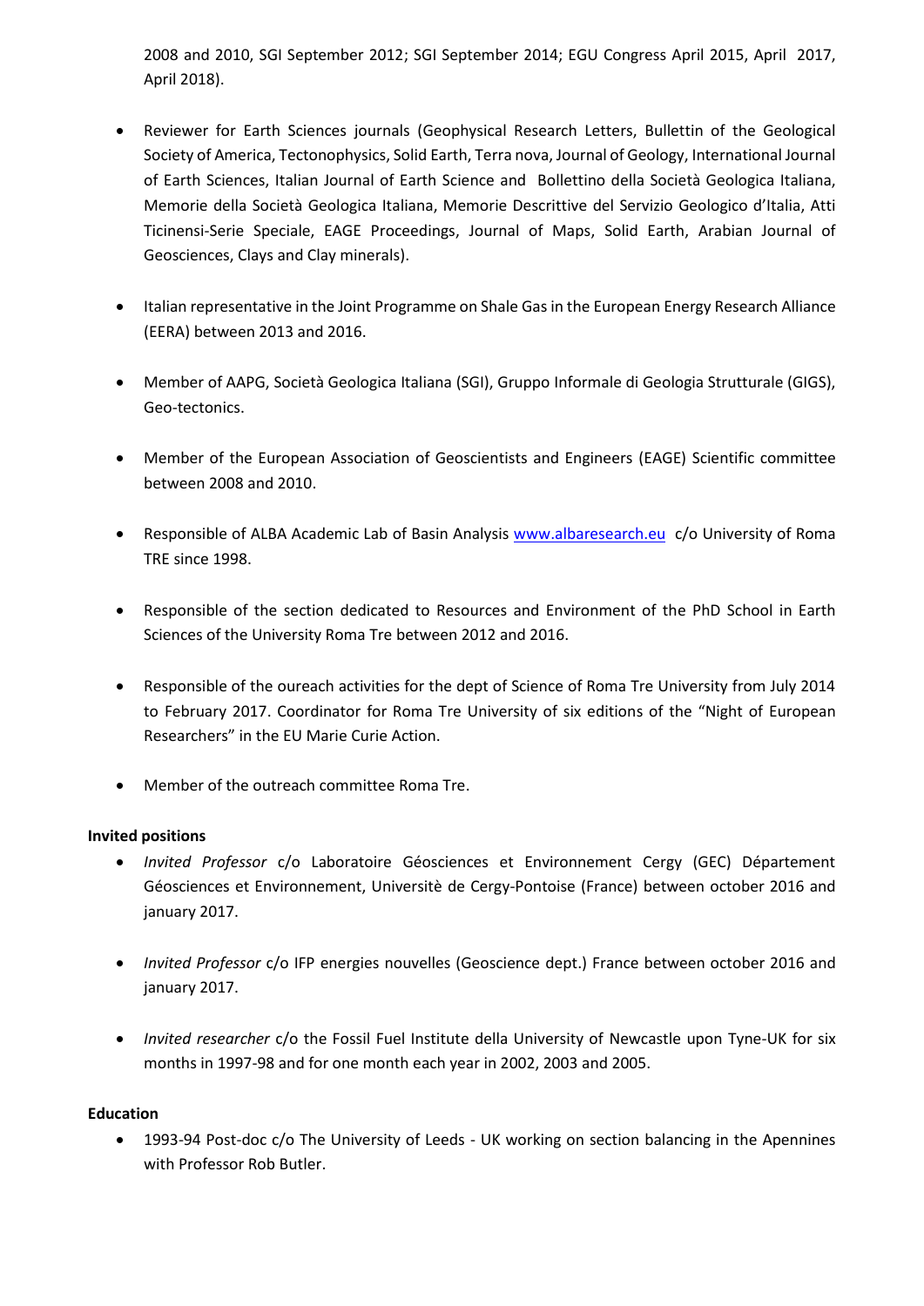2008 and 2010, SGI September 2012; SGI September 2014; EGU Congress April 2015, April 2017, April 2018).

- Reviewer for Earth Sciences journals (Geophysical Research Letters, Bullettin of the Geological Society of America, Tectonophysics, Solid Earth, Terra nova, Journal of Geology, International Journal of Earth Sciences, Italian Journal of Earth Science and Bollettino della Società Geologica Italiana, Memorie della Società Geologica Italiana, Memorie Descrittive del Servizio Geologico d'Italia, Atti Ticinensi-Serie Speciale, EAGE Proceedings, Journal of Maps, Solid Earth, Arabian Journal of Geosciences, Clays and Clay minerals).

- Italian representative in the Joint Programme on Shale Gas in the European Energy Research Alliance (EERA) between 2013 and 2016.

- Member of AAPG, Società Geologica Italiana (SGI), Gruppo Informale di Geologia Strutturale (GIGS), Geo-tectonics.

- Member of the European Association of Geoscientists and Engineers (EAGE) Scientific committee between 2008 and 2010.

- Responsible of ALBA Academic Lab of Basin Analysis [www.albaresearch.eu](www.albaresearch.eu) c/o University of Roma TRE since 1998.

- Responsible of the section dedicated to Resources and Environment of the PhD School in Earth Sciences of the University Roma Tre between 2012 and 2016.

- Responsible of the oureach activities for the dept of Science of Roma Tre University from July 2014 to February 2017. Coordinator for Roma Tre University of six editions of the "Night of European Researchers" in the EU Marie Curie Action.

- Member of the outreach committee Roma Tre.

**Invited positions**

- *Invited Professor* c/o Laboratoire Géosciences et Environnement Cergy (GEC) Département Géosciences et Environnement, Universitè de Cergy-Pontoise (France) between october 2016 and january 2017.

- *Invited Professor* c/o IFP energies nouvelles (Geoscience dept.) France between october 2016 and january 2017.

- *Invited researcher* c/o the Fossil Fuel Institute della University of Newcastle upon Tyne-UK for six months in 1997-98 and for one month each year in 2002, 2003 and 2005.

**Education**

- 1993-94 Post-doc c/o The University of Leeds - UK working on section balancing in the Apennines with Professor Rob Butler.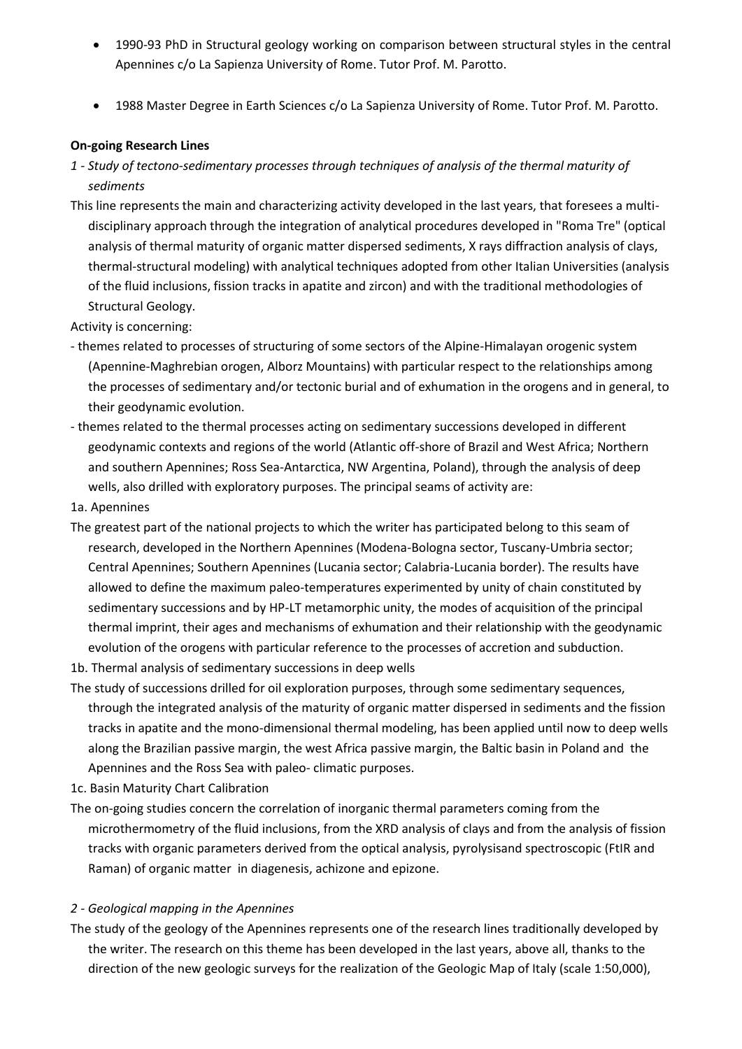- 1990-93 PhD in Structural geology working on comparison between structural styles in the central Apennines c/o La Sapienza University of Rome. Tutor Prof. M. Parotto.
- 1988 Master Degree in Earth Sciences c/o La Sapienza University of Rome. Tutor Prof. M. Parotto.

**On-going Research Lines**

*1 - Study of tectono-sedimentary processes through techniques of analysis of the thermal maturity of sediments*

This line represents the main and characterizing activity developed in the last years, that foresees a multi-disciplinary approach through the integration of analytical procedures developed in "Roma Tre" (optical analysis of thermal maturity of organic matter dispersed sediments, X rays diffraction analysis of clays, thermal-structural modeling) with analytical techniques adopted from other Italian Universities (analysis of the fluid inclusions, fission tracks in apatite and zircon) and with the traditional methodologies of Structural Geology.

Activity is concerning:

- themes related to processes of structuring of some sectors of the Alpine-Himalayan orogenic system (Apennine-Maghrebian orogen, Alborz Mountains) with particular respect to the relationships among the processes of sedimentary and/or tectonic burial and of exhumation in the orogens and in general, to their geodynamic evolution.
- themes related to the thermal processes acting on sedimentary successions developed in different geodynamic contexts and regions of the world (Atlantic off-shore of Brazil and West Africa; Northern and southern Apennines; Ross Sea-Antarctica, NW Argentina, Poland), through the analysis of deep wells, also drilled with exploratory purposes. The principal seams of activity are:

1a. Apennines

The greatest part of the national projects to which the writer has participated belong to this seam of research, developed in the Northern Apennines (Modena-Bologna sector, Tuscany-Umbria sector; Central Apennines; Southern Apennines (Lucania sector; Calabria-Lucania border). The results have allowed to define the maximum paleo-temperatures experimented by unity of chain constituted by sedimentary successions and by HP-LT metamorphic unity, the modes of acquisition of the principal thermal imprint, their ages and mechanisms of exhumation and their relationship with the geodynamic evolution of the orogens with particular reference to the processes of accretion and subduction.

1b. Thermal analysis of sedimentary successions in deep wells

The study of successions drilled for oil exploration purposes, through some sedimentary sequences, through the integrated analysis of the maturity of organic matter dispersed in sediments and the fission tracks in apatite and the mono-dimensional thermal modeling, has been applied until now to deep wells along the Brazilian passive margin, the west Africa passive margin, the Baltic basin in Poland and the Apennines and the Ross Sea with paleo- climatic purposes.

1c. Basin Maturity Chart Calibration

The on-going studies concern the correlation of inorganic thermal parameters coming from the microthermometry of the fluid inclusions, from the XRD analysis of clays and from the analysis of fission tracks with organic parameters derived from the optical analysis, pyrolysisand spectroscopic (FtIR and Raman) of organic matter in diagenesis, achizone and epizone.

*2 - Geological mapping in the Apennines*

The study of the geology of the Apennines represents one of the research lines traditionally developed by the writer. The research on this theme has been developed in the last years, above all, thanks to the direction of the new geologic surveys for the realization of the Geologic Map of Italy (scale 1:50,000),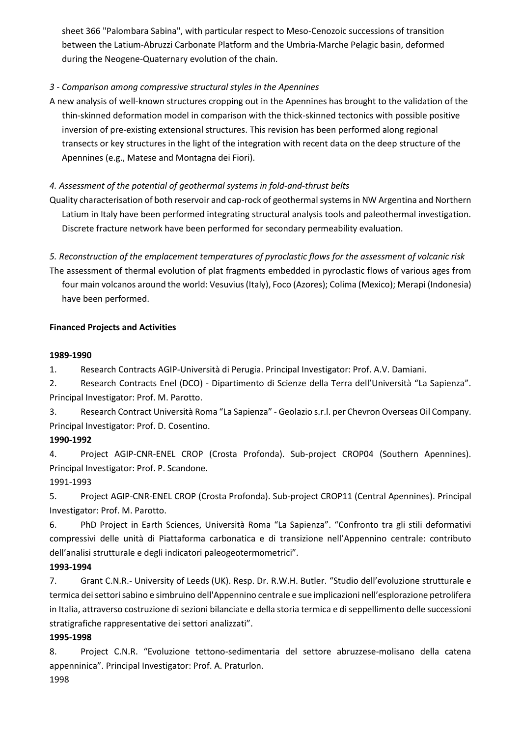sheet 366 "Palombara Sabina", with particular respect to Meso-Cenozoic successions of transition between the Latium-Abruzzi Carbonate Platform and the Umbria-Marche Pelagic basin, deformed during the Neogene-Quaternary evolution of the chain.

*3 - Comparison among compressive structural styles in the Apennines*

A new analysis of well-known structures cropping out in the Apennines has brought to the validation of the thin-skinned deformation model in comparison with the thick-skinned tectonics with possible positive inversion of pre-existing extensional structures. This revision has been performed along regional transects or key structures in the light of the integration with recent data on the deep structure of the Apennines (e.g., Matese and Montagna dei Fiori).

*4. Assessment of the potential of geothermal systems in fold-and-thrust belts*

Quality characterisation of both reservoir and cap-rock of geothermal systems in NW Argentina and Northern Latium in Italy have been performed integrating structural analysis tools and paleothermal investigation. Discrete fracture network have been performed for secondary permeability evaluation.

*5. Reconstruction of the emplacement temperatures of pyroclastic flows for the assessment of volcanic risk*

The assessment of thermal evolution of plat fragments embedded in pyroclastic flows of various ages from four main volcanos around the world: Vesuvius (Italy), Foco (Azores); Colima (Mexico); Merapi (Indonesia) have been performed.

**Financed Projects and Activities**

**1989-1990**

1. Research Contracts AGIP-Università di Perugia. Principal Investigator: Prof. A.V. Damiani.
2. Research Contracts Enel (DCO) - Dipartimento di Scienze della Terra dell'Università "La Sapienza". Principal Investigator: Prof. M. Parotto.
3. Research Contract Università Roma "La Sapienza" - Geolazio s.r.l. per Chevron Overseas Oil Company. Principal Investigator: Prof. D. Cosentino.

**1990-1992**

4. Project AGIP-CNR-ENEL CROP (Crosta Profonda). Sub-project CROP04 (Southern Apennines). Principal Investigator: Prof. P. Scandone.

1991-1993

5. Project AGIP-CNR-ENEL CROP (Crosta Profonda). Sub-project CROP11 (Central Apennines). Principal Investigator: Prof. M. Parotto.
6. PhD Project in Earth Sciences, Università Roma "La Sapienza". "Confronto tra gli stili deformativi compressivi delle unità di Piattaforma carbonatica e di transizione nell'Appennino centrale: contributo dell'analisi strutturale e degli indicatori paleogeotermometrici".

**1993-1994**

7. Grant C.N.R.- University of Leeds (UK). Resp. Dr. R.W.H. Butler. "Studio dell'evoluzione strutturale e termica dei settori sabino e simbruino dell'Appennino centrale e sue implicazioni nell'esplorazione petrolifera in Italia, attraverso costruzione di sezioni bilanciate e della storia termica e di seppellimento delle successioni stratigrafiche rappresentative dei settori analizzati".

**1995-1998**

8. Project C.N.R. "Evoluzione tettono-sedimentaria del settore abruzzese-molisano della catena appenninica". Principal Investigator: Prof. A. Praturlon.

1998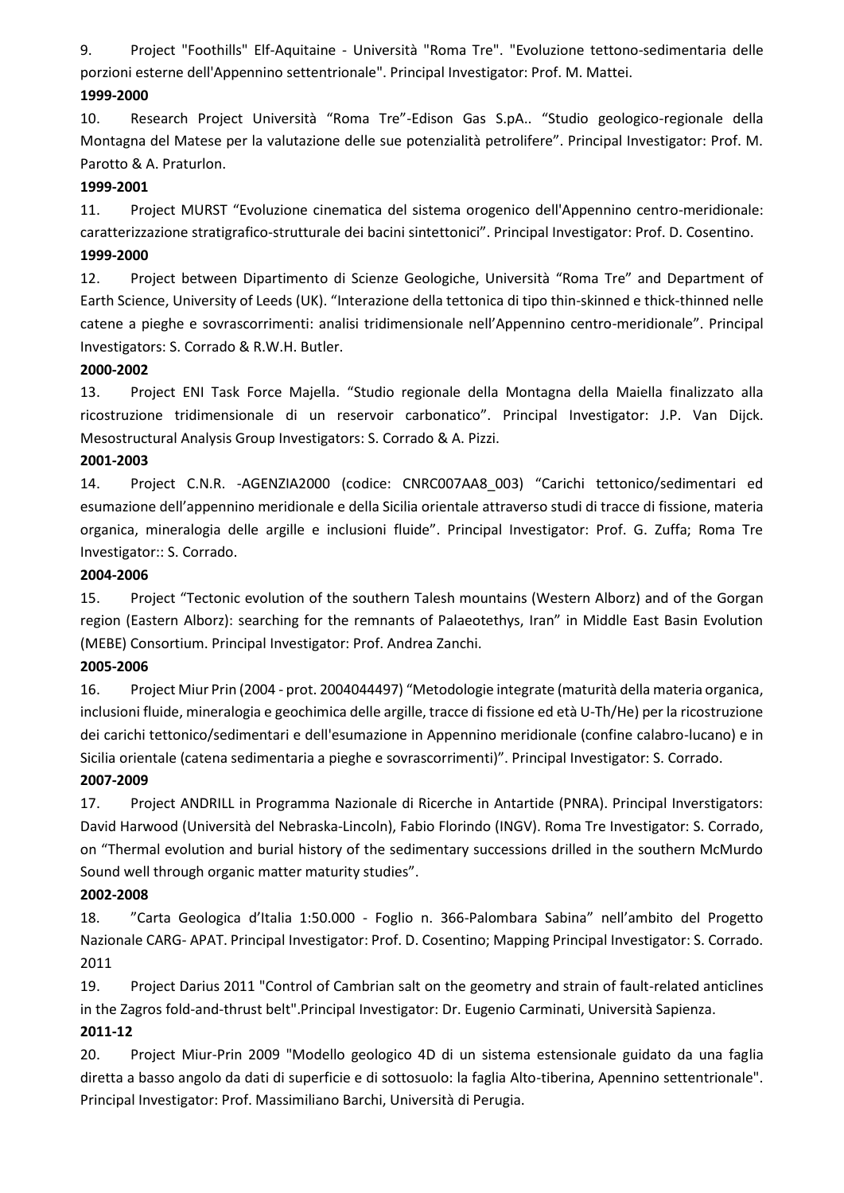9. Project "Foothills" Elf-Aquitaine - Università "Roma Tre". "Evoluzione tettono-sedimentaria delle porzioni esterne dell'Appennino settentrionale". Principal Investigator: Prof. M. Mattei.

**1999-2000**

10. Research Project Università "Roma Tre"-Edison Gas S.pA.. "Studio geologico-regionale della Montagna del Matese per la valutazione delle sue potenzialità petrolifere". Principal Investigator: Prof. M. Parotto & A. Praturlon.

**1999-2001**

11. Project MURST "Evoluzione cinematica del sistema orogenico dell'Appennino centro-meridionale: caratterizzazione stratigrafico-strutturale dei bacini sintettonici". Principal Investigator: Prof. D. Cosentino.

**1999-2000**

12. Project between Dipartimento di Scienze Geologiche, Università "Roma Tre" and Department of Earth Science, University of Leeds (UK). "Interazione della tettonica di tipo thin-skinned e thick-thinned nelle catene a pieghe e sovrascorrimenti: analisi tridimensionale nell'Appennino centro-meridionale". Principal Investigators: S. Corrado & R.W.H. Butler.

**2000-2002**

13. Project ENI Task Force Majella. "Studio regionale della Montagna della Maiella finalizzato alla ricostruzione tridimensionale di un reservoir carbonatico". Principal Investigator: J.P. Van Dijck. Mesostructural Analysis Group Investigators: S. Corrado & A. Pizzi.

**2001-2003**

14. Project C.N.R. -AGENZIA2000 (codice: CNRC007AA8_003) "Carichi tettonico/sedimentari ed esumazione dell'appennino meridionale e della Sicilia orientale attraverso studi di tracce di fissione, materia organica, mineralogia delle argille e inclusioni fluide". Principal Investigator: Prof. G. Zuffa; Roma Tre Investigator:: S. Corrado.

**2004-2006**

15. Project "Tectonic evolution of the southern Talesh mountains (Western Alborz) and of the Gorgan region (Eastern Alborz): searching for the remnants of Palaeotethys, Iran" in Middle East Basin Evolution (MEBE) Consortium. Principal Investigator: Prof. Andrea Zanchi.

**2005-2006**

16. Project Miur Prin (2004 - prot. 2004044497) "Metodologie integrate (maturità della materia organica, inclusioni fluide, mineralogia e geochimica delle argille, tracce di fissione ed età U-Th/He) per la ricostruzione dei carichi tettonico/sedimentari e dell'esumazione in Appennino meridionale (confine calabro-lucano) e in Sicilia orientale (catena sedimentaria a pieghe e sovrascorrimenti)". Principal Investigator: S. Corrado.

**2007-2009**

17. Project ANDRILL in Programma Nazionale di Ricerche in Antartide (PNRA). Principal Inverstigators: David Harwood (Università del Nebraska-Lincoln), Fabio Florindo (INGV). Roma Tre Investigator: S. Corrado, on "Thermal evolution and burial history of the sedimentary successions drilled in the southern McMurdo Sound well through organic matter maturity studies".

**2002-2008**

18. "Carta Geologica d'Italia 1:50.000 - Foglio n. 366-Palombara Sabina" nell'ambito del Progetto Nazionale CARG- APAT. Principal Investigator: Prof. D. Cosentino; Mapping Principal Investigator: S. Corrado.

2011

19. Project Darius 2011 "Control of Cambrian salt on the geometry and strain of fault-related anticlines in the Zagros fold-and-thrust belt".Principal Investigator: Dr. Eugenio Carminati, Università Sapienza.

**2011-12**

20. Project Miur-Prin 2009 "Modello geologico 4D di un sistema estensionale guidato da una faglia diretta a basso angolo da dati di superficie e di sottosuolo: la faglia Alto-tiberina, Appennino settentrionale". Principal Investigator: Prof. Massimiliano Barchi, Università di Perugia.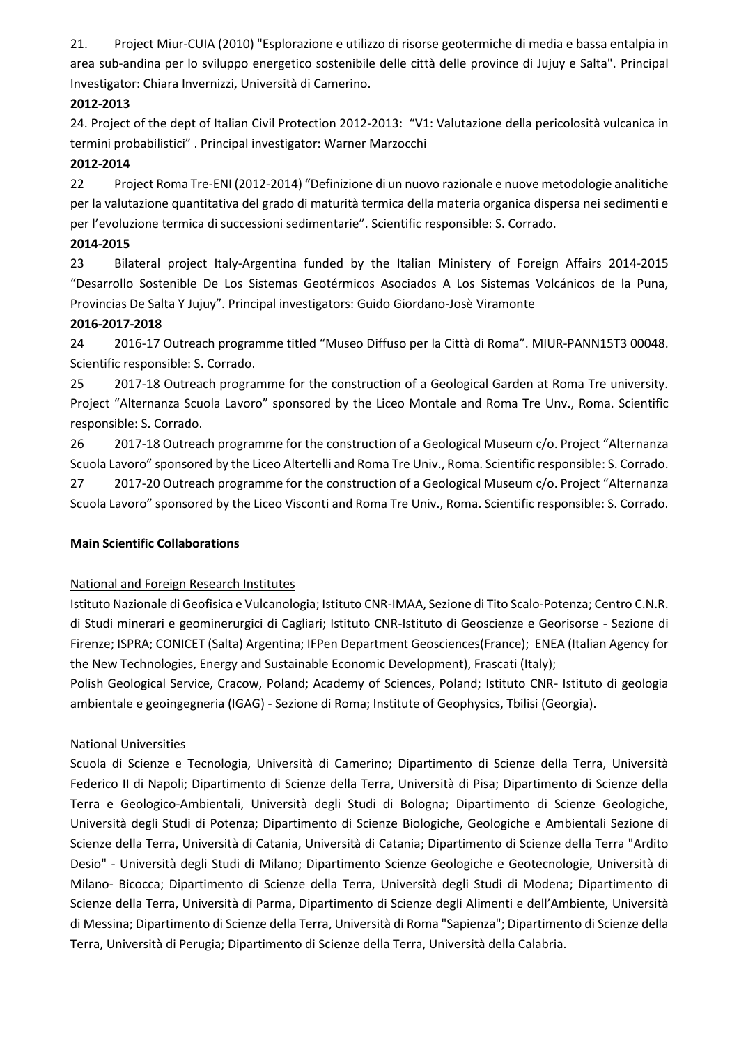21. Project Miur-CUIA (2010) "Esplorazione e utilizzo di risorse geotermiche di media e bassa entalpia in area sub-andina per lo sviluppo energetico sostenibile delle città delle province di Jujuy e Salta". Principal Investigator: Chiara Invernizzi, Università di Camerino.

**2012-2013**

24. Project of the dept of Italian Civil Protection 2012-2013: "V1: Valutazione della pericolosità vulcanica in termini probabilistici" . Principal investigator: Warner Marzocchi

**2012-2014**

22 Project Roma Tre-ENI (2012-2014) "Definizione di un nuovo razionale e nuove metodologie analitiche per la valutazione quantitativa del grado di maturità termica della materia organica dispersa nei sedimenti e per l'evoluzione termica di successioni sedimentarie". Scientific responsible: S. Corrado.

**2014-2015**

23 Bilateral project Italy-Argentina funded by the Italian Ministery of Foreign Affairs 2014-2015 "Desarrollo Sostenible De Los Sistemas Geotérmicos Asociados A Los Sistemas Volcánicos de la Puna, Provincias De Salta Y Jujuy". Principal investigators: Guido Giordano-Josè Viramonte

**2016-2017-2018**

24 2016-17 Outreach programme titled "Museo Diffuso per la Città di Roma". MIUR-PANN15T3 00048. Scientific responsible: S. Corrado.

25 2017-18 Outreach programme for the construction of a Geological Garden at Roma Tre university. Project "Alternanza Scuola Lavoro" sponsored by the Liceo Montale and Roma Tre Unv., Roma. Scientific responsible: S. Corrado.

26 2017-18 Outreach programme for the construction of a Geological Museum c/o. Project "Alternanza Scuola Lavoro" sponsored by the Liceo Altertelli and Roma Tre Univ., Roma. Scientific responsible: S. Corrado.

27 2017-20 Outreach programme for the construction of a Geological Museum c/o. Project "Alternanza Scuola Lavoro" sponsored by the Liceo Visconti and Roma Tre Univ., Roma. Scientific responsible: S. Corrado.

**Main Scientific Collaborations**

National and Foreign Research Institutes

Istituto Nazionale di Geofisica e Vulcanologia; Istituto CNR-IMAA, Sezione di Tito Scalo-Potenza; Centro C.N.R. di Studi minerari e geominerurgici di Cagliari; Istituto CNR-Istituto di Geoscienze e Georisorse - Sezione di Firenze; ISPRA; CONICET (Salta) Argentina; IFPen Department Geosciences(France); ENEA (Italian Agency for the New Technologies, Energy and Sustainable Economic Development), Frascati (Italy);
Polish Geological Service, Cracow, Poland; Academy of Sciences, Poland; Istituto CNR- Istituto di geologia ambientale e geoingegneria (IGAG) - Sezione di Roma; Institute of Geophysics, Tbilisi (Georgia).

National Universities

Scuola di Scienze e Tecnologia, Università di Camerino; Dipartimento di Scienze della Terra, Università Federico II di Napoli; Dipartimento di Scienze della Terra, Università di Pisa; Dipartimento di Scienze della Terra e Geologico-Ambientali, Università degli Studi di Bologna; Dipartimento di Scienze Geologiche, Università degli Studi di Potenza; Dipartimento di Scienze Biologiche, Geologiche e Ambientali Sezione di Scienze della Terra, Università di Catania, Università di Catania; Dipartimento di Scienze della Terra "Ardito Desio" - Università degli Studi di Milano; Dipartimento Scienze Geologiche e Geotecnologie, Università di Milano- Bicocca; Dipartimento di Scienze della Terra, Università degli Studi di Modena; Dipartimento di Scienze della Terra, Università di Parma, Dipartimento di Scienze degli Alimenti e dell'Ambiente, Università di Messina; Dipartimento di Scienze della Terra, Università di Roma "Sapienza"; Dipartimento di Scienze della Terra, Università di Perugia; Dipartimento di Scienze della Terra, Università della Calabria.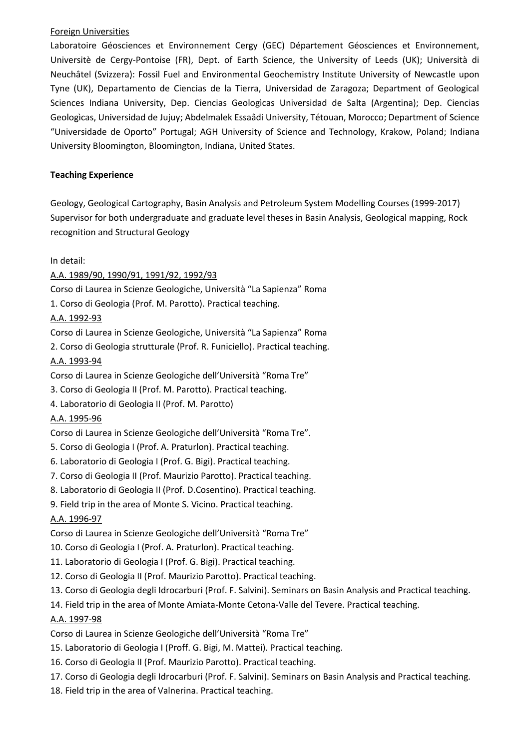Foreign Universities

Laboratoire Géosciences et Environnement Cergy (GEC) Département Géosciences et Environnement, Universitè de Cergy-Pontoise (FR), Dept. of Earth Science, the University of Leeds (UK); Università di Neuchâtel (Svizzera): Fossil Fuel and Environmental Geochemistry Institute University of Newcastle upon Tyne (UK), Departamento de Ciencias de la Tierra, Universidad de Zaragoza; Department of Geological Sciences Indiana University, Dep. Ciencias Geologìcas Universidad de Salta (Argentina); Dep. Ciencias Geologìcas, Universidad de Jujuy; Abdelmalek Essaâdi University, Tétouan, Morocco; Department of Science "Universidade de Oporto" Portugal; AGH University of Science and Technology, Krakow, Poland; Indiana University Bloomington, Bloomington, Indiana, United States.

**Teaching Experience**

Geology, Geological Cartography, Basin Analysis and Petroleum System Modelling Courses (1999-2017)
Supervisor for both undergraduate and graduate level theses in Basin Analysis, Geological mapping, Rock recognition and Structural Geology

In detail:

A.A. 1989/90, 1990/91, 1991/92, 1992/93

Corso di Laurea in Scienze Geologiche, Università "La Sapienza" Roma

1. Corso di Geologia (Prof. M. Parotto). Practical teaching.

A.A. 1992-93

Corso di Laurea in Scienze Geologiche, Università "La Sapienza" Roma

2. Corso di Geologia strutturale (Prof. R. Funiciello). Practical teaching.

A.A. 1993-94

Corso di Laurea in Scienze Geologiche dell'Università "Roma Tre"

3. Corso di Geologia II (Prof. M. Parotto). Practical teaching.
4. Laboratorio di Geologia II (Prof. M. Parotto)

A.A. 1995-96

Corso di Laurea in Scienze Geologiche dell'Università "Roma Tre".

5. Corso di Geologia I (Prof. A. Praturlon). Practical teaching.
6. Laboratorio di Geologia I (Prof. G. Bigi). Practical teaching.
7. Corso di Geologia II (Prof. Maurizio Parotto). Practical teaching.
8. Laboratorio di Geologia II (Prof. D.Cosentino). Practical teaching.
9. Field trip in the area of Monte S. Vicino. Practical teaching.

A.A. 1996-97

Corso di Laurea in Scienze Geologiche dell'Università "Roma Tre"

10. Corso di Geologia I (Prof. A. Praturlon). Practical teaching.
11. Laboratorio di Geologia I (Prof. G. Bigi). Practical teaching.
12. Corso di Geologia II (Prof. Maurizio Parotto). Practical teaching.
13. Corso di Geologia degli Idrocarburi (Prof. F. Salvini). Seminars on Basin Analysis and Practical teaching.
14. Field trip in the area of Monte Amiata-Monte Cetona-Valle del Tevere. Practical teaching.

A.A. 1997-98

Corso di Laurea in Scienze Geologiche dell'Università "Roma Tre"

15. Laboratorio di Geologia I (Proff. G. Bigi, M. Mattei). Practical teaching.
16. Corso di Geologia II (Prof. Maurizio Parotto). Practical teaching.
17. Corso di Geologia degli Idrocarburi (Prof. F. Salvini). Seminars on Basin Analysis and Practical teaching.
18. Field trip in the area of Valnerina. Practical teaching.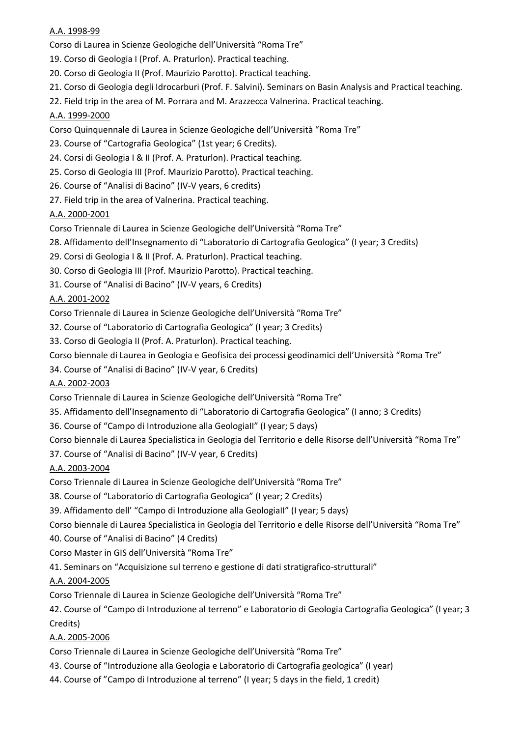<u>A.A. 1998-99</u>

Corso di Laurea in Scienze Geologiche dell'Università "Roma Tre"

19. Corso di Geologia I (Prof. A. Praturlon). Practical teaching.
20. Corso di Geologia II (Prof. Maurizio Parotto). Practical teaching.
21. Corso di Geologia degli Idrocarburi (Prof. F. Salvini). Seminars on Basin Analysis and Practical teaching.
22. Field trip in the area of M. Porrara and M. Arazzecca Valnerina. Practical teaching.

<u>A.A. 1999-2000</u>

Corso Quinquennale di Laurea in Scienze Geologiche dell'Università "Roma Tre"

23. Course of "Cartografia Geologica" (1st year; 6 Credits).
24. Corsi di Geologia I & II (Prof. A. Praturlon). Practical teaching.
25. Corso di Geologia III (Prof. Maurizio Parotto). Practical teaching.
26. Course of "Analisi di Bacino" (IV-V years, 6 credits)
27. Field trip in the area of Valnerina. Practical teaching.

<u>A.A. 2000-2001</u>

Corso Triennale di Laurea in Scienze Geologiche dell'Università "Roma Tre"

28. Affidamento dell'Insegnamento di "Laboratorio di Cartografia Geologica" (I year; 3 Credits)
29. Corsi di Geologia I & II (Prof. A. Praturlon). Practical teaching.
30. Corso di Geologia III (Prof. Maurizio Parotto). Practical teaching.
31. Course of "Analisi di Bacino" (IV-V years, 6 Credits)

<u>A.A. 2001-2002</u>

Corso Triennale di Laurea in Scienze Geologiche dell'Università "Roma Tre"

32. Course of "Laboratorio di Cartografia Geologica" (I year; 3 Credits)
33. Corso di Geologia II (Prof. A. Praturlon). Practical teaching.

Corso biennale di Laurea in Geologia e Geofisica dei processi geodinamici dell'Università "Roma Tre"

34. Course of "Analisi di Bacino" (IV-V year, 6 Credits)

<u>A.A. 2002-2003</u>

Corso Triennale di Laurea in Scienze Geologiche dell'Università "Roma Tre"

35. Affidamento dell'Insegnamento di "Laboratorio di Cartografia Geologica" (I anno; 3 Credits)
36. Course of "Campo di Introduzione alla GeologiaII" (I year; 5 days)

Corso biennale di Laurea Specialistica in Geologia del Territorio e delle Risorse dell'Università "Roma Tre"

37. Course of "Analisi di Bacino" (IV-V year, 6 Credits)

<u>A.A. 2003-2004</u>

Corso Triennale di Laurea in Scienze Geologiche dell'Università "Roma Tre"

38. Course of "Laboratorio di Cartografia Geologica" (I year; 2 Credits)
39. Affidamento dell' "Campo di Introduzione alla GeologiaII" (I year; 5 days)

Corso biennale di Laurea Specialistica in Geologia del Territorio e delle Risorse dell'Università "Roma Tre"

40. Course of "Analisi di Bacino" (4 Credits)

Corso Master in GIS dell'Università "Roma Tre"

41. Seminars on "Acquisizione sul terreno e gestione di dati stratigrafico-strutturali"

<u>A.A. 2004-2005</u>

Corso Triennale di Laurea in Scienze Geologiche dell'Università "Roma Tre"

42. Course of "Campo di Introduzione al terreno" e Laboratorio di Geologia Cartografia Geologica" (I year; 3 Credits)

<u>A.A. 2005-2006</u>

Corso Triennale di Laurea in Scienze Geologiche dell'Università "Roma Tre"

43. Course of "Introduzione alla Geologia e Laboratorio di Cartografia geologica" (I year)
44. Course of "Campo di Introduzione al terreno" (I year; 5 days in the field, 1 credit)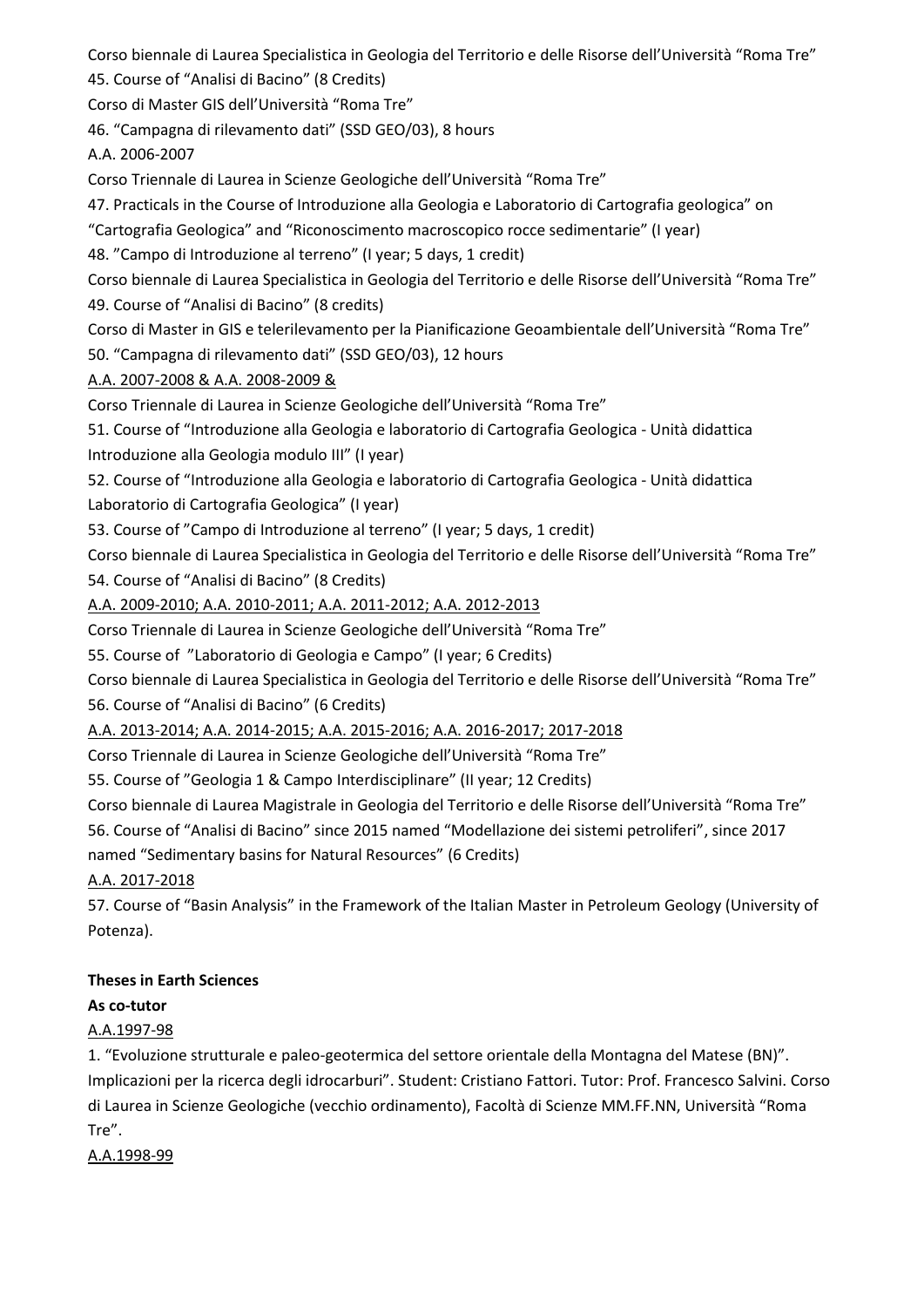Corso biennale di Laurea Specialistica in Geologia del Territorio e delle Risorse dell'Università "Roma Tre"

45. Course of "Analisi di Bacino" (8 Credits)

Corso di Master GIS dell'Università "Roma Tre"

46. "Campagna di rilevamento dati" (SSD GEO/03), 8 hours

A.A. 2006-2007

Corso Triennale di Laurea in Scienze Geologiche dell'Università "Roma Tre"

47. Practicals in the Course of Introduzione alla Geologia e Laboratorio di Cartografia geologica" on "Cartografia Geologica" and "Riconoscimento macroscopico rocce sedimentarie" (I year)

48. "Campo di Introduzione al terreno" (I year; 5 days, 1 credit)

Corso biennale di Laurea Specialistica in Geologia del Territorio e delle Risorse dell'Università "Roma Tre"

49. Course of "Analisi di Bacino" (8 credits)

Corso di Master in GIS e telerilevamento per la Pianificazione Geoambientale dell'Università "Roma Tre"

50. "Campagna di rilevamento dati" (SSD GEO/03), 12 hours

<u>A.A. 2007-2008 & A.A. 2008-2009 &</u>

Corso Triennale di Laurea in Scienze Geologiche dell'Università "Roma Tre"

51. Course of "Introduzione alla Geologia e laboratorio di Cartografia Geologica - Unità didattica Introduzione alla Geologia modulo III" (I year)

52. Course of "Introduzione alla Geologia e laboratorio di Cartografia Geologica - Unità didattica Laboratorio di Cartografia Geologica" (I year)

53. Course of "Campo di Introduzione al terreno" (I year; 5 days, 1 credit)

Corso biennale di Laurea Specialistica in Geologia del Territorio e delle Risorse dell'Università "Roma Tre"

54. Course of "Analisi di Bacino" (8 Credits)

<u>A.A. 2009-2010; A.A. 2010-2011; A.A. 2011-2012; A.A. 2012-2013</u>

Corso Triennale di Laurea in Scienze Geologiche dell'Università "Roma Tre"

55. Course of "Laboratorio di Geologia e Campo" (I year; 6 Credits)

Corso biennale di Laurea Specialistica in Geologia del Territorio e delle Risorse dell'Università "Roma Tre"

56. Course of "Analisi di Bacino" (6 Credits)

<u>A.A. 2013-2014; A.A. 2014-2015; A.A. 2015-2016; A.A. 2016-2017; 2017-2018</u>

Corso Triennale di Laurea in Scienze Geologiche dell'Università "Roma Tre"

55. Course of "Geologia 1 & Campo Interdisciplinare" (II year; 12 Credits)

Corso biennale di Laurea Magistrale in Geologia del Territorio e delle Risorse dell'Università "Roma Tre"

56. Course of "Analisi di Bacino" since 2015 named "Modellazione dei sistemi petroliferi", since 2017 named "Sedimentary basins for Natural Resources" (6 Credits)

<u>A.A. 2017-2018</u>

57. Course of "Basin Analysis" in the Framework of the Italian Master in Petroleum Geology (University of Potenza).

**Theses in Earth Sciences**

**As co-tutor**

<u>A.A.1997-98</u>

1. "Evoluzione strutturale e paleo-geotermica del settore orientale della Montagna del Matese (BN)". Implicazioni per la ricerca degli idrocarburi". Student: Cristiano Fattori. Tutor: Prof. Francesco Salvini. Corso di Laurea in Scienze Geologiche (vecchio ordinamento), Facoltà di Scienze MM.FF.NN, Università "Roma Tre".

<u>A.A.1998-99</u>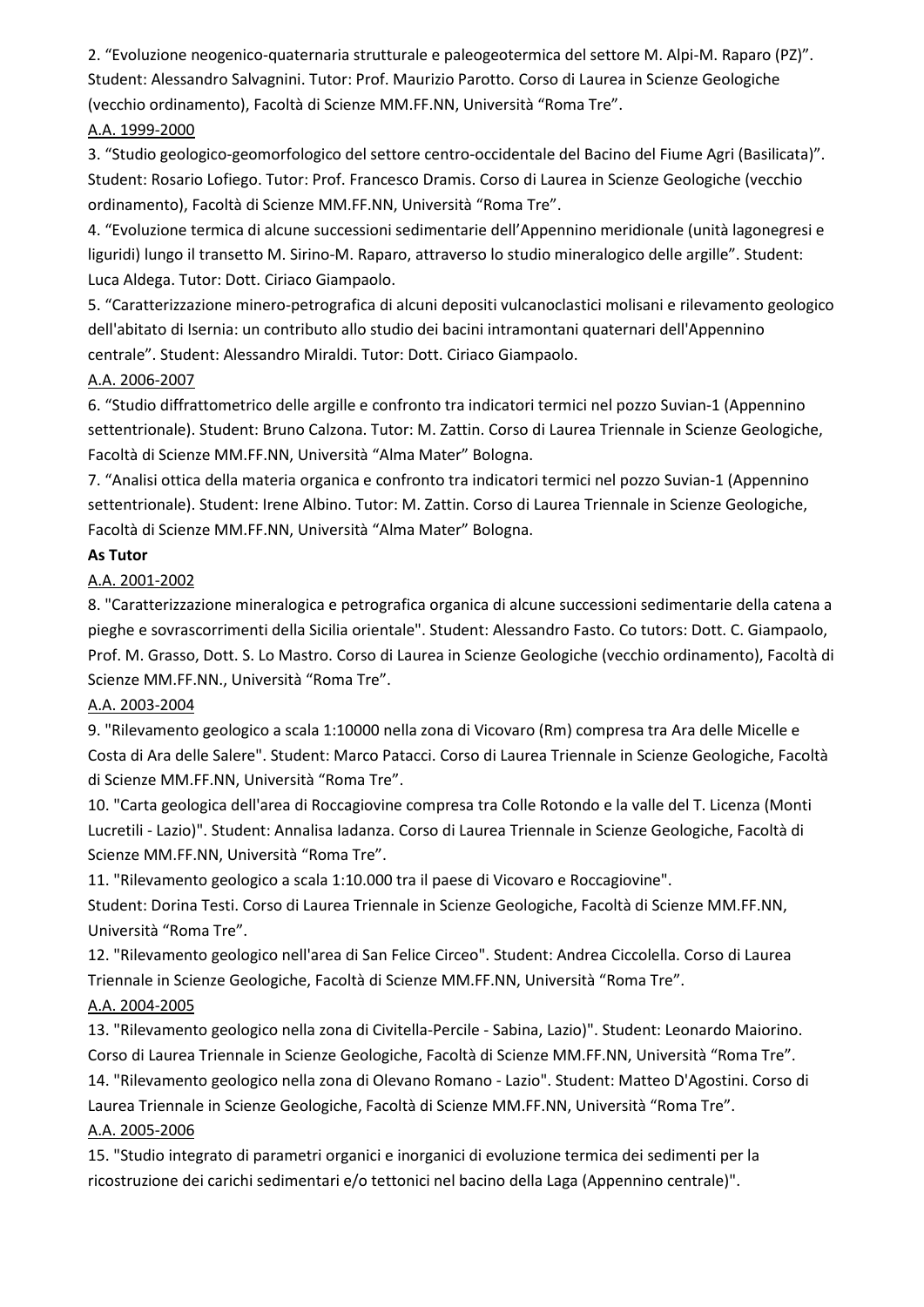2. “Evoluzione neogenico-quaternaria strutturale e paleogeotermica del settore M. Alpi-M. Raparo (PZ)”. Student: Alessandro Salvagnini. Tutor: Prof. Maurizio Parotto. Corso di Laurea in Scienze Geologiche (vecchio ordinamento), Facoltà di Scienze MM.FF.NN, Università “Roma Tre”.

A.A. 1999-2000

3. “Studio geologico-geomorfologico del settore centro-occidentale del Bacino del Fiume Agri (Basilicata)”. Student: Rosario Lofiego. Tutor: Prof. Francesco Dramis. Corso di Laurea in Scienze Geologiche (vecchio ordinamento), Facoltà di Scienze MM.FF.NN, Università “Roma Tre”.

4. “Evoluzione termica di alcune successioni sedimentarie dell’Appennino meridionale (unità lagonegresi e liguridi) lungo il transetto M. Sirino-M. Raparo, attraverso lo studio mineralogico delle argille”. Student: Luca Aldega. Tutor: Dott. Ciriaco Giampaolo.

5. “Caratterizzazione minero-petrografica di alcuni depositi vulcanoclastici molisani e rilevamento geologico dell'abitato di Isernia: un contributo allo studio dei bacini intramontani quaternari dell'Appennino centrale”. Student: Alessandro Miraldi. Tutor: Dott. Ciriaco Giampaolo.

A.A. 2006-2007

6. “Studio diffrattometrico delle argille e confronto tra indicatori termici nel pozzo Suvian-1 (Appennino settentrionale). Student: Bruno Calzona. Tutor: M. Zattin. Corso di Laurea Triennale in Scienze Geologiche, Facoltà di Scienze MM.FF.NN, Università “Alma Mater” Bologna.

7. “Analisi ottica della materia organica e confronto tra indicatori termici nel pozzo Suvian-1 (Appennino settentrionale). Student: Irene Albino. Tutor: M. Zattin. Corso di Laurea Triennale in Scienze Geologiche, Facoltà di Scienze MM.FF.NN, Università “Alma Mater” Bologna.

**As Tutor**

A.A. 2001-2002

8. "Caratterizzazione mineralogica e petrografica organica di alcune successioni sedimentarie della catena a pieghe e sovrascorrimenti della Sicilia orientale". Student: Alessandro Fasto. Co tutors: Dott. C. Giampaolo, Prof. M. Grasso, Dott. S. Lo Mastro. Corso di Laurea in Scienze Geologiche (vecchio ordinamento), Facoltà di Scienze MM.FF.NN., Università “Roma Tre”.

A.A. 2003-2004

9. "Rilevamento geologico a scala 1:10000 nella zona di Vicovaro (Rm) compresa tra Ara delle Micelle e Costa di Ara delle Salere". Student: Marco Patacci. Corso di Laurea Triennale in Scienze Geologiche, Facoltà di Scienze MM.FF.NN, Università “Roma Tre”.

10. "Carta geologica dell'area di Roccagiovine compresa tra Colle Rotondo e la valle del T. Licenza (Monti Lucretili - Lazio)". Student: Annalisa Iadanza. Corso di Laurea Triennale in Scienze Geologiche, Facoltà di Scienze MM.FF.NN, Università “Roma Tre”.

11. "Rilevamento geologico a scala 1:10.000 tra il paese di Vicovaro e Roccagiovine". Student: Dorina Testi. Corso di Laurea Triennale in Scienze Geologiche, Facoltà di Scienze MM.FF.NN, Università “Roma Tre”.

12. "Rilevamento geologico nell'area di San Felice Circeo". Student: Andrea Ciccolella. Corso di Laurea Triennale in Scienze Geologiche, Facoltà di Scienze MM.FF.NN, Università “Roma Tre”.

A.A. 2004-2005

13. "Rilevamento geologico nella zona di Civitella-Percile - Sabina, Lazio)". Student: Leonardo Maiorino. Corso di Laurea Triennale in Scienze Geologiche, Facoltà di Scienze MM.FF.NN, Università “Roma Tre”.

14. "Rilevamento geologico nella zona di Olevano Romano - Lazio". Student: Matteo D'Agostini. Corso di Laurea Triennale in Scienze Geologiche, Facoltà di Scienze MM.FF.NN, Università “Roma Tre”.

A.A. 2005-2006

15. "Studio integrato di parametri organici e inorganici di evoluzione termica dei sedimenti per la ricostruzione dei carichi sedimentari e/o tettonici nel bacino della Laga (Appennino centrale)".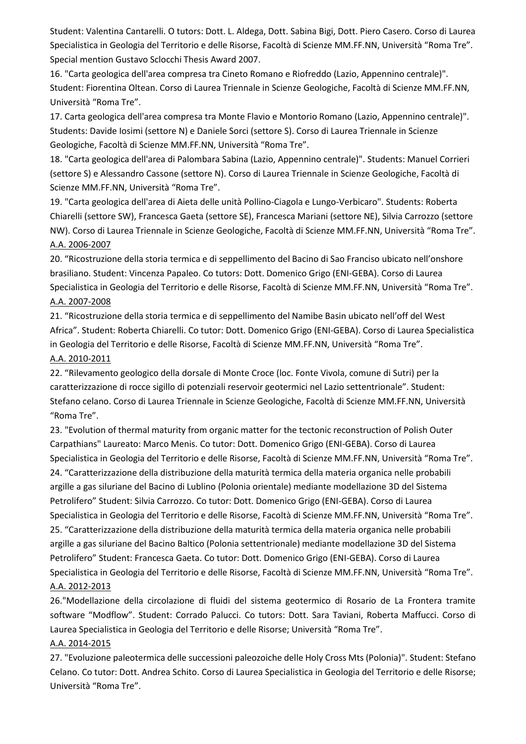Student: Valentina Cantarelli. O tutors: Dott. L. Aldega, Dott. Sabina Bigi, Dott. Piero Casero. Corso di Laurea Specialistica in Geologia del Territorio e delle Risorse, Facoltà di Scienze MM.FF.NN, Università "Roma Tre". Special mention Gustavo Sclocchi Thesis Award 2007.

16. "Carta geologica dell'area compresa tra Cineto Romano e Riofreddo (Lazio, Appennino centrale)". Student: Fiorentina Oltean. Corso di Laurea Triennale in Scienze Geologiche, Facoltà di Scienze MM.FF.NN, Università "Roma Tre".

17. Carta geologica dell'area compresa tra Monte Flavio e Montorio Romano (Lazio, Appennino centrale)". Students: Davide Iosimi (settore N) e Daniele Sorci (settore S). Corso di Laurea Triennale in Scienze Geologiche, Facoltà di Scienze MM.FF.NN, Università "Roma Tre".

18. "Carta geologica dell'area di Palombara Sabina (Lazio, Appennino centrale)". Students: Manuel Corrieri (settore S) e Alessandro Cassone (settore N). Corso di Laurea Triennale in Scienze Geologiche, Facoltà di Scienze MM.FF.NN, Università "Roma Tre".

19. "Carta geologica dell'area di Aieta delle unità Pollino-Ciagola e Lungo-Verbicaro". Students: Roberta Chiarelli (settore SW), Francesca Gaeta (settore SE), Francesca Mariani (settore NE), Silvia Carrozzo (settore NW). Corso di Laurea Triennale in Scienze Geologiche, Facoltà di Scienze MM.FF.NN, Università "Roma Tre".

A.A. 2006-2007

20. "Ricostruzione della storia termica e di seppellimento del Bacino di Sao Franciso ubicato nell'onshore brasiliano. Student: Vincenza Papaleo. Co tutors: Dott. Domenico Grigo (ENI-GEBA). Corso di Laurea Specialistica in Geologia del Territorio e delle Risorse, Facoltà di Scienze MM.FF.NN, Università "Roma Tre".

A.A. 2007-2008

21. "Ricostruzione della storia termica e di seppellimento del Namibe Basin ubicato nell'off del West Africa". Student: Roberta Chiarelli. Co tutor: Dott. Domenico Grigo (ENI-GEBA). Corso di Laurea Specialistica in Geologia del Territorio e delle Risorse, Facoltà di Scienze MM.FF.NN, Università "Roma Tre".

A.A. 2010-2011

22. "Rilevamento geologico della dorsale di Monte Croce (loc. Fonte Vivola, comune di Sutri) per la caratterizzazione di rocce sigillo di potenziali reservoir geotermici nel Lazio settentrionale". Student: Stefano celano. Corso di Laurea Triennale in Scienze Geologiche, Facoltà di Scienze MM.FF.NN, Università "Roma Tre".

23. "Evolution of thermal maturity from organic matter for the tectonic reconstruction of Polish Outer Carpathians" Laureato: Marco Menis. Co tutor: Dott. Domenico Grigo (ENI-GEBA). Corso di Laurea Specialistica in Geologia del Territorio e delle Risorse, Facoltà di Scienze MM.FF.NN, Università "Roma Tre".

24. "Caratterizzazione della distribuzione della maturità termica della materia organica nelle probabili argille a gas siluriane del Bacino di Lublino (Polonia orientale) mediante modellazione 3D del Sistema Petrolifero" Student: Silvia Carrozzo. Co tutor: Dott. Domenico Grigo (ENI-GEBA). Corso di Laurea Specialistica in Geologia del Territorio e delle Risorse, Facoltà di Scienze MM.FF.NN, Università "Roma Tre".

25. "Caratterizzazione della distribuzione della maturità termica della materia organica nelle probabili argille a gas siluriane del Bacino Baltico (Polonia settentrionale) mediante modellazione 3D del Sistema Petrolifero" Student: Francesca Gaeta. Co tutor: Dott. Domenico Grigo (ENI-GEBA). Corso di Laurea Specialistica in Geologia del Territorio e delle Risorse, Facoltà di Scienze MM.FF.NN, Università "Roma Tre".

A.A. 2012-2013

26."Modellazione della circolazione di fluidi del sistema geotermico di Rosario de La Frontera tramite software "Modflow". Student: Corrado Palucci. Co tutors: Dott. Sara Taviani, Roberta Maffucci. Corso di Laurea Specialistica in Geologia del Territorio e delle Risorse; Università "Roma Tre".

A.A. 2014-2015

27. "Evoluzione paleotermica delle successioni paleozoiche delle Holy Cross Mts (Polonia)". Student: Stefano Celano. Co tutor: Dott. Andrea Schito. Corso di Laurea Specialistica in Geologia del Territorio e delle Risorse; Università "Roma Tre".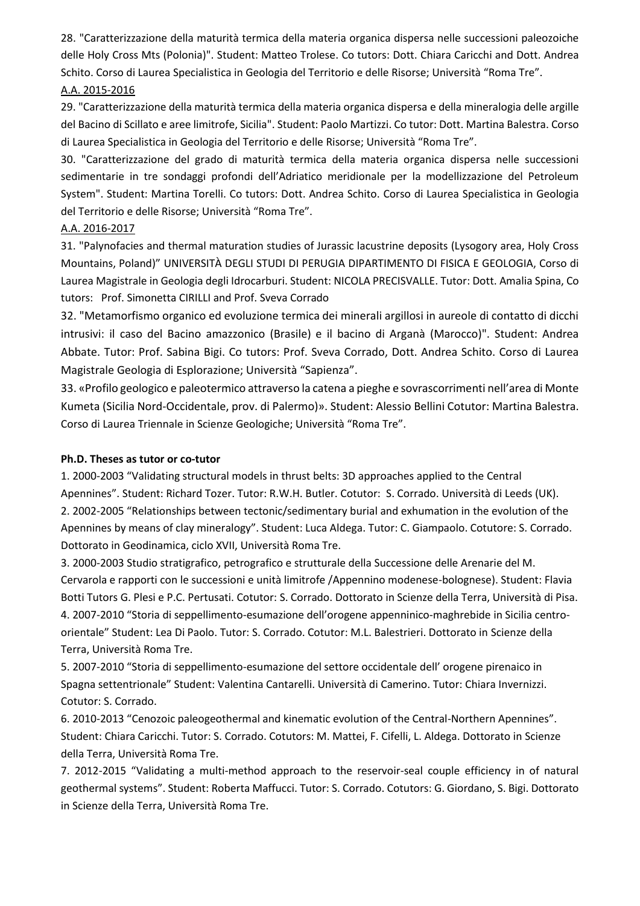28. "Caratterizzazione della maturità termica della materia organica dispersa nelle successioni paleozoiche delle Holy Cross Mts (Polonia)". Student: Matteo Trolese. Co tutors: Dott. Chiara Caricchi and Dott. Andrea Schito. Corso di Laurea Specialistica in Geologia del Territorio e delle Risorse; Università "Roma Tre".

A.A. 2015-2016

29. "Caratterizzazione della maturità termica della materia organica dispersa e della mineralogia delle argille del Bacino di Scillato e aree limitrofe, Sicilia". Student: Paolo Martizzi. Co tutor: Dott. Martina Balestra. Corso di Laurea Specialistica in Geologia del Territorio e delle Risorse; Università "Roma Tre".

30. "Caratterizzazione del grado di maturità termica della materia organica dispersa nelle successioni sedimentarie in tre sondaggi profondi dell'Adriatico meridionale per la modellizzazione del Petroleum System". Student: Martina Torelli. Co tutors: Dott. Andrea Schito. Corso di Laurea Specialistica in Geologia del Territorio e delle Risorse; Università "Roma Tre".

A.A. 2016-2017

31. "Palynofacies and thermal maturation studies of Jurassic lacustrine deposits (Lysogory area, Holy Cross Mountains, Poland)" UNIVERSITÀ DEGLI STUDI DI PERUGIA DIPARTIMENTO DI FISICA E GEOLOGIA, Corso di Laurea Magistrale in Geologia degli Idrocarburi. Student: NICOLA PRECISVALLE. Tutor: Dott. Amalia Spina, Co tutors: Prof. Simonetta CIRILLI and Prof. Sveva Corrado

32. "Metamorfismo organico ed evoluzione termica dei minerali argillosi in aureole di contatto di dicchi intrusivi: il caso del Bacino amazzonico (Brasile) e il bacino di Arganà (Marocco)". Student: Andrea Abbate. Tutor: Prof. Sabina Bigi. Co tutors: Prof. Sveva Corrado, Dott. Andrea Schito. Corso di Laurea Magistrale Geologia di Esplorazione; Università "Sapienza".

33. «Profilo geologico e paleotermico attraverso la catena a pieghe e sovrascorrimenti nell'area di Monte Kumeta (Sicilia Nord-Occidentale, prov. di Palermo)». Student: Alessio Bellini Cotutor: Martina Balestra. Corso di Laurea Triennale in Scienze Geologiche; Università "Roma Tre".

**Ph.D. Theses as tutor or co-tutor**

1. 2000-2003 "Validating structural models in thrust belts: 3D approaches applied to the Central Apennines". Student: Richard Tozer. Tutor: R.W.H. Butler. Cotutor: S. Corrado. Università di Leeds (UK).

2. 2002-2005 "Relationships between tectonic/sedimentary burial and exhumation in the evolution of the Apennines by means of clay mineralogy". Student: Luca Aldega. Tutor: C. Giampaolo. Cotutore: S. Corrado. Dottorato in Geodinamica, ciclo XVII, Università Roma Tre.

3. 2000-2003 Studio stratigrafico, petrografico e strutturale della Successione delle Arenarie del M. Cervarola e rapporti con le successioni e unità limitrofe /Appennino modenese-bolognese). Student: Flavia Botti Tutors G. Plesi e P.C. Pertusati. Cotutor: S. Corrado. Dottorato in Scienze della Terra, Università di Pisa.

4. 2007-2010 "Storia di seppellimento-esumazione dell'orogene appenninico-maghrebide in Sicilia centro-orientale" Student: Lea Di Paolo. Tutor: S. Corrado. Cotutor: M.L. Balestrieri. Dottorato in Scienze della Terra, Università Roma Tre.

5. 2007-2010 "Storia di seppellimento-esumazione del settore occidentale dell' orogene pirenaico in Spagna settentrionale" Student: Valentina Cantarelli. Università di Camerino. Tutor: Chiara Invernizzi. Cotutor: S. Corrado.

6. 2010-2013 "Cenozoic paleogeothermal and kinematic evolution of the Central-Northern Apennines". Student: Chiara Caricchi. Tutor: S. Corrado. Cotutors: M. Mattei, F. Cifelli, L. Aldega. Dottorato in Scienze della Terra, Università Roma Tre.

7. 2012-2015 "Validating a multi-method approach to the reservoir-seal couple efficiency in of natural geothermal systems". Student: Roberta Maffucci. Tutor: S. Corrado. Cotutors: G. Giordano, S. Bigi. Dottorato in Scienze della Terra, Università Roma Tre.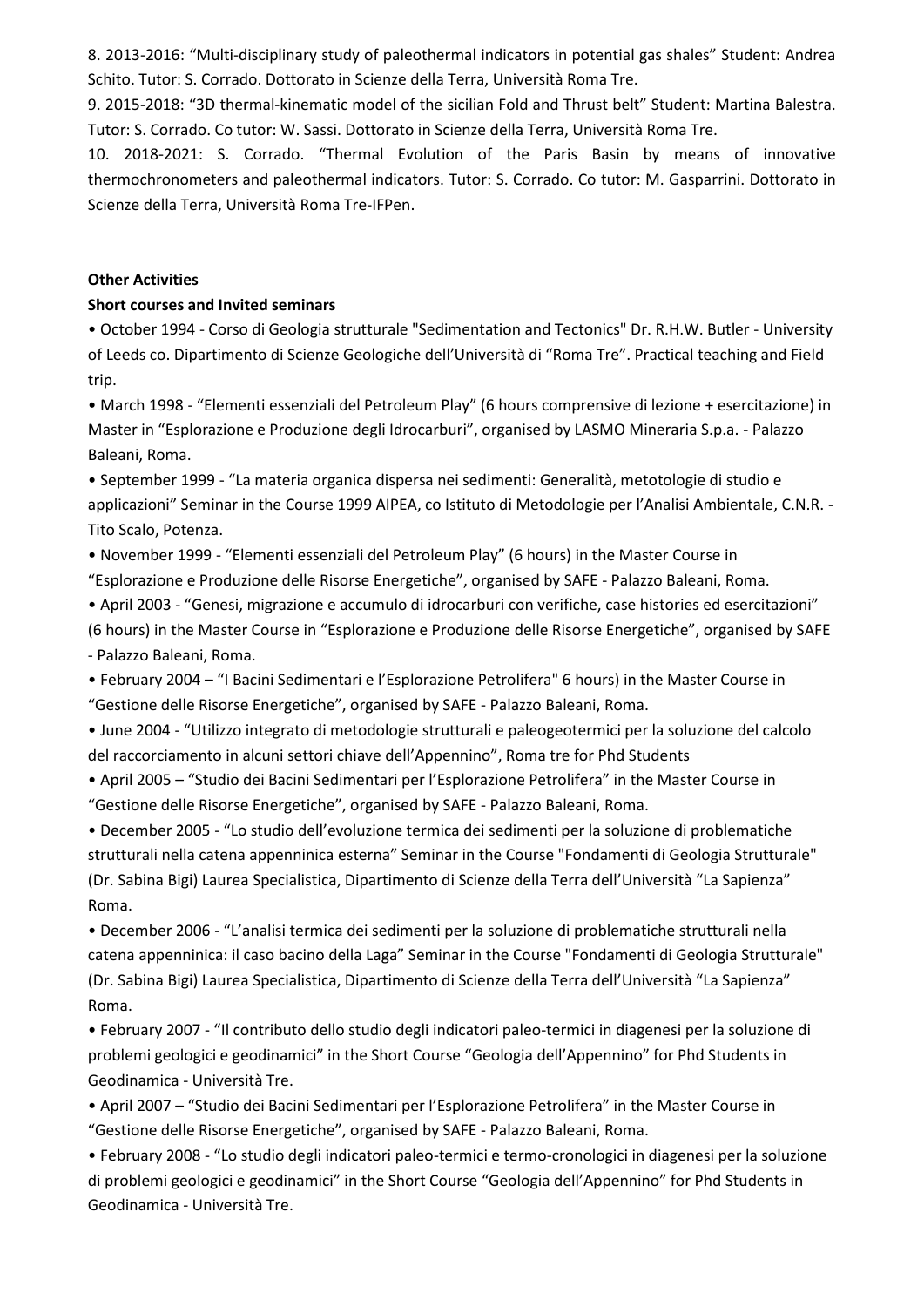8. 2013-2016: "Multi-disciplinary study of paleothermal indicators in potential gas shales" Student: Andrea Schito. Tutor: S. Corrado. Dottorato in Scienze della Terra, Università Roma Tre.

9. 2015-2018: "3D thermal-kinematic model of the sicilian Fold and Thrust belt" Student: Martina Balestra. Tutor: S. Corrado. Co tutor: W. Sassi. Dottorato in Scienze della Terra, Università Roma Tre.

10. 2018-2021: S. Corrado. "Thermal Evolution of the Paris Basin by means of innovative thermochronometers and paleothermal indicators. Tutor: S. Corrado. Co tutor: M. Gasparrini. Dottorato in Scienze della Terra, Università Roma Tre-IFPen.

**Other Activities**

**Short courses and Invited seminars**

- October 1994 - Corso di Geologia strutturale "Sedimentation and Tectonics" Dr. R.H.W. Butler - University of Leeds co. Dipartimento di Scienze Geologiche dell'Università di "Roma Tre". Practical teaching and Field trip.
- March 1998 - "Elementi essenziali del Petroleum Play" (6 hours comprensive di lezione + esercitazione) in Master in "Esplorazione e Produzione degli Idrocarburi", organised by LASMO Mineraria S.p.a. - Palazzo Baleani, Roma.
- September 1999 - "La materia organica dispersa nei sedimenti: Generalità, metotologie di studio e applicazioni" Seminar in the Course 1999 AIPEA, co Istituto di Metodologie per l'Analisi Ambientale, C.N.R. - Tito Scalo, Potenza.
- November 1999 - "Elementi essenziali del Petroleum Play" (6 hours) in the Master Course in "Esplorazione e Produzione delle Risorse Energetiche", organised by SAFE - Palazzo Baleani, Roma.
- April 2003 - "Genesi, migrazione e accumulo di idrocarburi con verifiche, case histories ed esercitazioni" (6 hours) in the Master Course in "Esplorazione e Produzione delle Risorse Energetiche", organised by SAFE - Palazzo Baleani, Roma.
- February 2004 – "I Bacini Sedimentari e l'Esplorazione Petrolifera" 6 hours) in the Master Course in "Gestione delle Risorse Energetiche", organised by SAFE - Palazzo Baleani, Roma.
- June 2004 - "Utilizzo integrato di metodologie strutturali e paleogeotermici per la soluzione del calcolo del raccorciamento in alcuni settori chiave dell'Appennino", Roma tre for Phd Students
- April 2005 – "Studio dei Bacini Sedimentari per l'Esplorazione Petrolifera" in the Master Course in "Gestione delle Risorse Energetiche", organised by SAFE - Palazzo Baleani, Roma.
- December 2005 - "Lo studio dell'evoluzione termica dei sedimenti per la soluzione di problematiche strutturali nella catena appenninica esterna" Seminar in the Course "Fondamenti di Geologia Strutturale" (Dr. Sabina Bigi) Laurea Specialistica, Dipartimento di Scienze della Terra dell'Università "La Sapienza" Roma.
- December 2006 - "L'analisi termica dei sedimenti per la soluzione di problematiche strutturali nella catena appenninica: il caso bacino della Laga" Seminar in the Course "Fondamenti di Geologia Strutturale" (Dr. Sabina Bigi) Laurea Specialistica, Dipartimento di Scienze della Terra dell'Università "La Sapienza" Roma.
- February 2007 - "Il contributo dello studio degli indicatori paleo-termici in diagenesi per la soluzione di problemi geologici e geodinamici" in the Short Course "Geologia dell'Appennino" for Phd Students in Geodinamica - Università Tre.
- April 2007 – "Studio dei Bacini Sedimentari per l'Esplorazione Petrolifera" in the Master Course in "Gestione delle Risorse Energetiche", organised by SAFE - Palazzo Baleani, Roma.
- February 2008 - "Lo studio degli indicatori paleo-termici e termo-cronologici in diagenesi per la soluzione di problemi geologici e geodinamici" in the Short Course "Geologia dell'Appennino" for Phd Students in Geodinamica - Università Tre.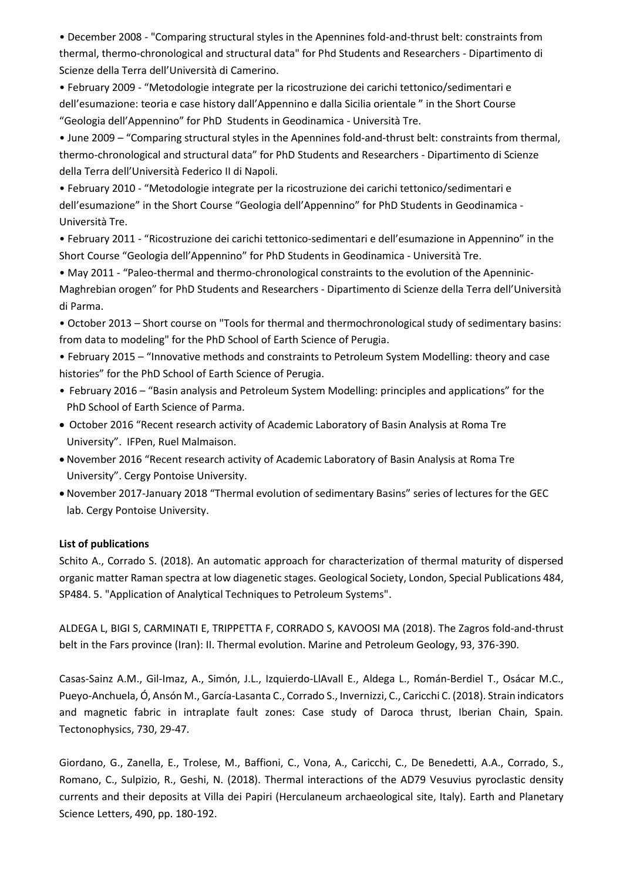- December 2008 - "Comparing structural styles in the Apennines fold-and-thrust belt: constraints from thermal, thermo-chronological and structural data" for Phd Students and Researchers - Dipartimento di Scienze della Terra dell'Università di Camerino.
- February 2009 - "Metodologie integrate per la ricostruzione dei carichi tettonico/sedimentari e dell'esumazione: teoria e case history dall'Appennino e dalla Sicilia orientale " in the Short Course "Geologia dell'Appennino" for PhD Students in Geodinamica - Università Tre.
- June 2009 – "Comparing structural styles in the Apennines fold-and-thrust belt: constraints from thermal, thermo-chronological and structural data" for PhD Students and Researchers - Dipartimento di Scienze della Terra dell'Università Federico II di Napoli.
- February 2010 - "Metodologie integrate per la ricostruzione dei carichi tettonico/sedimentari e dell'esumazione" in the Short Course "Geologia dell'Appennino" for PhD Students in Geodinamica - Università Tre.
- February 2011 - "Ricostruzione dei carichi tettonico-sedimentari e dell'esumazione in Appennino" in the Short Course "Geologia dell'Appennino" for PhD Students in Geodinamica - Università Tre.
- May 2011 - "Paleo-thermal and thermo-chronological constraints to the evolution of the Apenninic-Maghrebian orogen" for PhD Students and Researchers - Dipartimento di Scienze della Terra dell'Università di Parma.
- October 2013 – Short course on "Tools for thermal and thermochronological study of sedimentary basins: from data to modeling" for the PhD School of Earth Science of Perugia.
- February 2015 – "Innovative methods and constraints to Petroleum System Modelling: theory and case histories" for the PhD School of Earth Science of Perugia.
- February 2016 – "Basin analysis and Petroleum System Modelling: principles and applications" for the PhD School of Earth Science of Parma.
- October 2016 "Recent research activity of Academic Laboratory of Basin Analysis at Roma Tre University". IFPen, Ruel Malmaison.
- November 2016 "Recent research activity of Academic Laboratory of Basin Analysis at Roma Tre University". Cergy Pontoise University.
- November 2017-January 2018 "Thermal evolution of sedimentary Basins" series of lectures for the GEC lab. Cergy Pontoise University.

**List of publications**

Schito A., Corrado S. (2018). An automatic approach for characterization of thermal maturity of dispersed organic matter Raman spectra at low diagenetic stages. Geological Society, London, Special Publications 484, SP484. 5. "Application of Analytical Techniques to Petroleum Systems".

ALDEGA L, BIGI S, CARMINATI E, TRIPPETTA F, CORRADO S, KAVOOSI MA (2018). The Zagros fold-and-thrust belt in the Fars province (Iran): II. Thermal evolution. Marine and Petroleum Geology, 93, 376-390.

Casas-Sainz A.M., Gil-Imaz, A., Simón, J.L., Izquierdo-LlAvall E., Aldega L., Román-Berdiel T., Osácar M.C., Pueyo-Anchuela, Ó, Ansón M., García-Lasanta C., Corrado S., Invernizzi, C., Caricchi C. (2018). Strain indicators and magnetic fabric in intraplate fault zones: Case study of Daroca thrust, Iberian Chain, Spain. Tectonophysics, 730, 29-47.

Giordano, G., Zanella, E., Trolese, M., Baffioni, C., Vona, A., Caricchi, C., De Benedetti, A.A., Corrado, S., Romano, C., Sulpizio, R., Geshi, N. (2018). Thermal interactions of the AD79 Vesuvius pyroclastic density currents and their deposits at Villa dei Papiri (Herculaneum archaeological site, Italy). Earth and Planetary Science Letters, 490, pp. 180-192.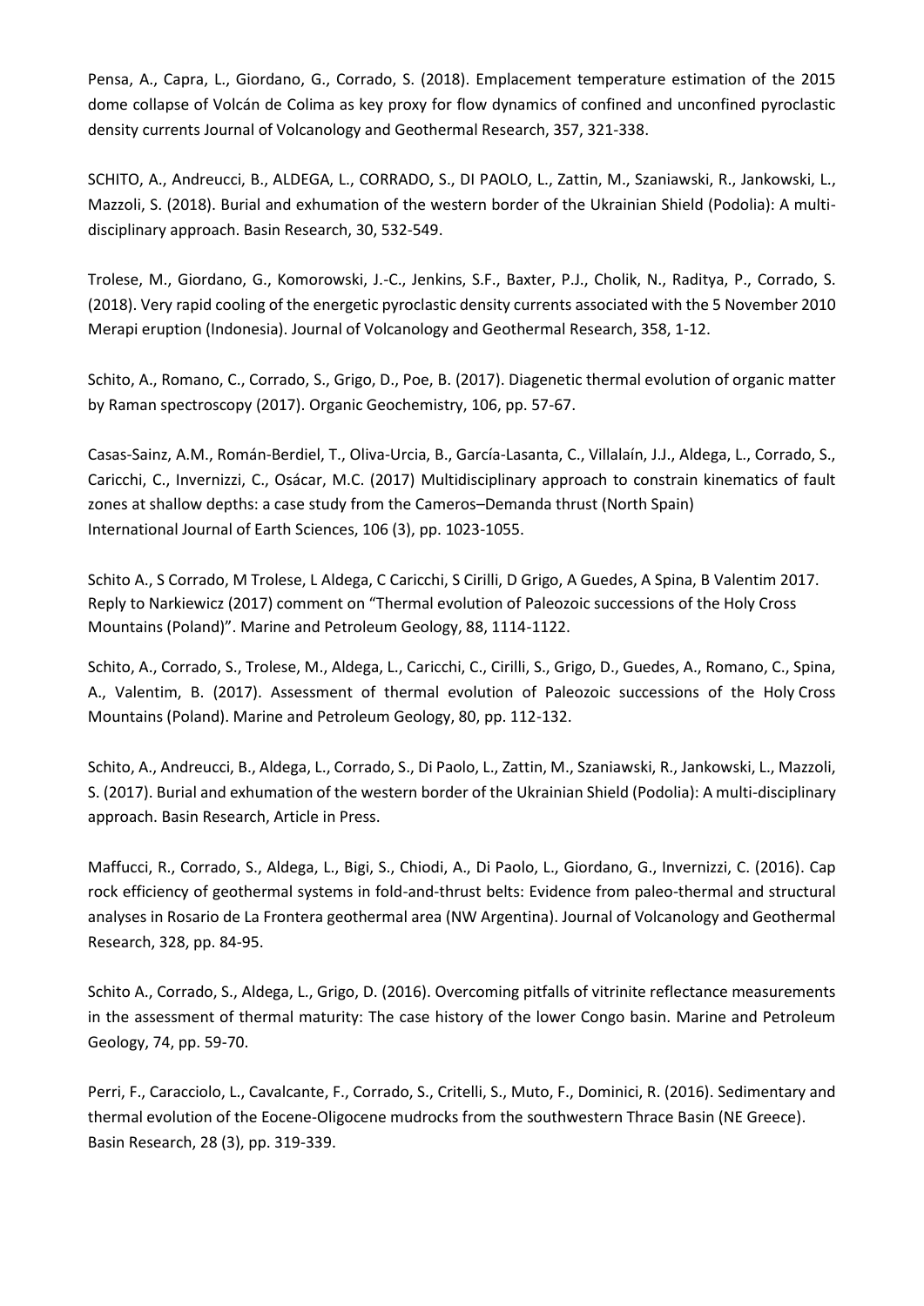Pensa, A., Capra, L., Giordano, G., Corrado, S. (2018). Emplacement temperature estimation of the 2015 dome collapse of Volcán de Colima as key proxy for flow dynamics of confined and unconfined pyroclastic density currents Journal of Volcanology and Geothermal Research, 357, 321-338.

SCHITO, A., Andreucci, B., ALDEGA, L., CORRADO, S., DI PAOLO, L., Zattin, M., Szaniawski, R., Jankowski, L., Mazzoli, S. (2018). Burial and exhumation of the western border of the Ukrainian Shield (Podolia): A multi-disciplinary approach. Basin Research, 30, 532-549.

Trolese, M., Giordano, G., Komorowski, J.-C., Jenkins, S.F., Baxter, P.J., Cholik, N., Raditya, P., Corrado, S. (2018). Very rapid cooling of the energetic pyroclastic density currents associated with the 5 November 2010 Merapi eruption (Indonesia). Journal of Volcanology and Geothermal Research, 358, 1-12.

Schito, A., Romano, C., Corrado, S., Grigo, D., Poe, B. (2017). Diagenetic thermal evolution of organic matter by Raman spectroscopy (2017). Organic Geochemistry, 106, pp. 57-67.

Casas-Sainz, A.M., Román-Berdiel, T., Oliva-Urcia, B., García-Lasanta, C., Villalaín, J.J., Aldega, L., Corrado, S., Caricchi, C., Invernizzi, C., Osácar, M.C. (2017) Multidisciplinary approach to constrain kinematics of fault zones at shallow depths: a case study from the Cameros–Demanda thrust (North Spain) International Journal of Earth Sciences, 106 (3), pp. 1023-1055.

Schito A., S Corrado, M Trolese, L Aldega, C Caricchi, S Cirilli, D Grigo, A Guedes, A Spina, B Valentim 2017. Reply to Narkiewicz (2017) comment on "Thermal evolution of Paleozoic successions of the Holy Cross Mountains (Poland)". Marine and Petroleum Geology, 88, 1114-1122.

Schito, A., Corrado, S., Trolese, M., Aldega, L., Caricchi, C., Cirilli, S., Grigo, D., Guedes, A., Romano, C., Spina, A., Valentim, B. (2017). Assessment of thermal evolution of Paleozoic successions of the Holy Cross Mountains (Poland). Marine and Petroleum Geology, 80, pp. 112-132.

Schito, A., Andreucci, B., Aldega, L., Corrado, S., Di Paolo, L., Zattin, M., Szaniawski, R., Jankowski, L., Mazzoli, S. (2017). Burial and exhumation of the western border of the Ukrainian Shield (Podolia): A multi-disciplinary approach. Basin Research, Article in Press.

Maffucci, R., Corrado, S., Aldega, L., Bigi, S., Chiodi, A., Di Paolo, L., Giordano, G., Invernizzi, C. (2016). Cap rock efficiency of geothermal systems in fold-and-thrust belts: Evidence from paleo-thermal and structural analyses in Rosario de La Frontera geothermal area (NW Argentina). Journal of Volcanology and Geothermal Research, 328, pp. 84-95.

Schito A., Corrado, S., Aldega, L., Grigo, D. (2016). Overcoming pitfalls of vitrinite reflectance measurements in the assessment of thermal maturity: The case history of the lower Congo basin. Marine and Petroleum Geology, 74, pp. 59-70.

Perri, F., Caracciolo, L., Cavalcante, F., Corrado, S., Critelli, S., Muto, F., Dominici, R. (2016). Sedimentary and thermal evolution of the Eocene-Oligocene mudrocks from the southwestern Thrace Basin (NE Greece). Basin Research, 28 (3), pp. 319-339.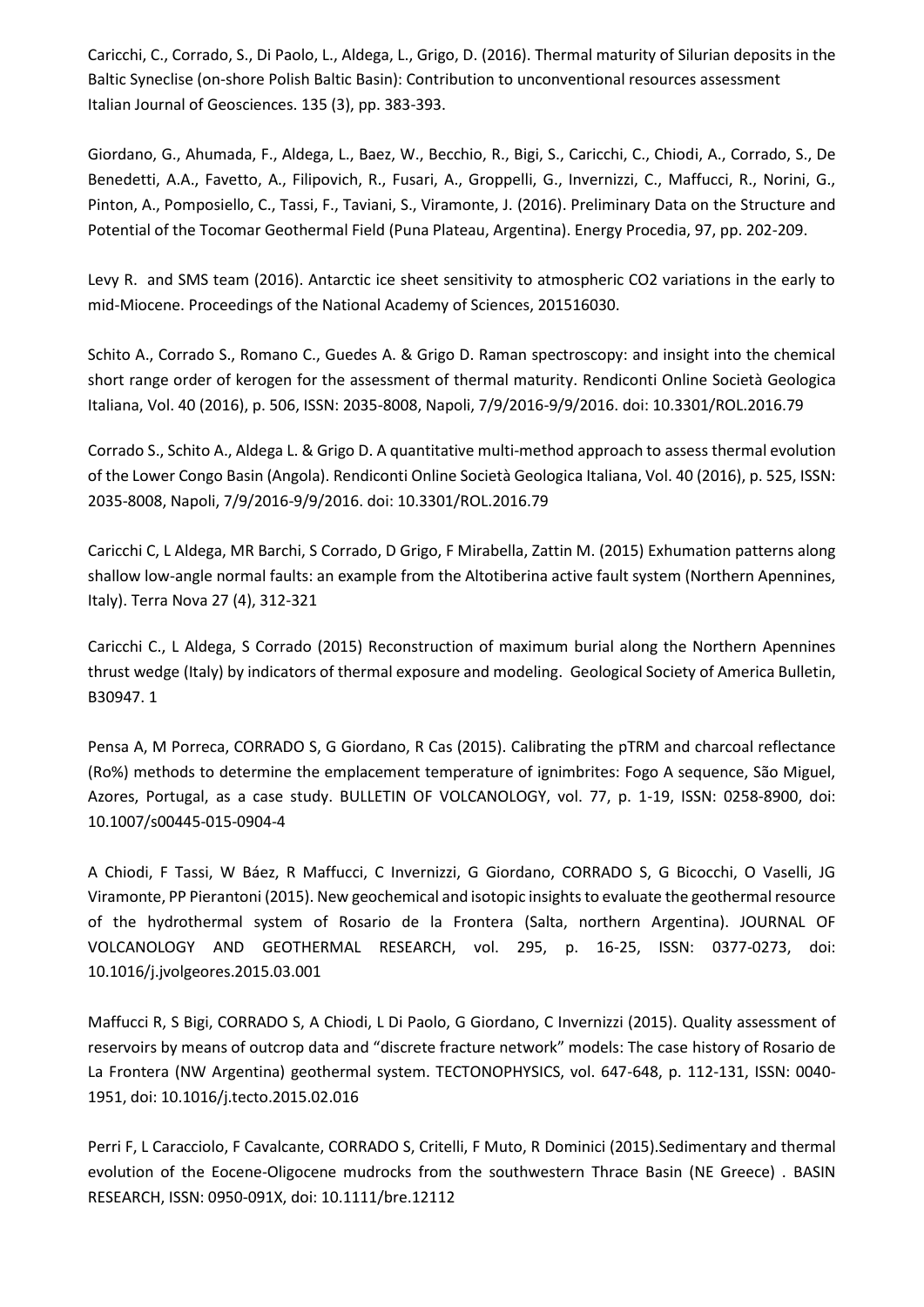Caricchi, C., Corrado, S., Di Paolo, L., Aldega, L., Grigo, D. (2016). Thermal maturity of Silurian deposits in the Baltic Syneclise (on-shore Polish Baltic Basin): Contribution to unconventional resources assessment Italian Journal of Geosciences. 135 (3), pp. 383-393.

Giordano, G., Ahumada, F., Aldega, L., Baez, W., Becchio, R., Bigi, S., Caricchi, C., Chiodi, A., Corrado, S., De Benedetti, A.A., Favetto, A., Filipovich, R., Fusari, A., Groppelli, G., Invernizzi, C., Maffucci, R., Norini, G., Pinton, A., Pomposiello, C., Tassi, F., Taviani, S., Viramonte, J. (2016). Preliminary Data on the Structure and Potential of the Tocomar Geothermal Field (Puna Plateau, Argentina). Energy Procedia, 97, pp. 202-209.

Levy R. and SMS team (2016). Antarctic ice sheet sensitivity to atmospheric CO2 variations in the early to mid-Miocene. Proceedings of the National Academy of Sciences, 201516030.

Schito A., Corrado S., Romano C., Guedes A. & Grigo D. Raman spectroscopy: and insight into the chemical short range order of kerogen for the assessment of thermal maturity. Rendiconti Online Società Geologica Italiana, Vol. 40 (2016), p. 506, ISSN: 2035-8008, Napoli, 7/9/2016-9/9/2016. doi: 10.3301/ROL.2016.79

Corrado S., Schito A., Aldega L. & Grigo D. A quantitative multi-method approach to assess thermal evolution of the Lower Congo Basin (Angola). Rendiconti Online Società Geologica Italiana, Vol. 40 (2016), p. 525, ISSN: 2035-8008, Napoli, 7/9/2016-9/9/2016. doi: 10.3301/ROL.2016.79

Caricchi C, L Aldega, MR Barchi, S Corrado, D Grigo, F Mirabella, Zattin M. (2015) Exhumation patterns along shallow low-angle normal faults: an example from the Altotiberina active fault system (Northern Apennines, Italy). Terra Nova 27 (4), 312-321

Caricchi C., L Aldega, S Corrado (2015) Reconstruction of maximum burial along the Northern Apennines thrust wedge (Italy) by indicators of thermal exposure and modeling. Geological Society of America Bulletin, B30947. 1

Pensa A, M Porreca, CORRADO S, G Giordano, R Cas (2015). Calibrating the pTRM and charcoal reflectance (Ro%) methods to determine the emplacement temperature of ignimbrites: Fogo A sequence, São Miguel, Azores, Portugal, as a case study. BULLETIN OF VOLCANOLOGY, vol. 77, p. 1-19, ISSN: 0258-8900, doi: 10.1007/s00445-015-0904-4

A Chiodi, F Tassi, W Báez, R Maffucci, C Invernizzi, G Giordano, CORRADO S, G Bicocchi, O Vaselli, JG Viramonte, PP Pierantoni (2015). New geochemical and isotopic insights to evaluate the geothermal resource of the hydrothermal system of Rosario de la Frontera (Salta, northern Argentina). JOURNAL OF VOLCANOLOGY AND GEOTHERMAL RESEARCH, vol. 295, p. 16-25, ISSN: 0377-0273, doi: 10.1016/j.jvolgeores.2015.03.001

Maffucci R, S Bigi, CORRADO S, A Chiodi, L Di Paolo, G Giordano, C Invernizzi (2015). Quality assessment of reservoirs by means of outcrop data and "discrete fracture network" models: The case history of Rosario de La Frontera (NW Argentina) geothermal system. TECTONOPHYSICS, vol. 647-648, p. 112-131, ISSN: 0040-1951, doi: 10.1016/j.tecto.2015.02.016

Perri F, L Caracciolo, F Cavalcante, CORRADO S, Critelli, F Muto, R Dominici (2015).Sedimentary and thermal evolution of the Eocene-Oligocene mudrocks from the southwestern Thrace Basin (NE Greece) . BASIN RESEARCH, ISSN: 0950-091X, doi: 10.1111/bre.12112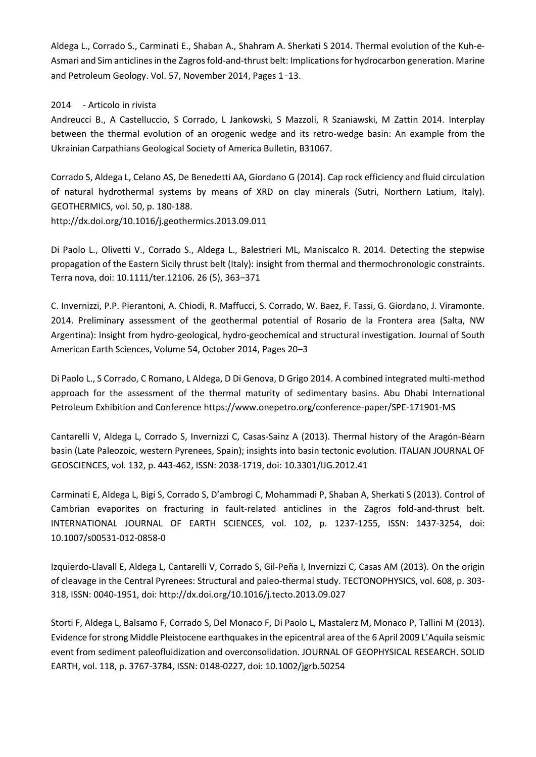Aldega L., Corrado S., Carminati E., Shaban A., Shahram A. Sherkati S 2014. Thermal evolution of the Kuh-e-Asmari and Sim anticlines in the Zagros fold-and-thrust belt: Implications for hydrocarbon generation. Marine and Petroleum Geology. Vol. 57, November 2014, Pages 1–13.

2014 - Articolo in rivista

Andreucci B., A Castelluccio, S Corrado, L Jankowski, S Mazzoli, R Szaniawski, M Zattin 2014. Interplay between the thermal evolution of an orogenic wedge and its retro-wedge basin: An example from the Ukrainian Carpathians Geological Society of America Bulletin, B31067.

Corrado S, Aldega L, Celano AS, De Benedetti AA, Giordano G (2014). Cap rock efficiency and fluid circulation of natural hydrothermal systems by means of XRD on clay minerals (Sutri, Northern Latium, Italy). GEOTHERMICS, vol. 50, p. 180-188.
http://dx.doi.org/10.1016/j.geothermics.2013.09.011

Di Paolo L., Olivetti V., Corrado S., Aldega L., Balestrieri ML, Maniscalco R. 2014. Detecting the stepwise propagation of the Eastern Sicily thrust belt (Italy): insight from thermal and thermochronologic constraints. Terra nova, doi: 10.1111/ter.12106. 26 (5), 363–371

C. Invernizzi, P.P. Pierantoni, A. Chiodi, R. Maffucci, S. Corrado, W. Baez, F. Tassi, G. Giordano, J. Viramonte. 2014. Preliminary assessment of the geothermal potential of Rosario de la Frontera area (Salta, NW Argentina): Insight from hydro-geological, hydro-geochemical and structural investigation. Journal of South American Earth Sciences, Volume 54, October 2014, Pages 20–3

Di Paolo L., S Corrado, C Romano, L Aldega, D Di Genova, D Grigo 2014. A combined integrated multi-method approach for the assessment of the thermal maturity of sedimentary basins. Abu Dhabi International Petroleum Exhibition and Conference https://www.onepetro.org/conference-paper/SPE-171901-MS

Cantarelli V, Aldega L, Corrado S, Invernizzi C, Casas-Sainz A (2013). Thermal history of the Aragón-Béarn basin (Late Paleozoic, western Pyrenees, Spain); insights into basin tectonic evolution. ITALIAN JOURNAL OF GEOSCIENCES, vol. 132, p. 443-462, ISSN: 2038-1719, doi: 10.3301/IJG.2012.41

Carminati E, Aldega L, Bigi S, Corrado S, D'ambrogi C, Mohammadi P, Shaban A, Sherkati S (2013). Control of Cambrian evaporites on fracturing in fault-related anticlines in the Zagros fold-and-thrust belt. INTERNATIONAL JOURNAL OF EARTH SCIENCES, vol. 102, p. 1237-1255, ISSN: 1437-3254, doi: 10.1007/s00531-012-0858-0

Izquierdo-Llavall E, Aldega L, Cantarelli V, Corrado S, Gil-Peña I, Invernizzi C, Casas AM (2013). On the origin of cleavage in the Central Pyrenees: Structural and paleo-thermal study. TECTONOPHYSICS, vol. 608, p. 303-318, ISSN: 0040-1951, doi: http://dx.doi.org/10.1016/j.tecto.2013.09.027

Storti F, Aldega L, Balsamo F, Corrado S, Del Monaco F, Di Paolo L, Mastalerz M, Monaco P, Tallini M (2013). Evidence for strong Middle Pleistocene earthquakes in the epicentral area of the 6 April 2009 L'Aquila seismic event from sediment paleofluidization and overconsolidation. JOURNAL OF GEOPHYSICAL RESEARCH. SOLID EARTH, vol. 118, p. 3767-3784, ISSN: 0148-0227, doi: 10.1002/jgrb.50254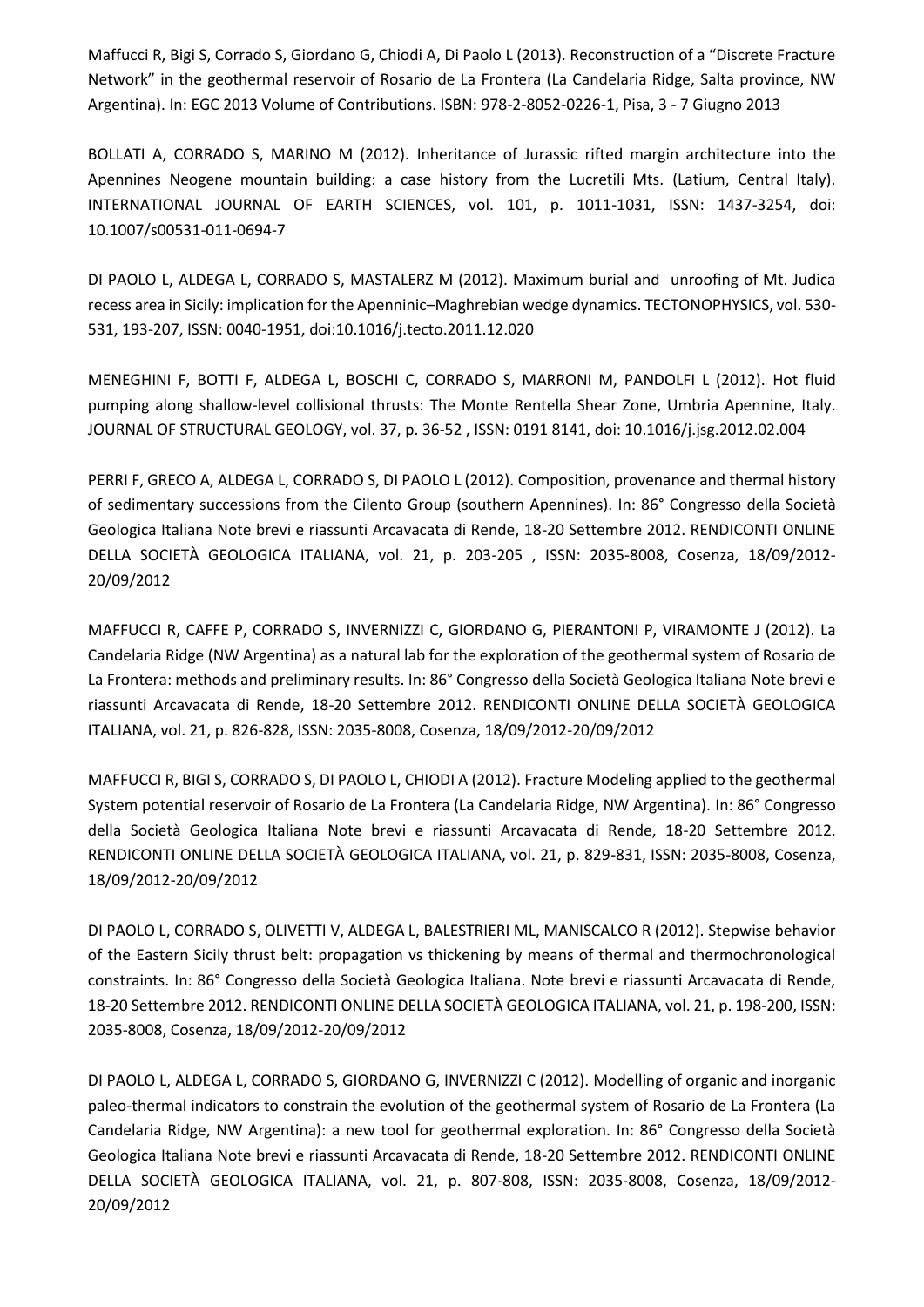Maffucci R, Bigi S, Corrado S, Giordano G, Chiodi A, Di Paolo L (2013). Reconstruction of a "Discrete Fracture Network" in the geothermal reservoir of Rosario de La Frontera (La Candelaria Ridge, Salta province, NW Argentina). In: EGC 2013 Volume of Contributions. ISBN: 978-2-8052-0226-1, Pisa, 3 - 7 Giugno 2013

BOLLATI A, CORRADO S, MARINO M (2012). Inheritance of Jurassic rifted margin architecture into the Apennines Neogene mountain building: a case history from the Lucretili Mts. (Latium, Central Italy). INTERNATIONAL JOURNAL OF EARTH SCIENCES, vol. 101, p. 1011-1031, ISSN: 1437-3254, doi: 10.1007/s00531-011-0694-7

DI PAOLO L, ALDEGA L, CORRADO S, MASTALERZ M (2012). Maximum burial and unroofing of Mt. Judica recess area in Sicily: implication for the Apenninic–Maghrebian wedge dynamics. TECTONOPHYSICS, vol. 530-531, 193-207, ISSN: 0040-1951, doi:10.1016/j.tecto.2011.12.020

MENEGHINI F, BOTTI F, ALDEGA L, BOSCHI C, CORRADO S, MARRONI M, PANDOLFI L (2012). Hot fluid pumping along shallow-level collisional thrusts: The Monte Rentella Shear Zone, Umbria Apennine, Italy. JOURNAL OF STRUCTURAL GEOLOGY, vol. 37, p. 36-52 , ISSN: 0191 8141, doi: 10.1016/j.jsg.2012.02.004

PERRI F, GRECO A, ALDEGA L, CORRADO S, DI PAOLO L (2012). Composition, provenance and thermal history of sedimentary successions from the Cilento Group (southern Apennines). In: 86° Congresso della Società Geologica Italiana Note brevi e riassunti Arcavacata di Rende, 18-20 Settembre 2012. RENDICONTI ONLINE DELLA SOCIETÀ GEOLOGICA ITALIANA, vol. 21, p. 203-205 , ISSN: 2035-8008, Cosenza, 18/09/2012-20/09/2012

MAFFUCCI R, CAFFE P, CORRADO S, INVERNIZZI C, GIORDANO G, PIERANTONI P, VIRAMONTE J (2012). La Candelaria Ridge (NW Argentina) as a natural lab for the exploration of the geothermal system of Rosario de La Frontera: methods and preliminary results. In: 86° Congresso della Società Geologica Italiana Note brevi e riassunti Arcavacata di Rende, 18-20 Settembre 2012. RENDICONTI ONLINE DELLA SOCIETÀ GEOLOGICA ITALIANA, vol. 21, p. 826-828, ISSN: 2035-8008, Cosenza, 18/09/2012-20/09/2012

MAFFUCCI R, BIGI S, CORRADO S, DI PAOLO L, CHIODI A (2012). Fracture Modeling applied to the geothermal System potential reservoir of Rosario de La Frontera (La Candelaria Ridge, NW Argentina). In: 86° Congresso della Società Geologica Italiana Note brevi e riassunti Arcavacata di Rende, 18-20 Settembre 2012. RENDICONTI ONLINE DELLA SOCIETÀ GEOLOGICA ITALIANA, vol. 21, p. 829-831, ISSN: 2035-8008, Cosenza, 18/09/2012-20/09/2012

DI PAOLO L, CORRADO S, OLIVETTI V, ALDEGA L, BALESTRIERI ML, MANISCALCO R (2012). Stepwise behavior of the Eastern Sicily thrust belt: propagation vs thickening by means of thermal and thermochronological constraints. In: 86° Congresso della Società Geologica Italiana. Note brevi e riassunti Arcavacata di Rende, 18-20 Settembre 2012. RENDICONTI ONLINE DELLA SOCIETÀ GEOLOGICA ITALIANA, vol. 21, p. 198-200, ISSN: 2035-8008, Cosenza, 18/09/2012-20/09/2012

DI PAOLO L, ALDEGA L, CORRADO S, GIORDANO G, INVERNIZZI C (2012). Modelling of organic and inorganic paleo-thermal indicators to constrain the evolution of the geothermal system of Rosario de La Frontera (La Candelaria Ridge, NW Argentina): a new tool for geothermal exploration. In: 86° Congresso della Società Geologica Italiana Note brevi e riassunti Arcavacata di Rende, 18-20 Settembre 2012. RENDICONTI ONLINE DELLA SOCIETÀ GEOLOGICA ITALIANA, vol. 21, p. 807-808, ISSN: 2035-8008, Cosenza, 18/09/2012-20/09/2012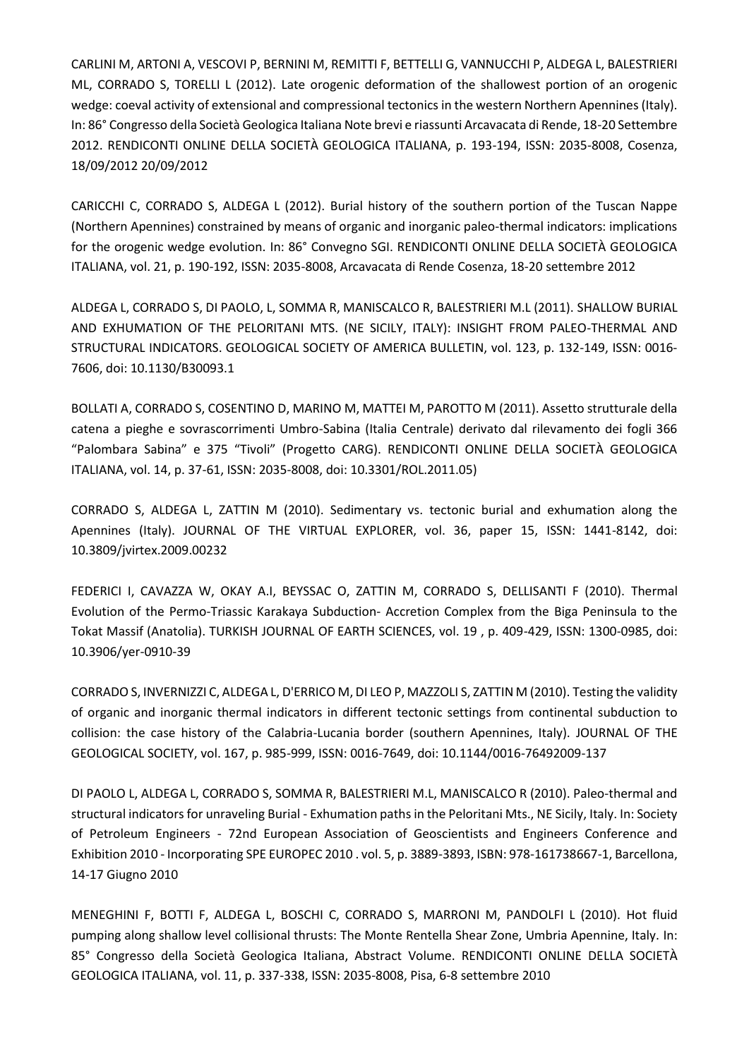CARLINI M, ARTONI A, VESCOVI P, BERNINI M, REMITTI F, BETTELLI G, VANNUCCHI P, ALDEGA L, BALESTRIERI ML, CORRADO S, TORELLI L (2012). Late orogenic deformation of the shallowest portion of an orogenic wedge: coeval activity of extensional and compressional tectonics in the western Northern Apennines (Italy). In: 86° Congresso della Società Geologica Italiana Note brevi e riassunti Arcavacata di Rende, 18-20 Settembre 2012. RENDICONTI ONLINE DELLA SOCIETÀ GEOLOGICA ITALIANA, p. 193-194, ISSN: 2035-8008, Cosenza, 18/09/2012 20/09/2012

CARICCHI C, CORRADO S, ALDEGA L (2012). Burial history of the southern portion of the Tuscan Nappe (Northern Apennines) constrained by means of organic and inorganic paleo-thermal indicators: implications for the orogenic wedge evolution. In: 86° Convegno SGI. RENDICONTI ONLINE DELLA SOCIETÀ GEOLOGICA ITALIANA, vol. 21, p. 190-192, ISSN: 2035-8008, Arcavacata di Rende Cosenza, 18-20 settembre 2012

ALDEGA L, CORRADO S, DI PAOLO, L, SOMMA R, MANISCALCO R, BALESTRIERI M.L (2011). SHALLOW BURIAL AND EXHUMATION OF THE PELORITANI MTS. (NE SICILY, ITALY): INSIGHT FROM PALEO-THERMAL AND STRUCTURAL INDICATORS. GEOLOGICAL SOCIETY OF AMERICA BULLETIN, vol. 123, p. 132-149, ISSN: 0016-7606, doi: 10.1130/B30093.1

BOLLATI A, CORRADO S, COSENTINO D, MARINO M, MATTEI M, PAROTTO M (2011). Assetto strutturale della catena a pieghe e sovrascorrimenti Umbro-Sabina (Italia Centrale) derivato dal rilevamento dei fogli 366 "Palombara Sabina" e 375 "Tivoli" (Progetto CARG). RENDICONTI ONLINE DELLA SOCIETÀ GEOLOGICA ITALIANA, vol. 14, p. 37-61, ISSN: 2035-8008, doi: 10.3301/ROL.2011.05)

CORRADO S, ALDEGA L, ZATTIN M (2010). Sedimentary vs. tectonic burial and exhumation along the Apennines (Italy). JOURNAL OF THE VIRTUAL EXPLORER, vol. 36, paper 15, ISSN: 1441-8142, doi: 10.3809/jvirtex.2009.00232

FEDERICI I, CAVAZZA W, OKAY A.I, BEYSSAC O, ZATTIN M, CORRADO S, DELLISANTI F (2010). Thermal Evolution of the Permo-Triassic Karakaya Subduction- Accretion Complex from the Biga Peninsula to the Tokat Massif (Anatolia). TURKISH JOURNAL OF EARTH SCIENCES, vol. 19 , p. 409-429, ISSN: 1300-0985, doi: 10.3906/yer-0910-39

CORRADO S, INVERNIZZI C, ALDEGA L, D'ERRICO M, DI LEO P, MAZZOLI S, ZATTIN M (2010). Testing the validity of organic and inorganic thermal indicators in different tectonic settings from continental subduction to collision: the case history of the Calabria-Lucania border (southern Apennines, Italy). JOURNAL OF THE GEOLOGICAL SOCIETY, vol. 167, p. 985-999, ISSN: 0016-7649, doi: 10.1144/0016-76492009-137

DI PAOLO L, ALDEGA L, CORRADO S, SOMMA R, BALESTRIERI M.L, MANISCALCO R (2010). Paleo-thermal and structural indicators for unraveling Burial - Exhumation paths in the Peloritani Mts., NE Sicily, Italy. In: Society of Petroleum Engineers - 72nd European Association of Geoscientists and Engineers Conference and Exhibition 2010 - Incorporating SPE EUROPEC 2010 . vol. 5, p. 3889-3893, ISBN: 978-161738667-1, Barcellona, 14-17 Giugno 2010

MENEGHINI F, BOTTI F, ALDEGA L, BOSCHI C, CORRADO S, MARRONI M, PANDOLFI L (2010). Hot fluid pumping along shallow level collisional thrusts: The Monte Rentella Shear Zone, Umbria Apennine, Italy. In: 85° Congresso della Società Geologica Italiana, Abstract Volume. RENDICONTI ONLINE DELLA SOCIETÀ GEOLOGICA ITALIANA, vol. 11, p. 337-338, ISSN: 2035-8008, Pisa, 6-8 settembre 2010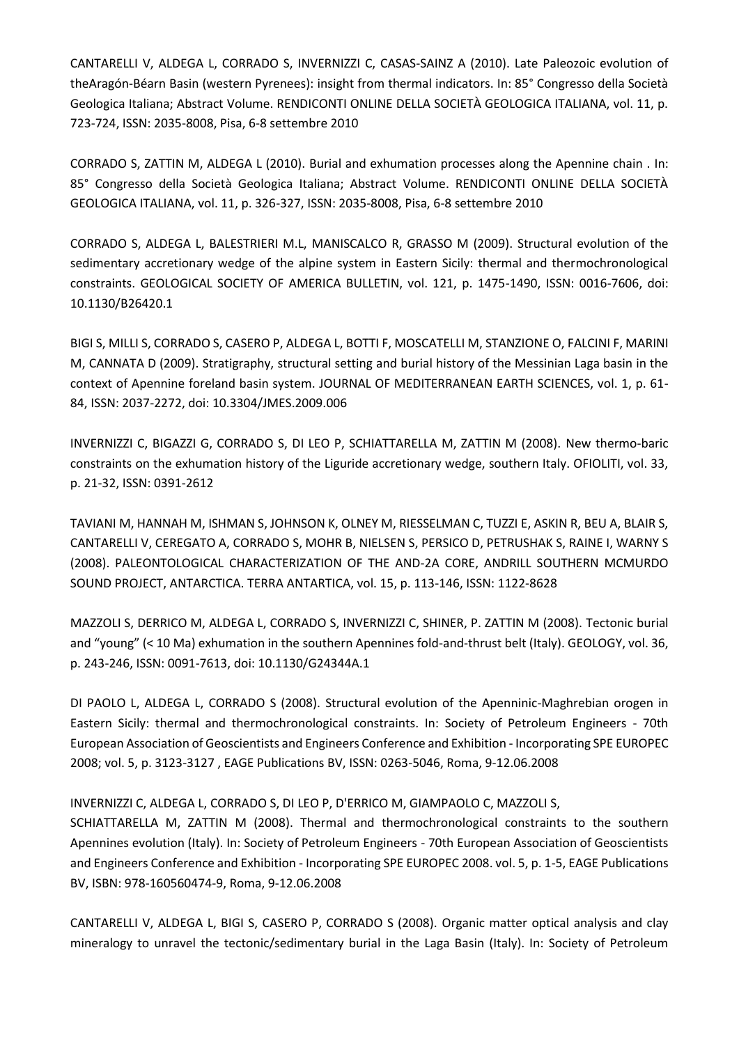CANTARELLI V, ALDEGA L, CORRADO S, INVERNIZZI C, CASAS-SAINZ A (2010). Late Paleozoic evolution of theAragón-Béarn Basin (western Pyrenees): insight from thermal indicators. In: 85° Congresso della Società Geologica Italiana; Abstract Volume. RENDICONTI ONLINE DELLA SOCIETÀ GEOLOGICA ITALIANA, vol. 11, p. 723-724, ISSN: 2035-8008, Pisa, 6-8 settembre 2010

CORRADO S, ZATTIN M, ALDEGA L (2010). Burial and exhumation processes along the Apennine chain . In: 85° Congresso della Società Geologica Italiana; Abstract Volume. RENDICONTI ONLINE DELLA SOCIETÀ GEOLOGICA ITALIANA, vol. 11, p. 326-327, ISSN: 2035-8008, Pisa, 6-8 settembre 2010

CORRADO S, ALDEGA L, BALESTRIERI M.L, MANISCALCO R, GRASSO M (2009). Structural evolution of the sedimentary accretionary wedge of the alpine system in Eastern Sicily: thermal and thermochronological constraints. GEOLOGICAL SOCIETY OF AMERICA BULLETIN, vol. 121, p. 1475-1490, ISSN: 0016-7606, doi: 10.1130/B26420.1

BIGI S, MILLI S, CORRADO S, CASERO P, ALDEGA L, BOTTI F, MOSCATELLI M, STANZIONE O, FALCINI F, MARINI M, CANNATA D (2009). Stratigraphy, structural setting and burial history of the Messinian Laga basin in the context of Apennine foreland basin system. JOURNAL OF MEDITERRANEAN EARTH SCIENCES, vol. 1, p. 61-84, ISSN: 2037-2272, doi: 10.3304/JMES.2009.006

INVERNIZZI C, BIGAZZI G, CORRADO S, DI LEO P, SCHIATTARELLA M, ZATTIN M (2008). New thermo-baric constraints on the exhumation history of the Liguride accretionary wedge, southern Italy. OFIOLITI, vol. 33, p. 21-32, ISSN: 0391-2612

TAVIANI M, HANNAH M, ISHMAN S, JOHNSON K, OLNEY M, RIESSELMAN C, TUZZI E, ASKIN R, BEU A, BLAIR S, CANTARELLI V, CEREGATO A, CORRADO S, MOHR B, NIELSEN S, PERSICO D, PETRUSHAK S, RAINE I, WARNY S (2008). PALEONTOLOGICAL CHARACTERIZATION OF THE AND-2A CORE, ANDRILL SOUTHERN MCMURDO SOUND PROJECT, ANTARCTICA. TERRA ANTARTICA, vol. 15, p. 113-146, ISSN: 1122-8628

MAZZOLI S, DERRICO M, ALDEGA L, CORRADO S, INVERNIZZI C, SHINER, P. ZATTIN M (2008). Tectonic burial and "young" (< 10 Ma) exhumation in the southern Apennines fold-and-thrust belt (Italy). GEOLOGY, vol. 36, p. 243-246, ISSN: 0091-7613, doi: 10.1130/G24344A.1

DI PAOLO L, ALDEGA L, CORRADO S (2008). Structural evolution of the Apenninic-Maghrebian orogen in Eastern Sicily: thermal and thermochronological constraints. In: Society of Petroleum Engineers - 70th European Association of Geoscientists and Engineers Conference and Exhibition - Incorporating SPE EUROPEC 2008; vol. 5, p. 3123-3127 , EAGE Publications BV, ISSN: 0263-5046, Roma, 9-12.06.2008

INVERNIZZI C, ALDEGA L, CORRADO S, DI LEO P, D'ERRICO M, GIAMPAOLO C, MAZZOLI S, SCHIATTARELLA M, ZATTIN M (2008). Thermal and thermochronological constraints to the southern Apennines evolution (Italy). In: Society of Petroleum Engineers - 70th European Association of Geoscientists and Engineers Conference and Exhibition - Incorporating SPE EUROPEC 2008. vol. 5, p. 1-5, EAGE Publications BV, ISBN: 978-160560474-9, Roma, 9-12.06.2008

CANTARELLI V, ALDEGA L, BIGI S, CASERO P, CORRADO S (2008). Organic matter optical analysis and clay mineralogy to unravel the tectonic/sedimentary burial in the Laga Basin (Italy). In: Society of Petroleum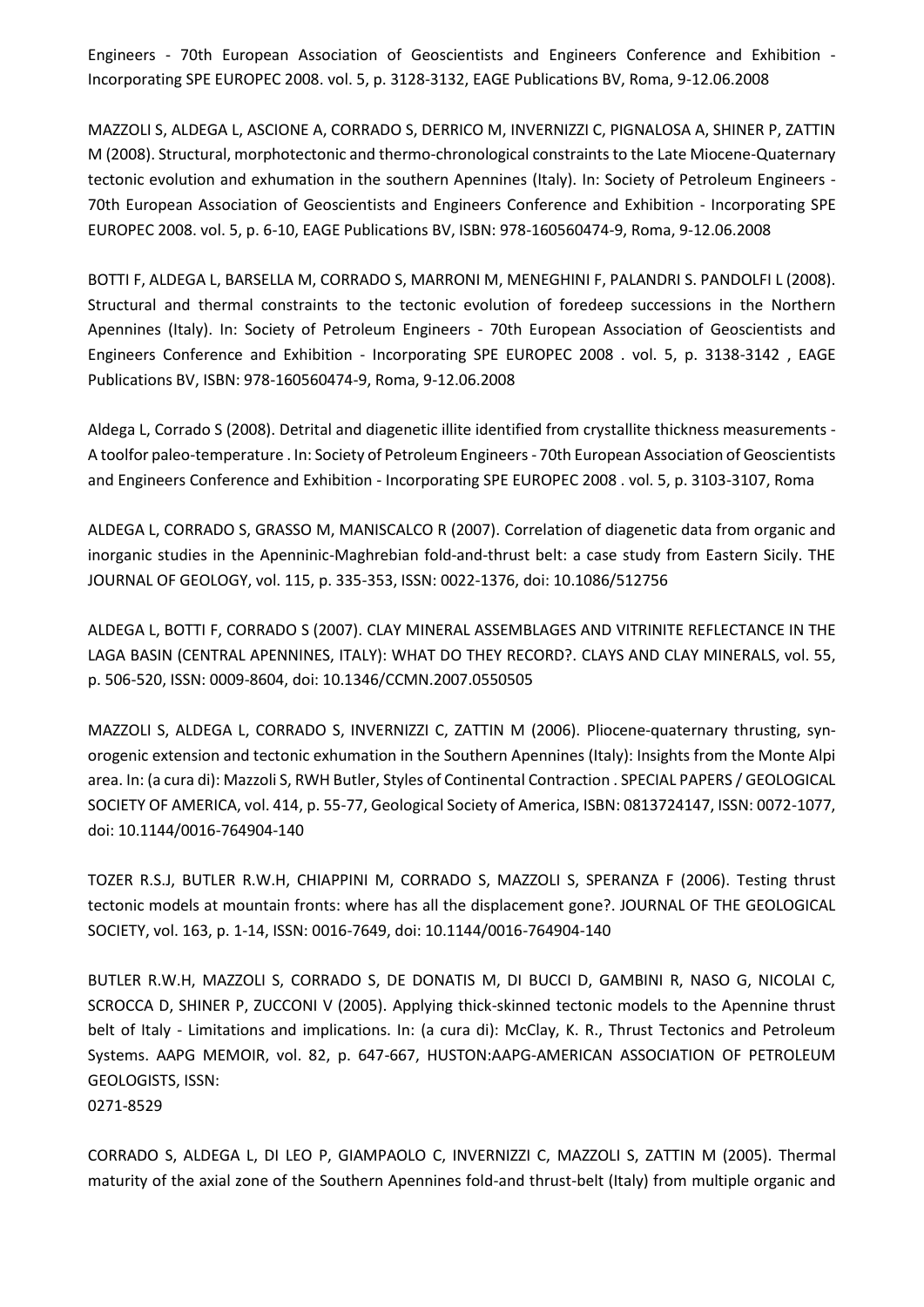Engineers - 70th European Association of Geoscientists and Engineers Conference and Exhibition - Incorporating SPE EUROPEC 2008. vol. 5, p. 3128-3132, EAGE Publications BV, Roma, 9-12.06.2008

MAZZOLI S, ALDEGA L, ASCIONE A, CORRADO S, DERRICO M, INVERNIZZI C, PIGNALOSA A, SHINER P, ZATTIN M (2008). Structural, morphotectonic and thermo-chronological constraints to the Late Miocene-Quaternary tectonic evolution and exhumation in the southern Apennines (Italy). In: Society of Petroleum Engineers - 70th European Association of Geoscientists and Engineers Conference and Exhibition - Incorporating SPE EUROPEC 2008. vol. 5, p. 6-10, EAGE Publications BV, ISBN: 978-160560474-9, Roma, 9-12.06.2008

BOTTI F, ALDEGA L, BARSELLA M, CORRADO S, MARRONI M, MENEGHINI F, PALANDRI S. PANDOLFI L (2008). Structural and thermal constraints to the tectonic evolution of foredeep successions in the Northern Apennines (Italy). In: Society of Petroleum Engineers - 70th European Association of Geoscientists and Engineers Conference and Exhibition - Incorporating SPE EUROPEC 2008 . vol. 5, p. 3138-3142 , EAGE Publications BV, ISBN: 978-160560474-9, Roma, 9-12.06.2008

Aldega L, Corrado S (2008). Detrital and diagenetic illite identified from crystallite thickness measurements - A toolfor paleo-temperature . In: Society of Petroleum Engineers - 70th European Association of Geoscientists and Engineers Conference and Exhibition - Incorporating SPE EUROPEC 2008 . vol. 5, p. 3103-3107, Roma

ALDEGA L, CORRADO S, GRASSO M, MANISCALCO R (2007). Correlation of diagenetic data from organic and inorganic studies in the Apenninic-Maghrebian fold-and-thrust belt: a case study from Eastern Sicily. THE JOURNAL OF GEOLOGY, vol. 115, p. 335-353, ISSN: 0022-1376, doi: 10.1086/512756

ALDEGA L, BOTTI F, CORRADO S (2007). CLAY MINERAL ASSEMBLAGES AND VITRINITE REFLECTANCE IN THE LAGA BASIN (CENTRAL APENNINES, ITALY): WHAT DO THEY RECORD?. CLAYS AND CLAY MINERALS, vol. 55, p. 506-520, ISSN: 0009-8604, doi: 10.1346/CCMN.2007.0550505

MAZZOLI S, ALDEGA L, CORRADO S, INVERNIZZI C, ZATTIN M (2006). Pliocene-quaternary thrusting, syn-orogenic extension and tectonic exhumation in the Southern Apennines (Italy): Insights from the Monte Alpi area. In: (a cura di): Mazzoli S, RWH Butler, Styles of Continental Contraction . SPECIAL PAPERS / GEOLOGICAL SOCIETY OF AMERICA, vol. 414, p. 55-77, Geological Society of America, ISBN: 0813724147, ISSN: 0072-1077, doi: 10.1144/0016-764904-140

TOZER R.S.J, BUTLER R.W.H, CHIAPPINI M, CORRADO S, MAZZOLI S, SPERANZA F (2006). Testing thrust tectonic models at mountain fronts: where has all the displacement gone?. JOURNAL OF THE GEOLOGICAL SOCIETY, vol. 163, p. 1-14, ISSN: 0016-7649, doi: 10.1144/0016-764904-140

BUTLER R.W.H, MAZZOLI S, CORRADO S, DE DONATIS M, DI BUCCI D, GAMBINI R, NASO G, NICOLAI C, SCROCCA D, SHINER P, ZUCCONI V (2005). Applying thick-skinned tectonic models to the Apennine thrust belt of Italy - Limitations and implications. In: (a cura di): McClay, K. R., Thrust Tectonics and Petroleum Systems. AAPG MEMOIR, vol. 82, p. 647-667, HUSTON:AAPG-AMERICAN ASSOCIATION OF PETROLEUM GEOLOGISTS, ISSN:
0271-8529

CORRADO S, ALDEGA L, DI LEO P, GIAMPAOLO C, INVERNIZZI C, MAZZOLI S, ZATTIN M (2005). Thermal maturity of the axial zone of the Southern Apennines fold-and thrust-belt (Italy) from multiple organic and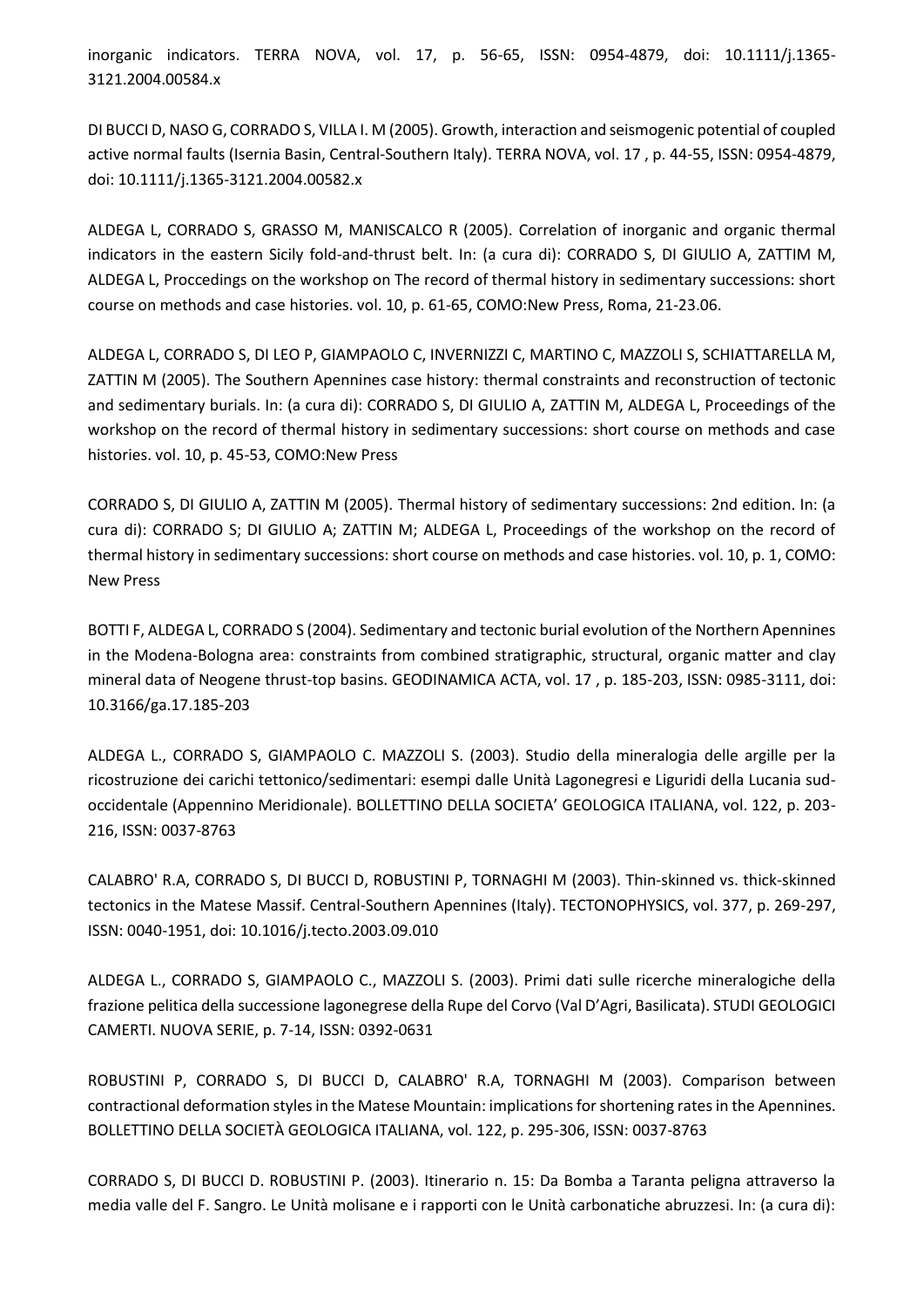inorganic indicators. TERRA NOVA, vol. 17, p. 56-65, ISSN: 0954-4879, doi: 10.1111/j.1365-3121.2004.00584.x

DI BUCCI D, NASO G, CORRADO S, VILLA I. M (2005). Growth, interaction and seismogenic potential of coupled active normal faults (Isernia Basin, Central-Southern Italy). TERRA NOVA, vol. 17 , p. 44-55, ISSN: 0954-4879, doi: 10.1111/j.1365-3121.2004.00582.x

ALDEGA L, CORRADO S, GRASSO M, MANISCALCO R (2005). Correlation of inorganic and organic thermal indicators in the eastern Sicily fold-and-thrust belt. In: (a cura di): CORRADO S, DI GIULIO A, ZATTIM M, ALDEGA L, Proccedings on the workshop on The record of thermal history in sedimentary successions: short course on methods and case histories. vol. 10, p. 61-65, COMO:New Press, Roma, 21-23.06.

ALDEGA L, CORRADO S, DI LEO P, GIAMPAOLO C, INVERNIZZI C, MARTINO C, MAZZOLI S, SCHIATTARELLA M, ZATTIN M (2005). The Southern Apennines case history: thermal constraints and reconstruction of tectonic and sedimentary burials. In: (a cura di): CORRADO S, DI GIULIO A, ZATTIN M, ALDEGA L, Proceedings of the workshop on the record of thermal history in sedimentary successions: short course on methods and case histories. vol. 10, p. 45-53, COMO:New Press

CORRADO S, DI GIULIO A, ZATTIN M (2005). Thermal history of sedimentary successions: 2nd edition. In: (a cura di): CORRADO S; DI GIULIO A; ZATTIN M; ALDEGA L, Proceedings of the workshop on the record of thermal history in sedimentary successions: short course on methods and case histories. vol. 10, p. 1, COMO: New Press

BOTTI F, ALDEGA L, CORRADO S (2004). Sedimentary and tectonic burial evolution of the Northern Apennines in the Modena-Bologna area: constraints from combined stratigraphic, structural, organic matter and clay mineral data of Neogene thrust-top basins. GEODINAMICA ACTA, vol. 17 , p. 185-203, ISSN: 0985-3111, doi: 10.3166/ga.17.185-203

ALDEGA L., CORRADO S, GIAMPAOLO C. MAZZOLI S. (2003). Studio della mineralogia delle argille per la ricostruzione dei carichi tettonico/sedimentari: esempi dalle Unità Lagonegresi e Liguridi della Lucania sud-occidentale (Appennino Meridionale). BOLLETTINO DELLA SOCIETA' GEOLOGICA ITALIANA, vol. 122, p. 203-216, ISSN: 0037-8763

CALABRO' R.A, CORRADO S, DI BUCCI D, ROBUSTINI P, TORNAGHI M (2003). Thin-skinned vs. thick-skinned tectonics in the Matese Massif. Central-Southern Apennines (Italy). TECTONOPHYSICS, vol. 377, p. 269-297, ISSN: 0040-1951, doi: 10.1016/j.tecto.2003.09.010

ALDEGA L., CORRADO S, GIAMPAOLO C., MAZZOLI S. (2003). Primi dati sulle ricerche mineralogiche della frazione pelitica della successione lagonegrese della Rupe del Corvo (Val D'Agri, Basilicata). STUDI GEOLOGICI CAMERTI. NUOVA SERIE, p. 7-14, ISSN: 0392-0631

ROBUSTINI P, CORRADO S, DI BUCCI D, CALABRO' R.A, TORNAGHI M (2003). Comparison between contractional deformation styles in the Matese Mountain: implications for shortening rates in the Apennines. BOLLETTINO DELLA SOCIETÀ GEOLOGICA ITALIANA, vol. 122, p. 295-306, ISSN: 0037-8763

CORRADO S, DI BUCCI D. ROBUSTINI P. (2003). Itinerario n. 15: Da Bomba a Taranta peligna attraverso la media valle del F. Sangro. Le Unità molisane e i rapporti con le Unità carbonatiche abruzzesi. In: (a cura di):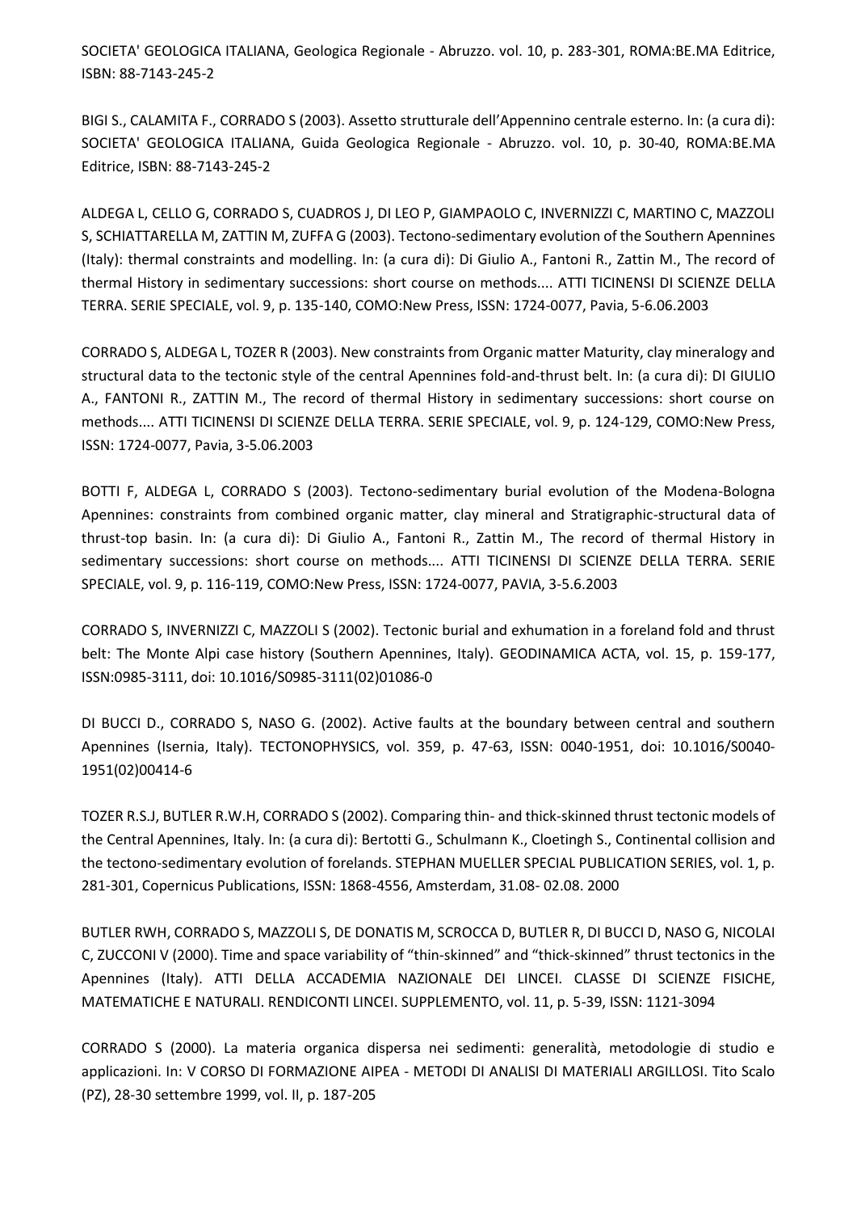SOCIETA' GEOLOGICA ITALIANA, Geologica Regionale - Abruzzo. vol. 10, p. 283-301, ROMA:BE.MA Editrice, ISBN: 88-7143-245-2

BIGI S., CALAMITA F., CORRADO S (2003). Assetto strutturale dell'Appennino centrale esterno. In: (a cura di): SOCIETA' GEOLOGICA ITALIANA, Guida Geologica Regionale - Abruzzo. vol. 10, p. 30-40, ROMA:BE.MA Editrice, ISBN: 88-7143-245-2

ALDEGA L, CELLO G, CORRADO S, CUADROS J, DI LEO P, GIAMPAOLO C, INVERNIZZI C, MARTINO C, MAZZOLI S, SCHIATTARELLA M, ZATTIN M, ZUFFA G (2003). Tectono-sedimentary evolution of the Southern Apennines (Italy): thermal constraints and modelling. In: (a cura di): Di Giulio A., Fantoni R., Zattin M., The record of thermal History in sedimentary successions: short course on methods.... ATTI TICINENSI DI SCIENZE DELLA TERRA. SERIE SPECIALE, vol. 9, p. 135-140, COMO:New Press, ISSN: 1724-0077, Pavia, 5-6.06.2003

CORRADO S, ALDEGA L, TOZER R (2003). New constraints from Organic matter Maturity, clay mineralogy and structural data to the tectonic style of the central Apennines fold-and-thrust belt. In: (a cura di): DI GIULIO A., FANTONI R., ZATTIN M., The record of thermal History in sedimentary successions: short course on methods.... ATTI TICINENSI DI SCIENZE DELLA TERRA. SERIE SPECIALE, vol. 9, p. 124-129, COMO:New Press, ISSN: 1724-0077, Pavia, 3-5.06.2003

BOTTI F, ALDEGA L, CORRADO S (2003). Tectono-sedimentary burial evolution of the Modena-Bologna Apennines: constraints from combined organic matter, clay mineral and Stratigraphic-structural data of thrust-top basin. In: (a cura di): Di Giulio A., Fantoni R., Zattin M., The record of thermal History in sedimentary successions: short course on methods.... ATTI TICINENSI DI SCIENZE DELLA TERRA. SERIE SPECIALE, vol. 9, p. 116-119, COMO:New Press, ISSN: 1724-0077, PAVIA, 3-5.6.2003

CORRADO S, INVERNIZZI C, MAZZOLI S (2002). Tectonic burial and exhumation in a foreland fold and thrust belt: The Monte Alpi case history (Southern Apennines, Italy). GEODINAMICA ACTA, vol. 15, p. 159-177, ISSN:0985-3111, doi: 10.1016/S0985-3111(02)01086-0

DI BUCCI D., CORRADO S, NASO G. (2002). Active faults at the boundary between central and southern Apennines (Isernia, Italy). TECTONOPHYSICS, vol. 359, p. 47-63, ISSN: 0040-1951, doi: 10.1016/S0040-1951(02)00414-6

TOZER R.S.J, BUTLER R.W.H, CORRADO S (2002). Comparing thin- and thick-skinned thrust tectonic models of the Central Apennines, Italy. In: (a cura di): Bertotti G., Schulmann K., Cloetingh S., Continental collision and the tectono-sedimentary evolution of forelands. STEPHAN MUELLER SPECIAL PUBLICATION SERIES, vol. 1, p. 281-301, Copernicus Publications, ISSN: 1868-4556, Amsterdam, 31.08- 02.08. 2000

BUTLER RWH, CORRADO S, MAZZOLI S, DE DONATIS M, SCROCCA D, BUTLER R, DI BUCCI D, NASO G, NICOLAI C, ZUCCONI V (2000). Time and space variability of "thin-skinned" and "thick-skinned" thrust tectonics in the Apennines (Italy). ATTI DELLA ACCADEMIA NAZIONALE DEI LINCEI. CLASSE DI SCIENZE FISICHE, MATEMATICHE E NATURALI. RENDICONTI LINCEI. SUPPLEMENTO, vol. 11, p. 5-39, ISSN: 1121-3094

CORRADO S (2000). La materia organica dispersa nei sedimenti: generalità, metodologie di studio e applicazioni. In: V CORSO DI FORMAZIONE AIPEA - METODI DI ANALISI DI MATERIALI ARGILLOSI. Tito Scalo (PZ), 28-30 settembre 1999, vol. II, p. 187-205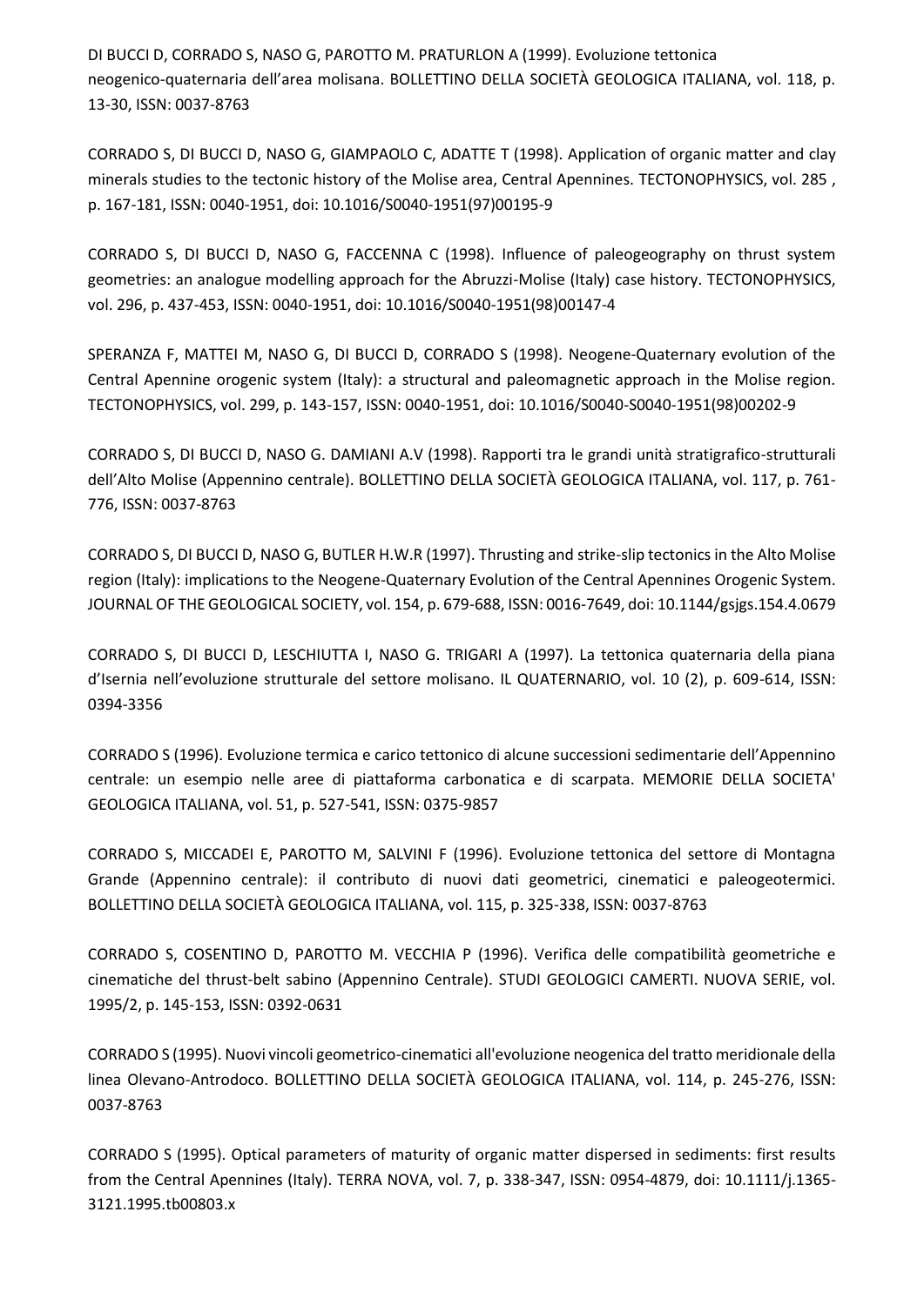DI BUCCI D, CORRADO S, NASO G, PAROTTO M. PRATURLON A (1999). Evoluzione tettonica neogenico-quaternaria dell'area molisana. BOLLETTINO DELLA SOCIETÀ GEOLOGICA ITALIANA, vol. 118, p. 13-30, ISSN: 0037-8763

CORRADO S, DI BUCCI D, NASO G, GIAMPAOLO C, ADATTE T (1998). Application of organic matter and clay minerals studies to the tectonic history of the Molise area, Central Apennines. TECTONOPHYSICS, vol. 285 , p. 167-181, ISSN: 0040-1951, doi: 10.1016/S0040-1951(97)00195-9

CORRADO S, DI BUCCI D, NASO G, FACCENNA C (1998). Influence of paleogeography on thrust system geometries: an analogue modelling approach for the Abruzzi-Molise (Italy) case history. TECTONOPHYSICS, vol. 296, p. 437-453, ISSN: 0040-1951, doi: 10.1016/S0040-1951(98)00147-4

SPERANZA F, MATTEI M, NASO G, DI BUCCI D, CORRADO S (1998). Neogene-Quaternary evolution of the Central Apennine orogenic system (Italy): a structural and paleomagnetic approach in the Molise region. TECTONOPHYSICS, vol. 299, p. 143-157, ISSN: 0040-1951, doi: 10.1016/S0040-S0040-1951(98)00202-9

CORRADO S, DI BUCCI D, NASO G. DAMIANI A.V (1998). Rapporti tra le grandi unità stratigrafico-strutturali dell'Alto Molise (Appennino centrale). BOLLETTINO DELLA SOCIETÀ GEOLOGICA ITALIANA, vol. 117, p. 761-776, ISSN: 0037-8763

CORRADO S, DI BUCCI D, NASO G, BUTLER H.W.R (1997). Thrusting and strike-slip tectonics in the Alto Molise region (Italy): implications to the Neogene-Quaternary Evolution of the Central Apennines Orogenic System. JOURNAL OF THE GEOLOGICAL SOCIETY, vol. 154, p. 679-688, ISSN: 0016-7649, doi: 10.1144/gsjgs.154.4.0679

CORRADO S, DI BUCCI D, LESCHIUTTA I, NASO G. TRIGARI A (1997). La tettonica quaternaria della piana d'Isernia nell'evoluzione strutturale del settore molisano. IL QUATERNARIO, vol. 10 (2), p. 609-614, ISSN: 0394-3356

CORRADO S (1996). Evoluzione termica e carico tettonico di alcune successioni sedimentarie dell'Appennino centrale: un esempio nelle aree di piattaforma carbonatica e di scarpata. MEMORIE DELLA SOCIETA' GEOLOGICA ITALIANA, vol. 51, p. 527-541, ISSN: 0375-9857

CORRADO S, MICCADEI E, PAROTTO M, SALVINI F (1996). Evoluzione tettonica del settore di Montagna Grande (Appennino centrale): il contributo di nuovi dati geometrici, cinematici e paleogeotermici. BOLLETTINO DELLA SOCIETÀ GEOLOGICA ITALIANA, vol. 115, p. 325-338, ISSN: 0037-8763

CORRADO S, COSENTINO D, PAROTTO M. VECCHIA P (1996). Verifica delle compatibilità geometriche e cinematiche del thrust-belt sabino (Appennino Centrale). STUDI GEOLOGICI CAMERTI. NUOVA SERIE, vol. 1995/2, p. 145-153, ISSN: 0392-0631

CORRADO S (1995). Nuovi vincoli geometrico-cinematici all'evoluzione neogenica del tratto meridionale della linea Olevano-Antrodoco. BOLLETTINO DELLA SOCIETÀ GEOLOGICA ITALIANA, vol. 114, p. 245-276, ISSN: 0037-8763

CORRADO S (1995). Optical parameters of maturity of organic matter dispersed in sediments: first results from the Central Apennines (Italy). TERRA NOVA, vol. 7, p. 338-347, ISSN: 0954-4879, doi: 10.1111/j.1365-3121.1995.tb00803.x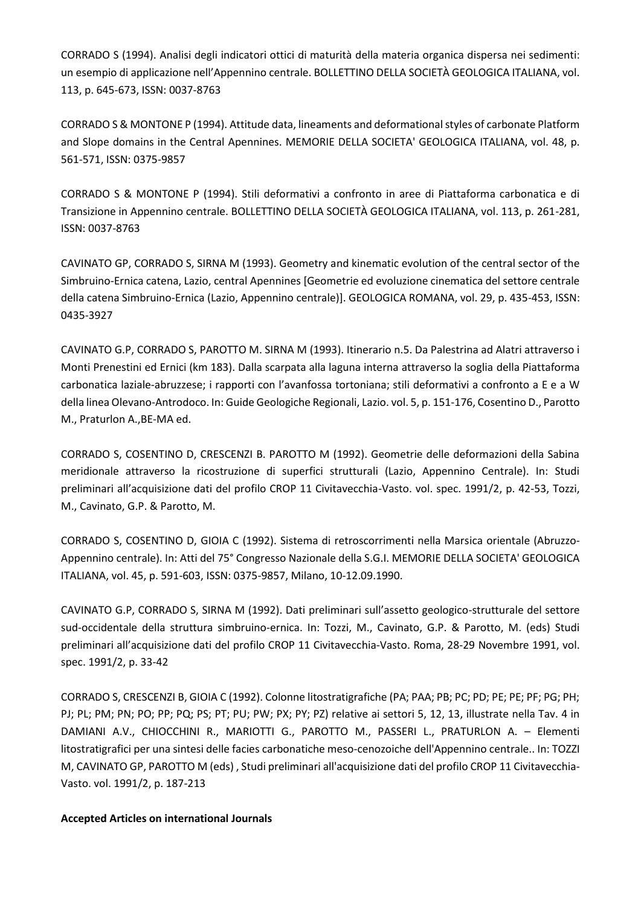CORRADO S (1994). Analisi degli indicatori ottici di maturità della materia organica dispersa nei sedimenti: un esempio di applicazione nell'Appennino centrale. BOLLETTINO DELLA SOCIETÀ GEOLOGICA ITALIANA, vol. 113, p. 645-673, ISSN: 0037-8763

CORRADO S & MONTONE P (1994). Attitude data, lineaments and deformational styles of carbonate Platform and Slope domains in the Central Apennines. MEMORIE DELLA SOCIETA' GEOLOGICA ITALIANA, vol. 48, p. 561-571, ISSN: 0375-9857

CORRADO S & MONTONE P (1994). Stili deformativi a confronto in aree di Piattaforma carbonatica e di Transizione in Appennino centrale. BOLLETTINO DELLA SOCIETÀ GEOLOGICA ITALIANA, vol. 113, p. 261-281, ISSN: 0037-8763

CAVINATO GP, CORRADO S, SIRNA M (1993). Geometry and kinematic evolution of the central sector of the Simbruino-Ernica catena, Lazio, central Apennines [Geometrie ed evoluzione cinematica del settore centrale della catena Simbruino-Ernica (Lazio, Appennino centrale)]. GEOLOGICA ROMANA, vol. 29, p. 435-453, ISSN: 0435-3927

CAVINATO G.P, CORRADO S, PAROTTO M. SIRNA M (1993). Itinerario n.5. Da Palestrina ad Alatri attraverso i Monti Prenestini ed Ernici (km 183). Dalla scarpata alla laguna interna attraverso la soglia della Piattaforma carbonatica laziale-abruzzese; i rapporti con l'avanfossa tortoniana; stili deformativi a confronto a E e a W della linea Olevano-Antrodoco. In: Guide Geologiche Regionali, Lazio. vol. 5, p. 151-176, Cosentino D., Parotto M., Praturlon A.,BE-MA ed.

CORRADO S, COSENTINO D, CRESCENZI B. PAROTTO M (1992). Geometrie delle deformazioni della Sabina meridionale attraverso la ricostruzione di superfici strutturali (Lazio, Appennino Centrale). In: Studi preliminari all'acquisizione dati del profilo CROP 11 Civitavecchia-Vasto. vol. spec. 1991/2, p. 42-53, Tozzi, M., Cavinato, G.P. & Parotto, M.

CORRADO S, COSENTINO D, GIOIA C (1992). Sistema di retroscorrimenti nella Marsica orientale (Abruzzo-Appennino centrale). In: Atti del 75° Congresso Nazionale della S.G.I. MEMORIE DELLA SOCIETA' GEOLOGICA ITALIANA, vol. 45, p. 591-603, ISSN: 0375-9857, Milano, 10-12.09.1990.

CAVINATO G.P, CORRADO S, SIRNA M (1992). Dati preliminari sull'assetto geologico-strutturale del settore sud-occidentale della struttura simbruino-ernica. In: Tozzi, M., Cavinato, G.P. & Parotto, M. (eds) Studi preliminari all'acquisizione dati del profilo CROP 11 Civitavecchia-Vasto. Roma, 28-29 Novembre 1991, vol. spec. 1991/2, p. 33-42

CORRADO S, CRESCENZI B, GIOIA C (1992). Colonne litostratigrafiche (PA; PAA; PB; PC; PD; PE; PE; PF; PG; PH; PJ; PL; PM; PN; PO; PP; PQ; PS; PT; PU; PW; PX; PY; PZ) relative ai settori 5, 12, 13, illustrate nella Tav. 4 in DAMIANI A.V., CHIOCCHINI R., MARIOTTI G., PAROTTO M., PASSERI L., PRATURLON A. – Elementi litostratigrafici per una sintesi delle facies carbonatiche meso-cenozoiche dell'Appennino centrale.. In: TOZZI M, CAVINATO GP, PAROTTO M (eds) , Studi preliminari all'acquisizione dati del profilo CROP 11 Civitavecchia-Vasto. vol. 1991/2, p. 187-213

**Accepted Articles on international Journals**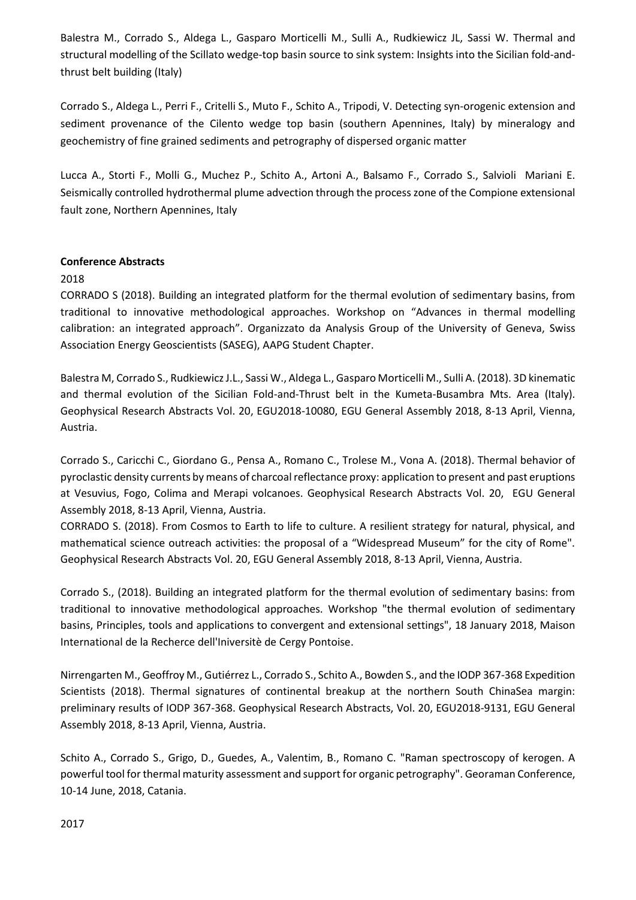Balestra M., Corrado S., Aldega L., Gasparo Morticelli M., Sulli A., Rudkiewicz JL, Sassi W. Thermal and structural modelling of the Scillato wedge-top basin source to sink system: Insights into the Sicilian fold-and-thrust belt building (Italy)

Corrado S., Aldega L., Perri F., Critelli S., Muto F., Schito A., Tripodi, V. Detecting syn-orogenic extension and sediment provenance of the Cilento wedge top basin (southern Apennines, Italy) by mineralogy and geochemistry of fine grained sediments and petrography of dispersed organic matter

Lucca A., Storti F., Molli G., Muchez P., Schito A., Artoni A., Balsamo F., Corrado S., Salvioli Mariani E. Seismically controlled hydrothermal plume advection through the process zone of the Compione extensional fault zone, Northern Apennines, Italy

**Conference Abstracts**

2018

CORRADO S (2018). Building an integrated platform for the thermal evolution of sedimentary basins, from traditional to innovative methodological approaches. Workshop on "Advances in thermal modelling calibration: an integrated approach". Organizzato da Analysis Group of the University of Geneva, Swiss Association Energy Geoscientists (SASEG), AAPG Student Chapter.

Balestra M, Corrado S., Rudkiewicz J.L., Sassi W., Aldega L., Gasparo Morticelli M., Sulli A. (2018). 3D kinematic and thermal evolution of the Sicilian Fold-and-Thrust belt in the Kumeta-Busambra Mts. Area (Italy). Geophysical Research Abstracts Vol. 20, EGU2018-10080, EGU General Assembly 2018, 8-13 April, Vienna, Austria.

Corrado S., Caricchi C., Giordano G., Pensa A., Romano C., Trolese M., Vona A. (2018). Thermal behavior of pyroclastic density currents by means of charcoal reflectance proxy: application to present and past eruptions at Vesuvius, Fogo, Colima and Merapi volcanoes. Geophysical Research Abstracts Vol. 20, EGU General Assembly 2018, 8-13 April, Vienna, Austria.

CORRADO S. (2018). From Cosmos to Earth to life to culture. A resilient strategy for natural, physical, and mathematical science outreach activities: the proposal of a "Widespread Museum" for the city of Rome". Geophysical Research Abstracts Vol. 20, EGU General Assembly 2018, 8-13 April, Vienna, Austria.

Corrado S., (2018). Building an integrated platform for the thermal evolution of sedimentary basins: from traditional to innovative methodological approaches. Workshop "the thermal evolution of sedimentary basins, Principles, tools and applications to convergent and extensional settings", 18 January 2018, Maison International de la Recherce dell'Iniversitè de Cergy Pontoise.

Nirrengarten M., Geoffroy M., Gutiérrez L., Corrado S., Schito A., Bowden S., and the IODP 367-368 Expedition Scientists (2018). Thermal signatures of continental breakup at the northern South ChinaSea margin: preliminary results of IODP 367-368. Geophysical Research Abstracts, Vol. 20, EGU2018-9131, EGU General Assembly 2018, 8-13 April, Vienna, Austria.

Schito A., Corrado S., Grigo, D., Guedes, A., Valentim, B., Romano C. "Raman spectroscopy of kerogen. A powerful tool for thermal maturity assessment and support for organic petrography". Georaman Conference, 10-14 June, 2018, Catania.

2017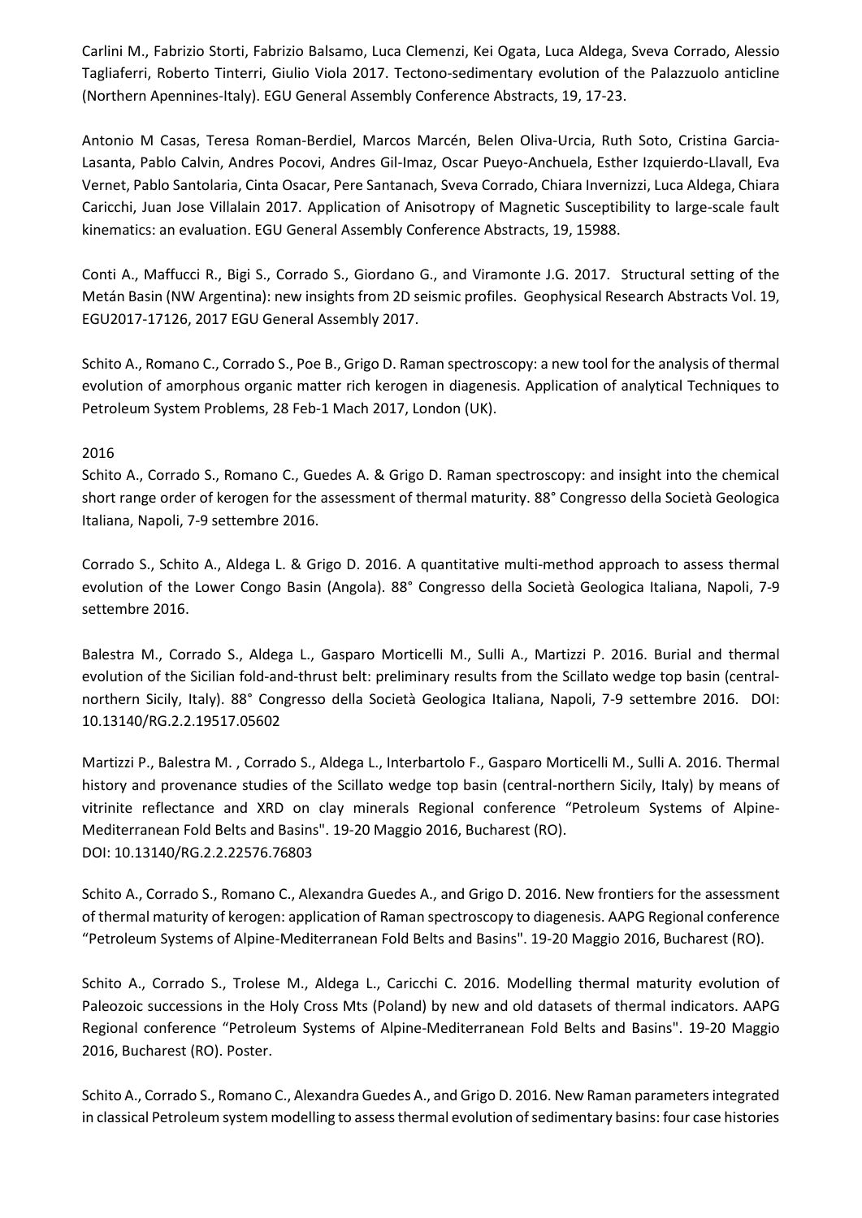Carlini M., Fabrizio Storti, Fabrizio Balsamo, Luca Clemenzi, Kei Ogata, Luca Aldega, Sveva Corrado, Alessio Tagliaferri, Roberto Tinterri, Giulio Viola 2017. Tectono-sedimentary evolution of the Palazzuolo anticline (Northern Apennines-Italy). EGU General Assembly Conference Abstracts, 19, 17-23.

Antonio M Casas, Teresa Roman-Berdiel, Marcos Marcén, Belen Oliva-Urcia, Ruth Soto, Cristina Garcia-Lasanta, Pablo Calvin, Andres Pocovi, Andres Gil-Imaz, Oscar Pueyo-Anchuela, Esther Izquierdo-Llavall, Eva Vernet, Pablo Santolaria, Cinta Osacar, Pere Santanach, Sveva Corrado, Chiara Invernizzi, Luca Aldega, Chiara Caricchi, Juan Jose Villalain 2017. Application of Anisotropy of Magnetic Susceptibility to large-scale fault kinematics: an evaluation. EGU General Assembly Conference Abstracts, 19, 15988.

Conti A., Maffucci R., Bigi S., Corrado S., Giordano G., and Viramonte J.G. 2017. Structural setting of the Metán Basin (NW Argentina): new insights from 2D seismic profiles. Geophysical Research Abstracts Vol. 19, EGU2017-17126, 2017 EGU General Assembly 2017.

Schito A., Romano C., Corrado S., Poe B., Grigo D. Raman spectroscopy: a new tool for the analysis of thermal evolution of amorphous organic matter rich kerogen in diagenesis. Application of analytical Techniques to Petroleum System Problems, 28 Feb-1 Mach 2017, London (UK).

2016

Schito A., Corrado S., Romano C., Guedes A. & Grigo D. Raman spectroscopy: and insight into the chemical short range order of kerogen for the assessment of thermal maturity. 88° Congresso della Società Geologica Italiana, Napoli, 7-9 settembre 2016.

Corrado S., Schito A., Aldega L. & Grigo D. 2016. A quantitative multi-method approach to assess thermal evolution of the Lower Congo Basin (Angola). 88° Congresso della Società Geologica Italiana, Napoli, 7-9 settembre 2016.

Balestra M., Corrado S., Aldega L., Gasparo Morticelli M., Sulli A., Martizzi P. 2016. Burial and thermal evolution of the Sicilian fold-and-thrust belt: preliminary results from the Scillato wedge top basin (central-northern Sicily, Italy). 88° Congresso della Società Geologica Italiana, Napoli, 7-9 settembre 2016. DOI: 10.13140/RG.2.2.19517.05602

Martizzi P., Balestra M. , Corrado S., Aldega L., Interbartolo F., Gasparo Morticelli M., Sulli A. 2016. Thermal history and provenance studies of the Scillato wedge top basin (central-northern Sicily, Italy) by means of vitrinite reflectance and XRD on clay minerals Regional conference "Petroleum Systems of Alpine-Mediterranean Fold Belts and Basins". 19-20 Maggio 2016, Bucharest (RO).
DOI: 10.13140/RG.2.2.22576.76803

Schito A., Corrado S., Romano C., Alexandra Guedes A., and Grigo D. 2016. New frontiers for the assessment of thermal maturity of kerogen: application of Raman spectroscopy to diagenesis. AAPG Regional conference "Petroleum Systems of Alpine-Mediterranean Fold Belts and Basins". 19-20 Maggio 2016, Bucharest (RO).

Schito A., Corrado S., Trolese M., Aldega L., Caricchi C. 2016. Modelling thermal maturity evolution of Paleozoic successions in the Holy Cross Mts (Poland) by new and old datasets of thermal indicators. AAPG Regional conference "Petroleum Systems of Alpine-Mediterranean Fold Belts and Basins". 19-20 Maggio 2016, Bucharest (RO). Poster.

Schito A., Corrado S., Romano C., Alexandra Guedes A., and Grigo D. 2016. New Raman parameters integrated in classical Petroleum system modelling to assess thermal evolution of sedimentary basins: four case histories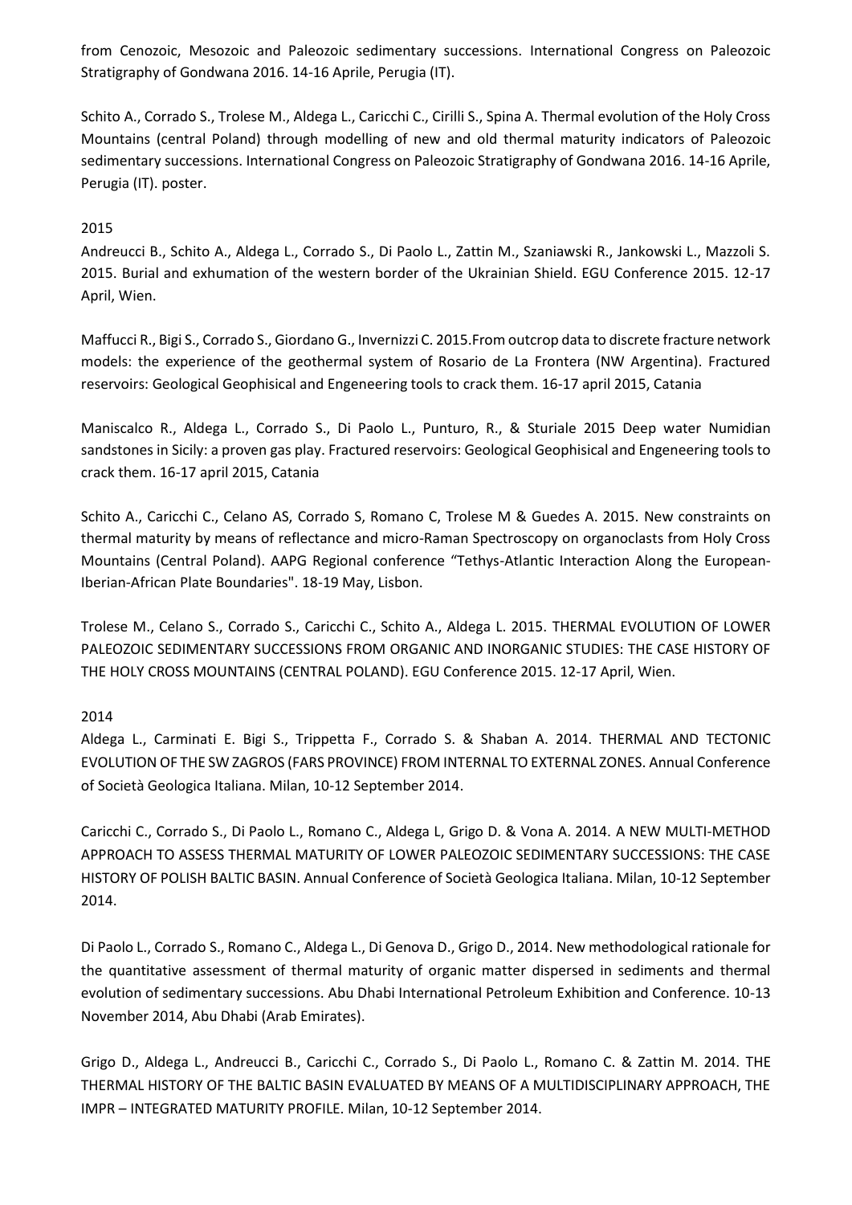from Cenozoic, Mesozoic and Paleozoic sedimentary successions. International Congress on Paleozoic Stratigraphy of Gondwana 2016. 14-16 Aprile, Perugia (IT).

Schito A., Corrado S., Trolese M., Aldega L., Caricchi C., Cirilli S., Spina A. Thermal evolution of the Holy Cross Mountains (central Poland) through modelling of new and old thermal maturity indicators of Paleozoic sedimentary successions. International Congress on Paleozoic Stratigraphy of Gondwana 2016. 14-16 Aprile, Perugia (IT). poster.

2015

Andreucci B., Schito A., Aldega L., Corrado S., Di Paolo L., Zattin M., Szaniawski R., Jankowski L., Mazzoli S. 2015. Burial and exhumation of the western border of the Ukrainian Shield. EGU Conference 2015. 12-17 April, Wien.

Maffucci R., Bigi S., Corrado S., Giordano G., Invernizzi C. 2015.From outcrop data to discrete fracture network models: the experience of the geothermal system of Rosario de La Frontera (NW Argentina). Fractured reservoirs: Geological Geophisical and Engeneering tools to crack them. 16-17 april 2015, Catania

Maniscalco R., Aldega L., Corrado S., Di Paolo L., Punturo, R., & Sturiale 2015 Deep water Numidian sandstones in Sicily: a proven gas play. Fractured reservoirs: Geological Geophisical and Engeneering tools to crack them. 16-17 april 2015, Catania

Schito A., Caricchi C., Celano AS, Corrado S, Romano C, Trolese M & Guedes A. 2015. New constraints on thermal maturity by means of reflectance and micro-Raman Spectroscopy on organoclasts from Holy Cross Mountains (Central Poland). AAPG Regional conference "Tethys-Atlantic Interaction Along the European-Iberian-African Plate Boundaries". 18-19 May, Lisbon.

Trolese M., Celano S., Corrado S., Caricchi C., Schito A., Aldega L. 2015. THERMAL EVOLUTION OF LOWER PALEOZOIC SEDIMENTARY SUCCESSIONS FROM ORGANIC AND INORGANIC STUDIES: THE CASE HISTORY OF THE HOLY CROSS MOUNTAINS (CENTRAL POLAND). EGU Conference 2015. 12-17 April, Wien.

2014

Aldega L., Carminati E. Bigi S., Trippetta F., Corrado S. & Shaban A. 2014. THERMAL AND TECTONIC EVOLUTION OF THE SW ZAGROS (FARS PROVINCE) FROM INTERNAL TO EXTERNAL ZONES. Annual Conference of Società Geologica Italiana. Milan, 10-12 September 2014.

Caricchi C., Corrado S., Di Paolo L., Romano C., Aldega L, Grigo D. & Vona A. 2014. A NEW MULTI-METHOD APPROACH TO ASSESS THERMAL MATURITY OF LOWER PALEOZOIC SEDIMENTARY SUCCESSIONS: THE CASE HISTORY OF POLISH BALTIC BASIN. Annual Conference of Società Geologica Italiana. Milan, 10-12 September 2014.

Di Paolo L., Corrado S., Romano C., Aldega L., Di Genova D., Grigo D., 2014. New methodological rationale for the quantitative assessment of thermal maturity of organic matter dispersed in sediments and thermal evolution of sedimentary successions. Abu Dhabi International Petroleum Exhibition and Conference. 10-13 November 2014, Abu Dhabi (Arab Emirates).

Grigo D., Aldega L., Andreucci B., Caricchi C., Corrado S., Di Paolo L., Romano C. & Zattin M. 2014. THE THERMAL HISTORY OF THE BALTIC BASIN EVALUATED BY MEANS OF A MULTIDISCIPLINARY APPROACH, THE IMPR – INTEGRATED MATURITY PROFILE. Milan, 10-12 September 2014.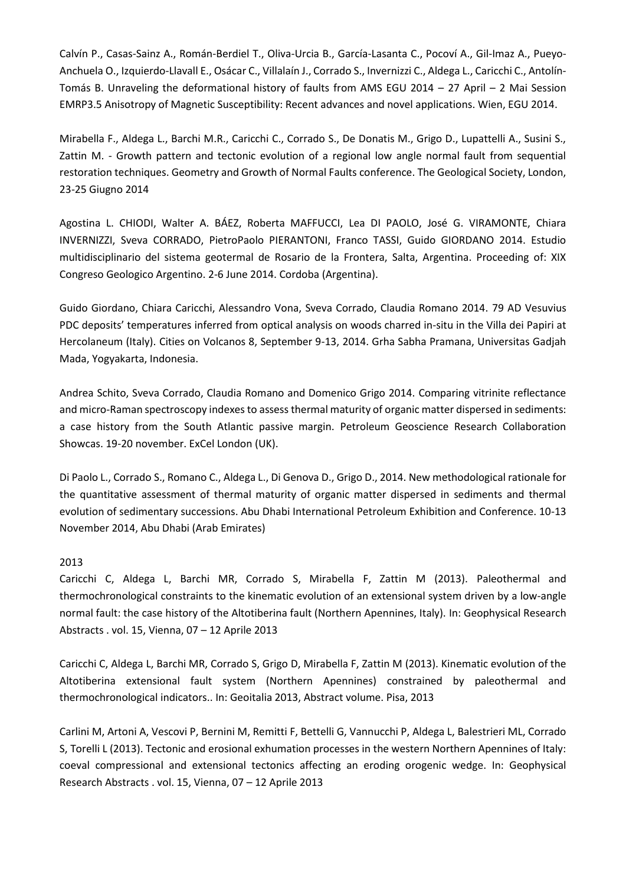Calvín P., Casas-Sainz A., Román-Berdiel T., Oliva-Urcia B., García-Lasanta C., Pocoví A., Gil-Imaz A., Pueyo-Anchuela O., Izquierdo-Llavall E., Osácar C., Villalaín J., Corrado S., Invernizzi C., Aldega L., Caricchi C., Antolín-Tomás B. Unraveling the deformational history of faults from AMS EGU 2014 – 27 April – 2 Mai Session EMRP3.5 Anisotropy of Magnetic Susceptibility: Recent advances and novel applications. Wien, EGU 2014.

Mirabella F., Aldega L., Barchi M.R., Caricchi C., Corrado S., De Donatis M., Grigo D., Lupattelli A., Susini S., Zattin M. - Growth pattern and tectonic evolution of a regional low angle normal fault from sequential restoration techniques. Geometry and Growth of Normal Faults conference. The Geological Society, London, 23-25 Giugno 2014

Agostina L. CHIODI, Walter A. BÁEZ, Roberta MAFFUCCI, Lea DI PAOLO, José G. VIRAMONTE, Chiara INVERNIZZI, Sveva CORRADO, PietroPaolo PIERANTONI, Franco TASSI, Guido GIORDANO 2014. Estudio multidisciplinario del sistema geotermal de Rosario de la Frontera, Salta, Argentina. Proceeding of: XIX Congreso Geologico Argentino. 2-6 June 2014. Cordoba (Argentina).

Guido Giordano, Chiara Caricchi, Alessandro Vona, Sveva Corrado, Claudia Romano 2014. 79 AD Vesuvius PDC deposits' temperatures inferred from optical analysis on woods charred in-situ in the Villa dei Papiri at Hercolaneum (Italy). Cities on Volcanos 8, September 9-13, 2014. Grha Sabha Pramana, Universitas Gadjah Mada, Yogyakarta, Indonesia.

Andrea Schito, Sveva Corrado, Claudia Romano and Domenico Grigo 2014. Comparing vitrinite reflectance and micro-Raman spectroscopy indexes to assess thermal maturity of organic matter dispersed in sediments: a case history from the South Atlantic passive margin. Petroleum Geoscience Research Collaboration Showcas. 19-20 november. ExCel London (UK).

Di Paolo L., Corrado S., Romano C., Aldega L., Di Genova D., Grigo D., 2014. New methodological rationale for the quantitative assessment of thermal maturity of organic matter dispersed in sediments and thermal evolution of sedimentary successions. Abu Dhabi International Petroleum Exhibition and Conference. 10-13 November 2014, Abu Dhabi (Arab Emirates)

2013

Caricchi C, Aldega L, Barchi MR, Corrado S, Mirabella F, Zattin M (2013). Paleothermal and thermochronological constraints to the kinematic evolution of an extensional system driven by a low-angle normal fault: the case history of the Altotiberina fault (Northern Apennines, Italy). In: Geophysical Research Abstracts . vol. 15, Vienna, 07 – 12 Aprile 2013

Caricchi C, Aldega L, Barchi MR, Corrado S, Grigo D, Mirabella F, Zattin M (2013). Kinematic evolution of the Altotiberina extensional fault system (Northern Apennines) constrained by paleothermal and thermochronological indicators.. In: Geoitalia 2013, Abstract volume. Pisa, 2013

Carlini M, Artoni A, Vescovi P, Bernini M, Remitti F, Bettelli G, Vannucchi P, Aldega L, Balestrieri ML, Corrado S, Torelli L (2013). Tectonic and erosional exhumation processes in the western Northern Apennines of Italy: coeval compressional and extensional tectonics affecting an eroding orogenic wedge. In: Geophysical Research Abstracts . vol. 15, Vienna, 07 – 12 Aprile 2013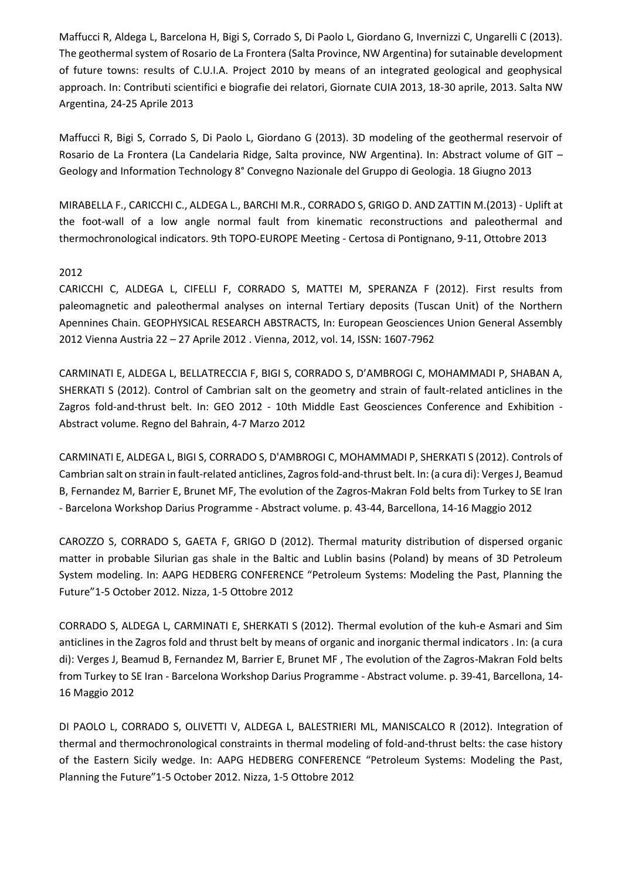Maffucci R, Aldega L, Barcelona H, Bigi S, Corrado S, Di Paolo L, Giordano G, Invernizzi C, Ungarelli C (2013). The geothermal system of Rosario de La Frontera (Salta Province, NW Argentina) for sutainable development of future towns: results of C.U.I.A. Project 2010 by means of an integrated geological and geophysical approach. In: Contributi scientifici e biografie dei relatori, Giornate CUIA 2013, 18-30 aprile, 2013. Salta NW Argentina, 24-25 Aprile 2013

Maffucci R, Bigi S, Corrado S, Di Paolo L, Giordano G (2013). 3D modeling of the geothermal reservoir of Rosario de La Frontera (La Candelaria Ridge, Salta province, NW Argentina). In: Abstract volume of GIT – Geology and Information Technology 8° Convegno Nazionale del Gruppo di Geologia. 18 Giugno 2013

MIRABELLA F., CARICCHI C., ALDEGA L., BARCHI M.R., CORRADO S, GRIGO D. AND ZATTIN M.(2013) - Uplift at the foot-wall of a low angle normal fault from kinematic reconstructions and paleothermal and thermochronological indicators. 9th TOPO-EUROPE Meeting - Certosa di Pontignano, 9-11, Ottobre 2013

2012

CARICCHI C, ALDEGA L, CIFELLI F, CORRADO S, MATTEI M, SPERANZA F (2012). First results from paleomagnetic and paleothermal analyses on internal Tertiary deposits (Tuscan Unit) of the Northern Apennines Chain. GEOPHYSICAL RESEARCH ABSTRACTS, In: European Geosciences Union General Assembly 2012 Vienna Austria 22 – 27 Aprile 2012 . Vienna, 2012, vol. 14, ISSN: 1607-7962

CARMINATI E, ALDEGA L, BELLATRECCIA F, BIGI S, CORRADO S, D'AMBROGI C, MOHAMMADI P, SHABAN A, SHERKATI S (2012). Control of Cambrian salt on the geometry and strain of fault-related anticlines in the Zagros fold-and-thrust belt. In: GEO 2012 - 10th Middle East Geosciences Conference and Exhibition - Abstract volume. Regno del Bahrain, 4-7 Marzo 2012

CARMINATI E, ALDEGA L, BIGI S, CORRADO S, D'AMBROGI C, MOHAMMADI P, SHERKATI S (2012). Controls of Cambrian salt on strain in fault-related anticlines, Zagros fold-and-thrust belt. In: (a cura di): Verges J, Beamud B, Fernandez M, Barrier E, Brunet MF, The evolution of the Zagros-Makran Fold belts from Turkey to SE Iran - Barcelona Workshop Darius Programme - Abstract volume. p. 43-44, Barcellona, 14-16 Maggio 2012

CAROZZO S, CORRADO S, GAETA F, GRIGO D (2012). Thermal maturity distribution of dispersed organic matter in probable Silurian gas shale in the Baltic and Lublin basins (Poland) by means of 3D Petroleum System modeling. In: AAPG HEDBERG CONFERENCE "Petroleum Systems: Modeling the Past, Planning the Future"1-5 October 2012. Nizza, 1-5 Ottobre 2012

CORRADO S, ALDEGA L, CARMINATI E, SHERKATI S (2012). Thermal evolution of the kuh-e Asmari and Sim anticlines in the Zagros fold and thrust belt by means of organic and inorganic thermal indicators . In: (a cura di): Verges J, Beamud B, Fernandez M, Barrier E, Brunet MF , The evolution of the Zagros-Makran Fold belts from Turkey to SE Iran - Barcelona Workshop Darius Programme - Abstract volume. p. 39-41, Barcellona, 14-16 Maggio 2012

DI PAOLO L, CORRADO S, OLIVETTI V, ALDEGA L, BALESTRIERI ML, MANISCALCO R (2012). Integration of thermal and thermochronological constraints in thermal modeling of fold-and-thrust belts: the case history of the Eastern Sicily wedge. In: AAPG HEDBERG CONFERENCE "Petroleum Systems: Modeling the Past, Planning the Future"1-5 October 2012. Nizza, 1-5 Ottobre 2012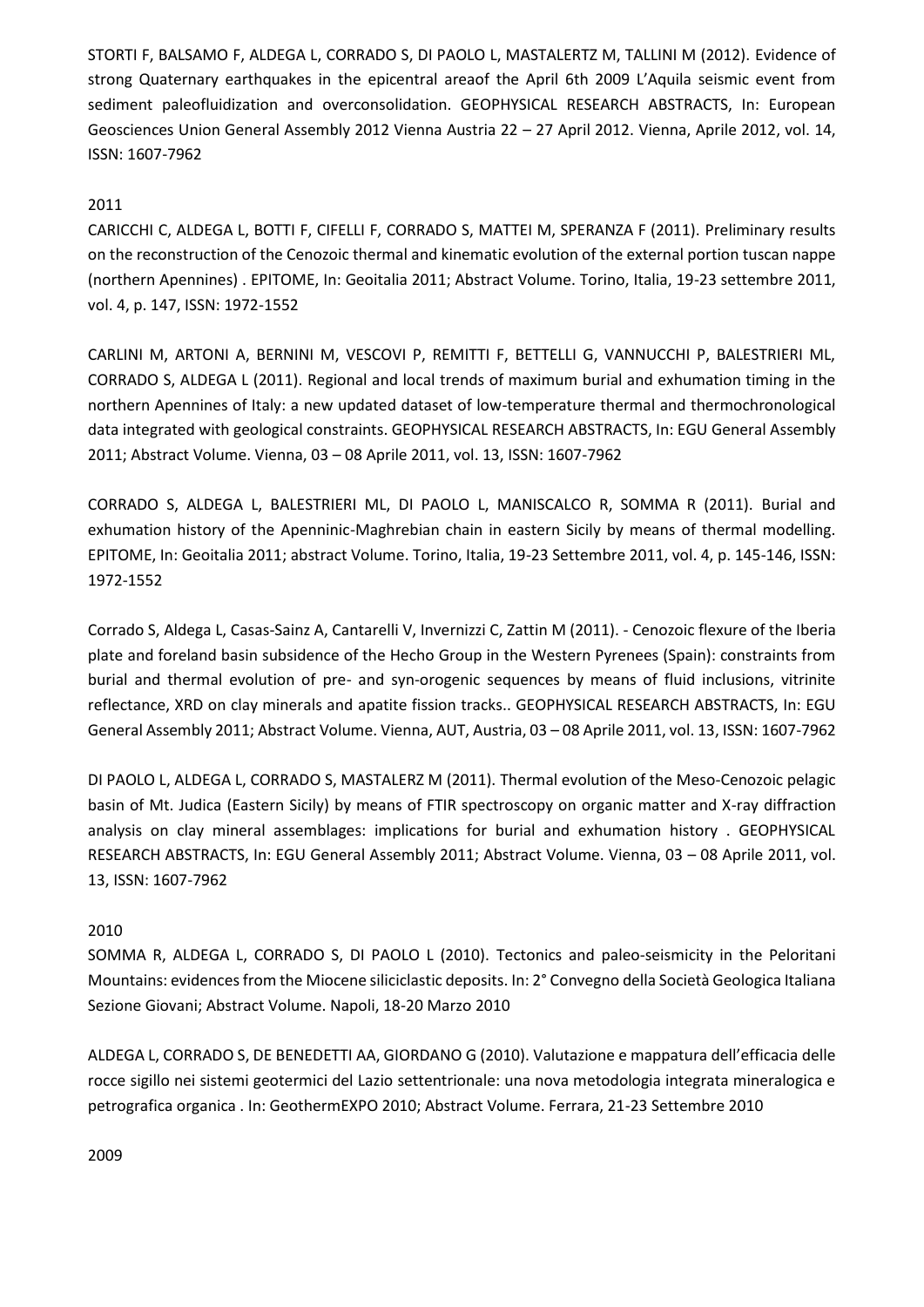STORTI F, BALSAMO F, ALDEGA L, CORRADO S, DI PAOLO L, MASTALERTZ M, TALLINI M (2012). Evidence of strong Quaternary earthquakes in the epicentral areaof the April 6th 2009 L'Aquila seismic event from sediment paleofluidization and overconsolidation. GEOPHYSICAL RESEARCH ABSTRACTS, In: European Geosciences Union General Assembly 2012 Vienna Austria 22 – 27 April 2012. Vienna, Aprile 2012, vol. 14, ISSN: 1607-7962

2011

CARICCHI C, ALDEGA L, BOTTI F, CIFELLI F, CORRADO S, MATTEI M, SPERANZA F (2011). Preliminary results on the reconstruction of the Cenozoic thermal and kinematic evolution of the external portion tuscan nappe (northern Apennines) . EPITOME, In: Geoitalia 2011; Abstract Volume. Torino, Italia, 19-23 settembre 2011, vol. 4, p. 147, ISSN: 1972-1552

CARLINI M, ARTONI A, BERNINI M, VESCOVI P, REMITTI F, BETTELLI G, VANNUCCHI P, BALESTRIERI ML, CORRADO S, ALDEGA L (2011). Regional and local trends of maximum burial and exhumation timing in the northern Apennines of Italy: a new updated dataset of low-temperature thermal and thermochronological data integrated with geological constraints. GEOPHYSICAL RESEARCH ABSTRACTS, In: EGU General Assembly 2011; Abstract Volume. Vienna, 03 – 08 Aprile 2011, vol. 13, ISSN: 1607-7962

CORRADO S, ALDEGA L, BALESTRIERI ML, DI PAOLO L, MANISCALCO R, SOMMA R (2011). Burial and exhumation history of the Apenninic-Maghrebian chain in eastern Sicily by means of thermal modelling. EPITOME, In: Geoitalia 2011; abstract Volume. Torino, Italia, 19-23 Settembre 2011, vol. 4, p. 145-146, ISSN: 1972-1552

Corrado S, Aldega L, Casas-Sainz A, Cantarelli V, Invernizzi C, Zattin M (2011). - Cenozoic flexure of the Iberia plate and foreland basin subsidence of the Hecho Group in the Western Pyrenees (Spain): constraints from burial and thermal evolution of pre- and syn-orogenic sequences by means of fluid inclusions, vitrinite reflectance, XRD on clay minerals and apatite fission tracks.. GEOPHYSICAL RESEARCH ABSTRACTS, In: EGU General Assembly 2011; Abstract Volume. Vienna, AUT, Austria, 03 – 08 Aprile 2011, vol. 13, ISSN: 1607-7962

DI PAOLO L, ALDEGA L, CORRADO S, MASTALERZ M (2011). Thermal evolution of the Meso-Cenozoic pelagic basin of Mt. Judica (Eastern Sicily) by means of FTIR spectroscopy on organic matter and X-ray diffraction analysis on clay mineral assemblages: implications for burial and exhumation history . GEOPHYSICAL RESEARCH ABSTRACTS, In: EGU General Assembly 2011; Abstract Volume. Vienna, 03 – 08 Aprile 2011, vol. 13, ISSN: 1607-7962

2010

SOMMA R, ALDEGA L, CORRADO S, DI PAOLO L (2010). Tectonics and paleo-seismicity in the Peloritani Mountains: evidences from the Miocene siliciclastic deposits. In: 2° Convegno della Società Geologica Italiana Sezione Giovani; Abstract Volume. Napoli, 18-20 Marzo 2010

ALDEGA L, CORRADO S, DE BENEDETTI AA, GIORDANO G (2010). Valutazione e mappatura dell'efficacia delle rocce sigillo nei sistemi geotermici del Lazio settentrionale: una nova metodologia integrata mineralogica e petrografica organica . In: GeothermEXPO 2010; Abstract Volume. Ferrara, 21-23 Settembre 2010

2009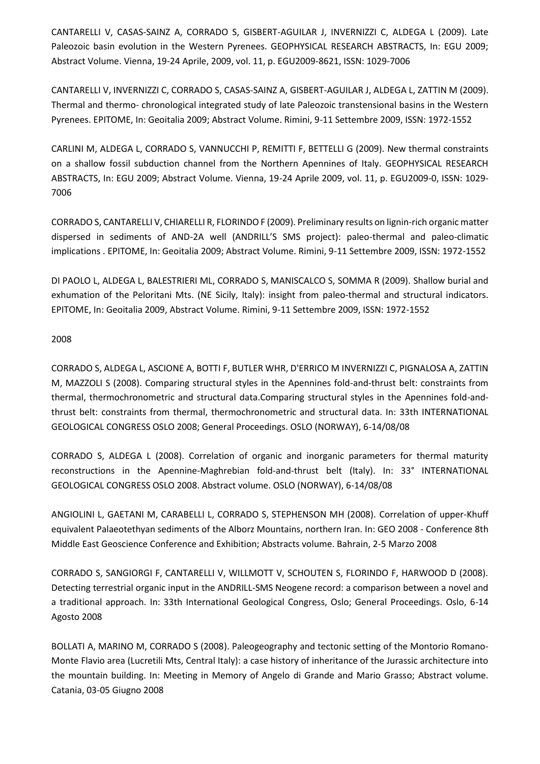CANTARELLI V, CASAS-SAINZ A, CORRADO S, GISBERT-AGUILAR J, INVERNIZZI C, ALDEGA L (2009). Late Paleozoic basin evolution in the Western Pyrenees. GEOPHYSICAL RESEARCH ABSTRACTS, In: EGU 2009; Abstract Volume. Vienna, 19-24 Aprile, 2009, vol. 11, p. EGU2009-8621, ISSN: 1029-7006

CANTARELLI V, INVERNIZZI C, CORRADO S, CASAS-SAINZ A, GISBERT-AGUILAR J, ALDEGA L, ZATTIN M (2009). Thermal and thermo- chronological integrated study of late Paleozoic transtensional basins in the Western Pyrenees. EPITOME, In: Geoitalia 2009; Abstract Volume. Rimini, 9-11 Settembre 2009, ISSN: 1972-1552

CARLINI M, ALDEGA L, CORRADO S, VANNUCCHI P, REMITTI F, BETTELLI G (2009). New thermal constraints on a shallow fossil subduction channel from the Northern Apennines of Italy. GEOPHYSICAL RESEARCH ABSTRACTS, In: EGU 2009; Abstract Volume. Vienna, 19-24 Aprile 2009, vol. 11, p. EGU2009-0, ISSN: 1029-7006

CORRADO S, CANTARELLI V, CHIARELLI R, FLORINDO F (2009). Preliminary results on lignin-rich organic matter dispersed in sediments of AND-2A well (ANDRILL'S SMS project): paleo-thermal and paleo-climatic implications . EPITOME, In: Geoitalia 2009; Abstract Volume. Rimini, 9-11 Settembre 2009, ISSN: 1972-1552

DI PAOLO L, ALDEGA L, BALESTRIERI ML, CORRADO S, MANISCALCO S, SOMMA R (2009). Shallow burial and exhumation of the Peloritani Mts. (NE Sicily, Italy): insight from paleo-thermal and structural indicators. EPITOME, In: Geoitalia 2009, Abstract Volume. Rimini, 9-11 Settembre 2009, ISSN: 1972-1552

2008

CORRADO S, ALDEGA L, ASCIONE A, BOTTI F, BUTLER WHR, D'ERRICO M INVERNIZZI C, PIGNALOSA A, ZATTIN M, MAZZOLI S (2008). Comparing structural styles in the Apennines fold-and-thrust belt: constraints from thermal, thermochronometric and structural data.Comparing structural styles in the Apennines fold-and-thrust belt: constraints from thermal, thermochronometric and structural data. In: 33th INTERNATIONAL GEOLOGICAL CONGRESS OSLO 2008; General Proceedings. OSLO (NORWAY), 6-14/08/08

CORRADO S, ALDEGA L (2008). Correlation of organic and inorganic parameters for thermal maturity reconstructions in the Apennine-Maghrebian fold-and-thrust belt (Italy). In: 33° INTERNATIONAL GEOLOGICAL CONGRESS OSLO 2008. Abstract volume. OSLO (NORWAY), 6-14/08/08

ANGIOLINI L, GAETANI M, CARABELLI L, CORRADO S, STEPHENSON MH (2008). Correlation of upper-Khuff equivalent Palaeotethyan sediments of the Alborz Mountains, northern Iran. In: GEO 2008 - Conference 8th Middle East Geoscience Conference and Exhibition; Abstracts volume. Bahrain, 2-5 Marzo 2008

CORRADO S, SANGIORGI F, CANTARELLI V, WILLMOTT V, SCHOUTEN S, FLORINDO F, HARWOOD D (2008). Detecting terrestrial organic input in the ANDRILL-SMS Neogene record: a comparison between a novel and a traditional approach. In: 33th International Geological Congress, Oslo; General Proceedings. Oslo, 6-14 Agosto 2008

BOLLATI A, MARINO M, CORRADO S (2008). Paleogeography and tectonic setting of the Montorio Romano-Monte Flavio area (Lucretili Mts, Central Italy): a case history of inheritance of the Jurassic architecture into the mountain building. In: Meeting in Memory of Angelo di Grande and Mario Grasso; Abstract volume. Catania, 03-05 Giugno 2008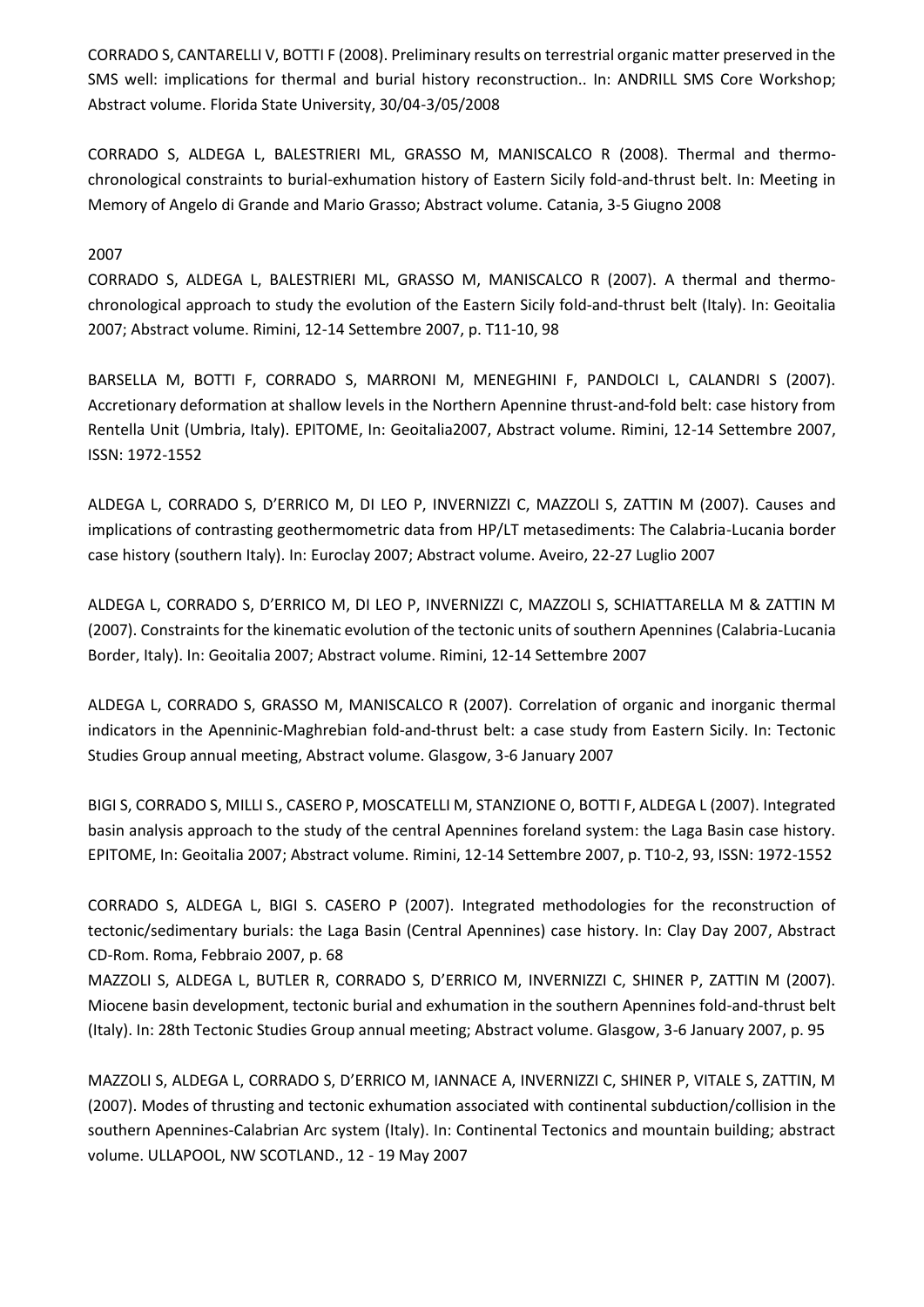CORRADO S, CANTARELLI V, BOTTI F (2008). Preliminary results on terrestrial organic matter preserved in the SMS well: implications for thermal and burial history reconstruction.. In: ANDRILL SMS Core Workshop; Abstract volume. Florida State University, 30/04-3/05/2008

CORRADO S, ALDEGA L, BALESTRIERI ML, GRASSO M, MANISCALCO R (2008). Thermal and thermo-chronological constraints to burial-exhumation history of Eastern Sicily fold-and-thrust belt. In: Meeting in Memory of Angelo di Grande and Mario Grasso; Abstract volume. Catania, 3-5 Giugno 2008

2007

CORRADO S, ALDEGA L, BALESTRIERI ML, GRASSO M, MANISCALCO R (2007). A thermal and thermo-chronological approach to study the evolution of the Eastern Sicily fold-and-thrust belt (Italy). In: Geoitalia 2007; Abstract volume. Rimini, 12-14 Settembre 2007, p. T11-10, 98

BARSELLA M, BOTTI F, CORRADO S, MARRONI M, MENEGHINI F, PANDOLCI L, CALANDRI S (2007). Accretionary deformation at shallow levels in the Northern Apennine thrust-and-fold belt: case history from Rentella Unit (Umbria, Italy). EPITOME, In: Geoitalia2007, Abstract volume. Rimini, 12-14 Settembre 2007, ISSN: 1972-1552

ALDEGA L, CORRADO S, D'ERRICO M, DI LEO P, INVERNIZZI C, MAZZOLI S, ZATTIN M (2007). Causes and implications of contrasting geothermometric data from HP/LT metasediments: The Calabria-Lucania border case history (southern Italy). In: Euroclay 2007; Abstract volume. Aveiro, 22-27 Luglio 2007

ALDEGA L, CORRADO S, D'ERRICO M, DI LEO P, INVERNIZZI C, MAZZOLI S, SCHIATTARELLA M & ZATTIN M (2007). Constraints for the kinematic evolution of the tectonic units of southern Apennines (Calabria-Lucania Border, Italy). In: Geoitalia 2007; Abstract volume. Rimini, 12-14 Settembre 2007

ALDEGA L, CORRADO S, GRASSO M, MANISCALCO R (2007). Correlation of organic and inorganic thermal indicators in the Apenninic-Maghrebian fold-and-thrust belt: a case study from Eastern Sicily. In: Tectonic Studies Group annual meeting, Abstract volume. Glasgow, 3-6 January 2007

BIGI S, CORRADO S, MILLI S., CASERO P, MOSCATELLI M, STANZIONE O, BOTTI F, ALDEGA L (2007). Integrated basin analysis approach to the study of the central Apennines foreland system: the Laga Basin case history. EPITOME, In: Geoitalia 2007; Abstract volume. Rimini, 12-14 Settembre 2007, p. T10-2, 93, ISSN: 1972-1552

CORRADO S, ALDEGA L, BIGI S. CASERO P (2007). Integrated methodologies for the reconstruction of tectonic/sedimentary burials: the Laga Basin (Central Apennines) case history. In: Clay Day 2007, Abstract CD-Rom. Roma, Febbraio 2007, p. 68

MAZZOLI S, ALDEGA L, BUTLER R, CORRADO S, D'ERRICO M, INVERNIZZI C, SHINER P, ZATTIN M (2007). Miocene basin development, tectonic burial and exhumation in the southern Apennines fold-and-thrust belt (Italy). In: 28th Tectonic Studies Group annual meeting; Abstract volume. Glasgow, 3-6 January 2007, p. 95

MAZZOLI S, ALDEGA L, CORRADO S, D'ERRICO M, IANNACE A, INVERNIZZI C, SHINER P, VITALE S, ZATTIN, M (2007). Modes of thrusting and tectonic exhumation associated with continental subduction/collision in the southern Apennines-Calabrian Arc system (Italy). In: Continental Tectonics and mountain building; abstract volume. ULLAPOOL, NW SCOTLAND., 12 - 19 May 2007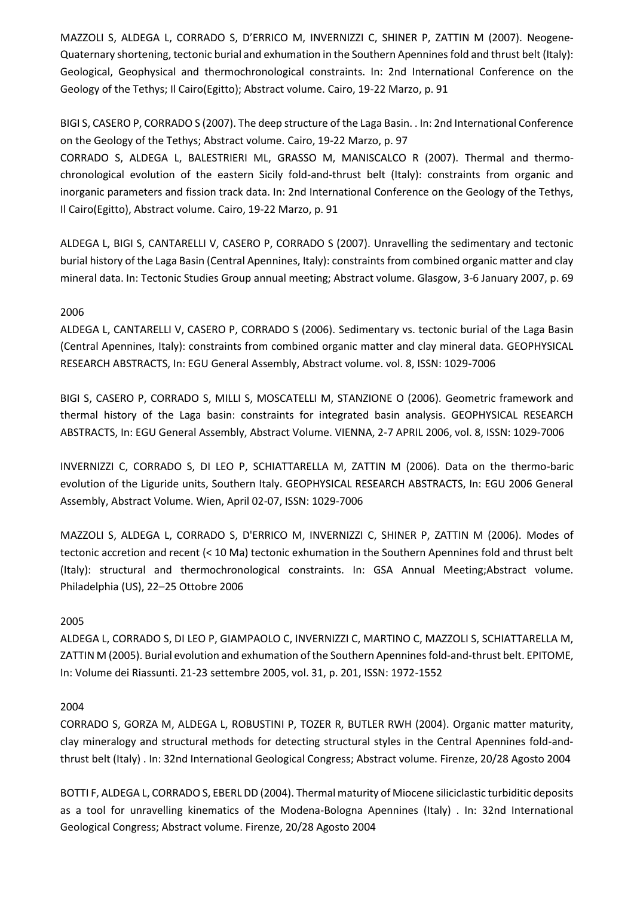MAZZOLI S, ALDEGA L, CORRADO S, D'ERRICO M, INVERNIZZI C, SHINER P, ZATTIN M (2007). Neogene-Quaternary shortening, tectonic burial and exhumation in the Southern Apennines fold and thrust belt (Italy): Geological, Geophysical and thermochronological constraints. In: 2nd International Conference on the Geology of the Tethys; Il Cairo(Egitto); Abstract volume. Cairo, 19-22 Marzo, p. 91

BIGI S, CASERO P, CORRADO S (2007). The deep structure of the Laga Basin. . In: 2nd International Conference on the Geology of the Tethys; Abstract volume. Cairo, 19-22 Marzo, p. 97

CORRADO S, ALDEGA L, BALESTRIERI ML, GRASSO M, MANISCALCO R (2007). Thermal and thermo-chronological evolution of the eastern Sicily fold-and-thrust belt (Italy): constraints from organic and inorganic parameters and fission track data. In: 2nd International Conference on the Geology of the Tethys, Il Cairo(Egitto), Abstract volume. Cairo, 19-22 Marzo, p. 91

ALDEGA L, BIGI S, CANTARELLI V, CASERO P, CORRADO S (2007). Unravelling the sedimentary and tectonic burial history of the Laga Basin (Central Apennines, Italy): constraints from combined organic matter and clay mineral data. In: Tectonic Studies Group annual meeting; Abstract volume. Glasgow, 3-6 January 2007, p. 69

2006

ALDEGA L, CANTARELLI V, CASERO P, CORRADO S (2006). Sedimentary vs. tectonic burial of the Laga Basin (Central Apennines, Italy): constraints from combined organic matter and clay mineral data. GEOPHYSICAL RESEARCH ABSTRACTS, In: EGU General Assembly, Abstract volume. vol. 8, ISSN: 1029-7006

BIGI S, CASERO P, CORRADO S, MILLI S, MOSCATELLI M, STANZIONE O (2006). Geometric framework and thermal history of the Laga basin: constraints for integrated basin analysis. GEOPHYSICAL RESEARCH ABSTRACTS, In: EGU General Assembly, Abstract Volume. VIENNA, 2-7 APRIL 2006, vol. 8, ISSN: 1029-7006

INVERNIZZI C, CORRADO S, DI LEO P, SCHIATTARELLA M, ZATTIN M (2006). Data on the thermo-baric evolution of the Liguride units, Southern Italy. GEOPHYSICAL RESEARCH ABSTRACTS, In: EGU 2006 General Assembly, Abstract Volume. Wien, April 02-07, ISSN: 1029-7006

MAZZOLI S, ALDEGA L, CORRADO S, D'ERRICO M, INVERNIZZI C, SHINER P, ZATTIN M (2006). Modes of tectonic accretion and recent (< 10 Ma) tectonic exhumation in the Southern Apennines fold and thrust belt (Italy): structural and thermochronological constraints. In: GSA Annual Meeting;Abstract volume. Philadelphia (US), 22–25 Ottobre 2006

2005

ALDEGA L, CORRADO S, DI LEO P, GIAMPAOLO C, INVERNIZZI C, MARTINO C, MAZZOLI S, SCHIATTARELLA M, ZATTIN M (2005). Burial evolution and exhumation of the Southern Apennines fold-and-thrust belt. EPITOME, In: Volume dei Riassunti. 21-23 settembre 2005, vol. 31, p. 201, ISSN: 1972-1552

2004

CORRADO S, GORZA M, ALDEGA L, ROBUSTINI P, TOZER R, BUTLER RWH (2004). Organic matter maturity, clay mineralogy and structural methods for detecting structural styles in the Central Apennines fold-and-thrust belt (Italy) . In: 32nd International Geological Congress; Abstract volume. Firenze, 20/28 Agosto 2004

BOTTI F, ALDEGA L, CORRADO S, EBERL DD (2004). Thermal maturity of Miocene siliciclastic turbiditic deposits as a tool for unravelling kinematics of the Modena-Bologna Apennines (Italy) . In: 32nd International Geological Congress; Abstract volume. Firenze, 20/28 Agosto 2004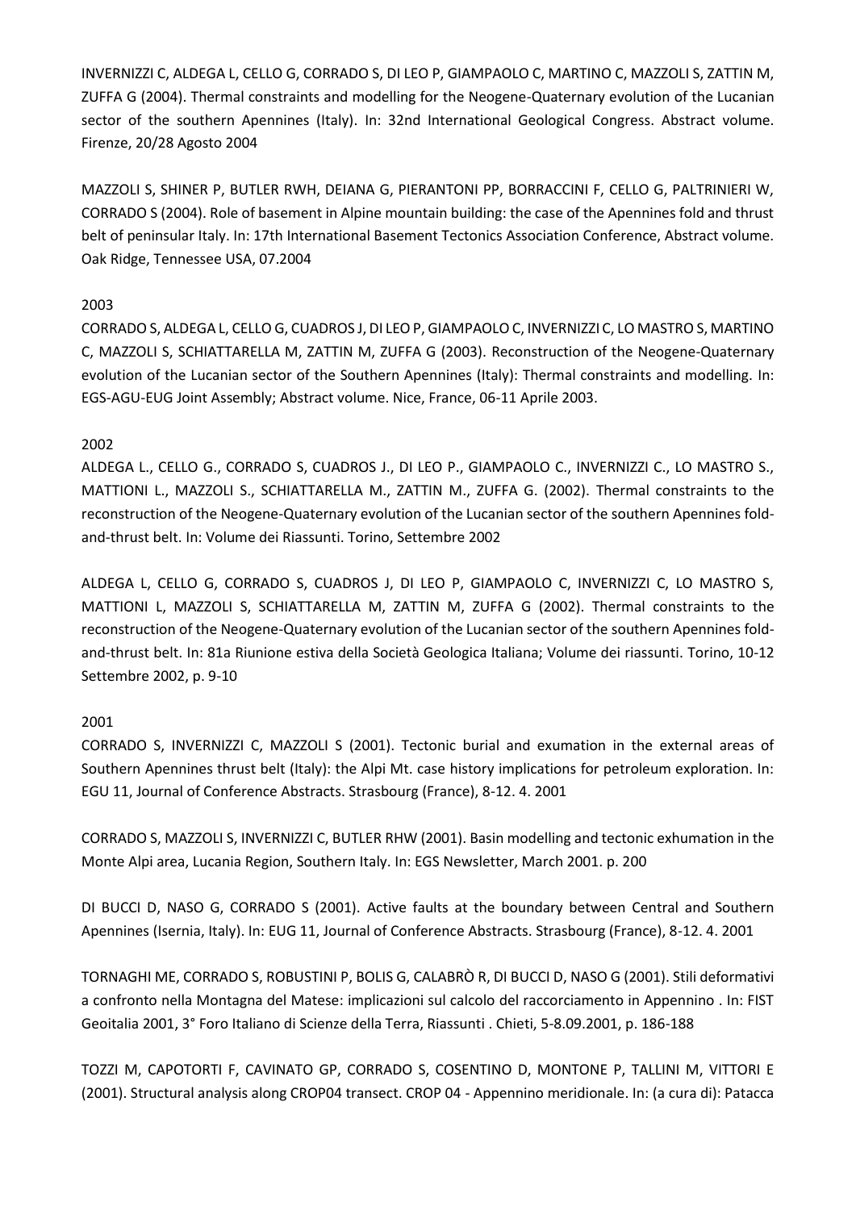INVERNIZZI C, ALDEGA L, CELLO G, CORRADO S, DI LEO P, GIAMPAOLO C, MARTINO C, MAZZOLI S, ZATTIN M, ZUFFA G (2004). Thermal constraints and modelling for the Neogene-Quaternary evolution of the Lucanian sector of the southern Apennines (Italy). In: 32nd International Geological Congress. Abstract volume. Firenze, 20/28 Agosto 2004

MAZZOLI S, SHINER P, BUTLER RWH, DEIANA G, PIERANTONI PP, BORRACCINI F, CELLO G, PALTRINIERI W, CORRADO S (2004). Role of basement in Alpine mountain building: the case of the Apennines fold and thrust belt of peninsular Italy. In: 17th International Basement Tectonics Association Conference, Abstract volume. Oak Ridge, Tennessee USA, 07.2004

2003

CORRADO S, ALDEGA L, CELLO G, CUADROS J, DI LEO P, GIAMPAOLO C, INVERNIZZI C, LO MASTRO S, MARTINO C, MAZZOLI S, SCHIATTARELLA M, ZATTIN M, ZUFFA G (2003). Reconstruction of the Neogene-Quaternary evolution of the Lucanian sector of the Southern Apennines (Italy): Thermal constraints and modelling. In: EGS-AGU-EUG Joint Assembly; Abstract volume. Nice, France, 06-11 Aprile 2003.

2002

ALDEGA L., CELLO G., CORRADO S, CUADROS J., DI LEO P., GIAMPAOLO C., INVERNIZZI C., LO MASTRO S., MATTIONI L., MAZZOLI S., SCHIATTARELLA M., ZATTIN M., ZUFFA G. (2002). Thermal constraints to the reconstruction of the Neogene-Quaternary evolution of the Lucanian sector of the southern Apennines fold-and-thrust belt. In: Volume dei Riassunti. Torino, Settembre 2002

ALDEGA L, CELLO G, CORRADO S, CUADROS J, DI LEO P, GIAMPAOLO C, INVERNIZZI C, LO MASTRO S, MATTIONI L, MAZZOLI S, SCHIATTARELLA M, ZATTIN M, ZUFFA G (2002). Thermal constraints to the reconstruction of the Neogene-Quaternary evolution of the Lucanian sector of the southern Apennines fold-and-thrust belt. In: 81a Riunione estiva della Società Geologica Italiana; Volume dei riassunti. Torino, 10-12 Settembre 2002, p. 9-10

2001

CORRADO S, INVERNIZZI C, MAZZOLI S (2001). Tectonic burial and exumation in the external areas of Southern Apennines thrust belt (Italy): the Alpi Mt. case history implications for petroleum exploration. In: EGU 11, Journal of Conference Abstracts. Strasbourg (France), 8-12. 4. 2001

CORRADO S, MAZZOLI S, INVERNIZZI C, BUTLER RHW (2001). Basin modelling and tectonic exhumation in the Monte Alpi area, Lucania Region, Southern Italy. In: EGS Newsletter, March 2001. p. 200

DI BUCCI D, NASO G, CORRADO S (2001). Active faults at the boundary between Central and Southern Apennines (Isernia, Italy). In: EUG 11, Journal of Conference Abstracts. Strasbourg (France), 8-12. 4. 2001

TORNAGHI ME, CORRADO S, ROBUSTINI P, BOLIS G, CALABRÒ R, DI BUCCI D, NASO G (2001). Stili deformativi a confronto nella Montagna del Matese: implicazioni sul calcolo del raccorciamento in Appennino . In: FIST Geoitalia 2001, 3° Foro Italiano di Scienze della Terra, Riassunti . Chieti, 5-8.09.2001, p. 186-188

TOZZI M, CAPOTORTI F, CAVINATO GP, CORRADO S, COSENTINO D, MONTONE P, TALLINI M, VITTORI E (2001). Structural analysis along CROP04 transect. CROP 04 - Appennino meridionale. In: (a cura di): Patacca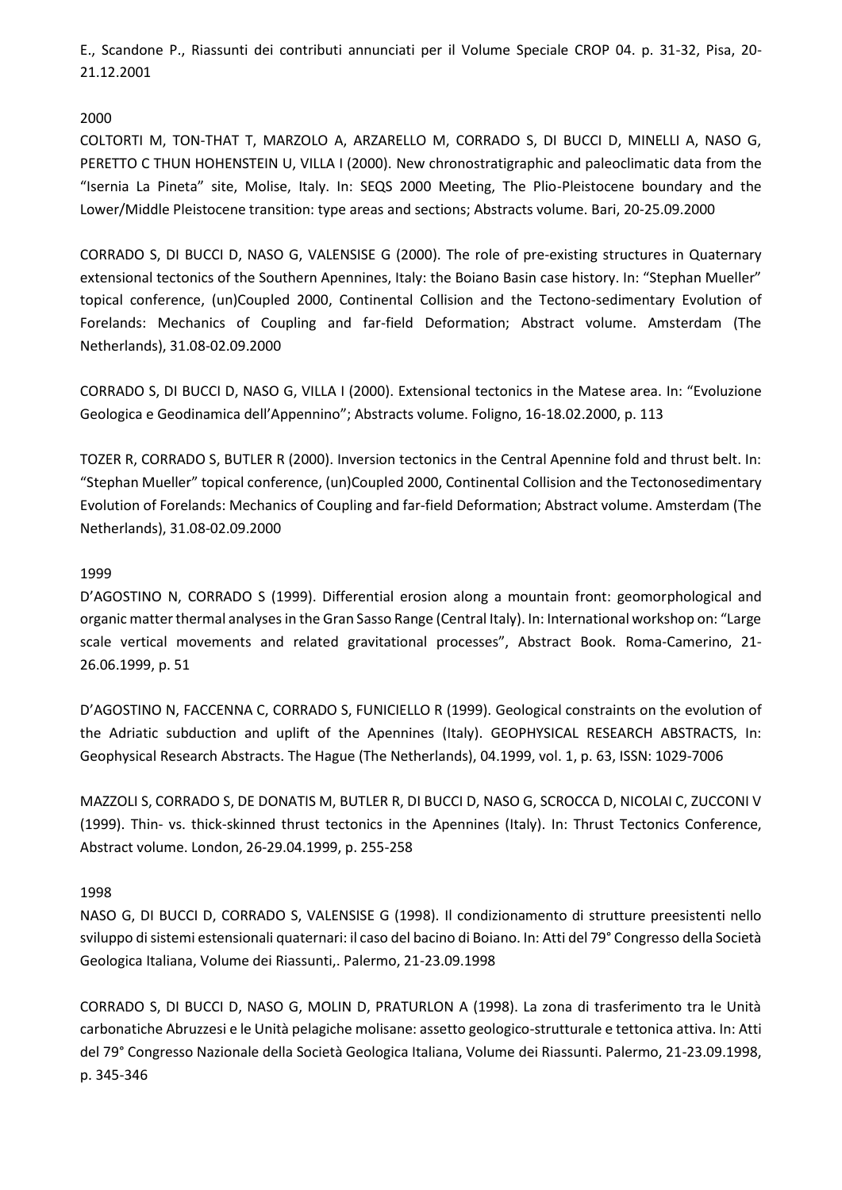E., Scandone P., Riassunti dei contributi annunciati per il Volume Speciale CROP 04. p. 31-32, Pisa, 20-21.12.2001

2000

COLTORTI M, TON-THAT T, MARZOLO A, ARZARELLO M, CORRADO S, DI BUCCI D, MINELLI A, NASO G, PERETTO C THUN HOHENSTEIN U, VILLA I (2000). New chronostratigraphic and paleoclimatic data from the "Isernia La Pineta" site, Molise, Italy. In: SEQS 2000 Meeting, The Plio-Pleistocene boundary and the Lower/Middle Pleistocene transition: type areas and sections; Abstracts volume. Bari, 20-25.09.2000

CORRADO S, DI BUCCI D, NASO G, VALENSISE G (2000). The role of pre-existing structures in Quaternary extensional tectonics of the Southern Apennines, Italy: the Boiano Basin case history. In: "Stephan Mueller" topical conference, (un)Coupled 2000, Continental Collision and the Tectono-sedimentary Evolution of Forelands: Mechanics of Coupling and far-field Deformation; Abstract volume. Amsterdam (The Netherlands), 31.08-02.09.2000

CORRADO S, DI BUCCI D, NASO G, VILLA I (2000). Extensional tectonics in the Matese area. In: "Evoluzione Geologica e Geodinamica dell'Appennino"; Abstracts volume. Foligno, 16-18.02.2000, p. 113

TOZER R, CORRADO S, BUTLER R (2000). Inversion tectonics in the Central Apennine fold and thrust belt. In: "Stephan Mueller" topical conference, (un)Coupled 2000, Continental Collision and the Tectonosedimentary Evolution of Forelands: Mechanics of Coupling and far-field Deformation; Abstract volume. Amsterdam (The Netherlands), 31.08-02.09.2000

1999

D'AGOSTINO N, CORRADO S (1999). Differential erosion along a mountain front: geomorphological and organic matter thermal analyses in the Gran Sasso Range (Central Italy). In: International workshop on: "Large scale vertical movements and related gravitational processes", Abstract Book. Roma-Camerino, 21-26.06.1999, p. 51

D'AGOSTINO N, FACCENNA C, CORRADO S, FUNICIELLO R (1999). Geological constraints on the evolution of the Adriatic subduction and uplift of the Apennines (Italy). GEOPHYSICAL RESEARCH ABSTRACTS, In: Geophysical Research Abstracts. The Hague (The Netherlands), 04.1999, vol. 1, p. 63, ISSN: 1029-7006

MAZZOLI S, CORRADO S, DE DONATIS M, BUTLER R, DI BUCCI D, NASO G, SCROCCA D, NICOLAI C, ZUCCONI V (1999). Thin- vs. thick-skinned thrust tectonics in the Apennines (Italy). In: Thrust Tectonics Conference, Abstract volume. London, 26-29.04.1999, p. 255-258

1998

NASO G, DI BUCCI D, CORRADO S, VALENSISE G (1998). Il condizionamento di strutture preesistenti nello sviluppo di sistemi estensionali quaternari: il caso del bacino di Boiano. In: Atti del 79° Congresso della Società Geologica Italiana, Volume dei Riassunti,. Palermo, 21-23.09.1998

CORRADO S, DI BUCCI D, NASO G, MOLIN D, PRATURLON A (1998). La zona di trasferimento tra le Unità carbonatiche Abruzzesi e le Unità pelagiche molisane: assetto geologico-strutturale e tettonica attiva. In: Atti del 79° Congresso Nazionale della Società Geologica Italiana, Volume dei Riassunti. Palermo, 21-23.09.1998, p. 345-346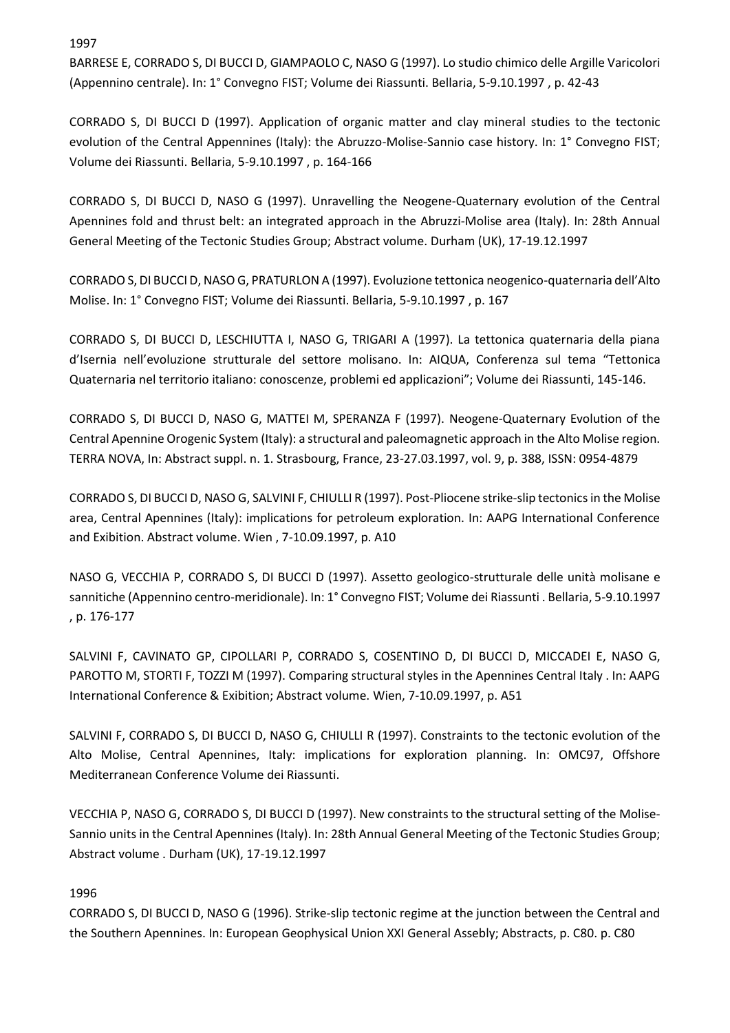1997

BARRESE E, CORRADO S, DI BUCCI D, GIAMPAOLO C, NASO G (1997). Lo studio chimico delle Argille Varicolori (Appennino centrale). In: 1° Convegno FIST; Volume dei Riassunti. Bellaria, 5-9.10.1997 , p. 42-43

CORRADO S, DI BUCCI D (1997). Application of organic matter and clay mineral studies to the tectonic evolution of the Central Appennines (Italy): the Abruzzo-Molise-Sannio case history. In: 1° Convegno FIST; Volume dei Riassunti. Bellaria, 5-9.10.1997 , p. 164-166

CORRADO S, DI BUCCI D, NASO G (1997). Unravelling the Neogene-Quaternary evolution of the Central Apennines fold and thrust belt: an integrated approach in the Abruzzi-Molise area (Italy). In: 28th Annual General Meeting of the Tectonic Studies Group; Abstract volume. Durham (UK), 17-19.12.1997

CORRADO S, DI BUCCI D, NASO G, PRATURLON A (1997). Evoluzione tettonica neogenico-quaternaria dell'Alto Molise. In: 1° Convegno FIST; Volume dei Riassunti. Bellaria, 5-9.10.1997 , p. 167

CORRADO S, DI BUCCI D, LESCHIUTTA I, NASO G, TRIGARI A (1997). La tettonica quaternaria della piana d'Isernia nell'evoluzione strutturale del settore molisano. In: AIQUA, Conferenza sul tema "Tettonica Quaternaria nel territorio italiano: conoscenze, problemi ed applicazioni"; Volume dei Riassunti, 145-146.

CORRADO S, DI BUCCI D, NASO G, MATTEI M, SPERANZA F (1997). Neogene-Quaternary Evolution of the Central Apennine Orogenic System (Italy): a structural and paleomagnetic approach in the Alto Molise region. TERRA NOVA, In: Abstract suppl. n. 1. Strasbourg, France, 23-27.03.1997, vol. 9, p. 388, ISSN: 0954-4879

CORRADO S, DI BUCCI D, NASO G, SALVINI F, CHIULLI R (1997). Post-Pliocene strike-slip tectonics in the Molise area, Central Apennines (Italy): implications for petroleum exploration. In: AAPG International Conference and Exibition. Abstract volume. Wien , 7-10.09.1997, p. A10

NASO G, VECCHIA P, CORRADO S, DI BUCCI D (1997). Assetto geologico-strutturale delle unità molisane e sannitiche (Appennino centro-meridionale). In: 1° Convegno FIST; Volume dei Riassunti . Bellaria, 5-9.10.1997 , p. 176-177

SALVINI F, CAVINATO GP, CIPOLLARI P, CORRADO S, COSENTINO D, DI BUCCI D, MICCADEI E, NASO G, PAROTTO M, STORTI F, TOZZI M (1997). Comparing structural styles in the Apennines Central Italy . In: AAPG International Conference & Exibition; Abstract volume. Wien, 7-10.09.1997, p. A51

SALVINI F, CORRADO S, DI BUCCI D, NASO G, CHIULLI R (1997). Constraints to the tectonic evolution of the Alto Molise, Central Apennines, Italy: implications for exploration planning. In: OMC97, Offshore Mediterranean Conference Volume dei Riassunti.

VECCHIA P, NASO G, CORRADO S, DI BUCCI D (1997). New constraints to the structural setting of the Molise-Sannio units in the Central Apennines (Italy). In: 28th Annual General Meeting of the Tectonic Studies Group; Abstract volume . Durham (UK), 17-19.12.1997

1996

CORRADO S, DI BUCCI D, NASO G (1996). Strike-slip tectonic regime at the junction between the Central and the Southern Apennines. In: European Geophysical Union XXI General Assebly; Abstracts, p. C80. p. C80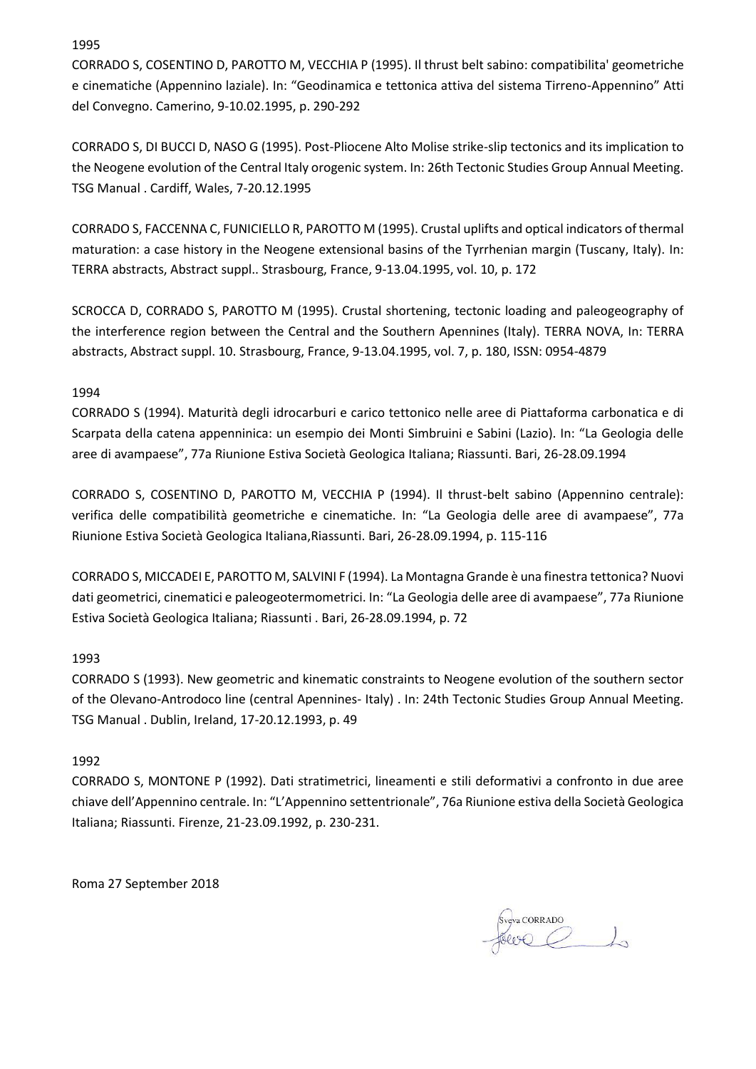1995

CORRADO S, COSENTINO D, PAROTTO M, VECCHIA P (1995). Il thrust belt sabino: compatibilita' geometriche e cinematiche (Appennino laziale). In: "Geodinamica e tettonica attiva del sistema Tirreno-Appennino" Atti del Convegno. Camerino, 9-10.02.1995, p. 290-292

CORRADO S, DI BUCCI D, NASO G (1995). Post-Pliocene Alto Molise strike-slip tectonics and its implication to the Neogene evolution of the Central Italy orogenic system. In: 26th Tectonic Studies Group Annual Meeting. TSG Manual . Cardiff, Wales, 7-20.12.1995

CORRADO S, FACCENNA C, FUNICIELLO R, PAROTTO M (1995). Crustal uplifts and optical indicators of thermal maturation: a case history in the Neogene extensional basins of the Tyrrhenian margin (Tuscany, Italy). In: TERRA abstracts, Abstract suppl.. Strasbourg, France, 9-13.04.1995, vol. 10, p. 172

SCROCCA D, CORRADO S, PAROTTO M (1995). Crustal shortening, tectonic loading and paleogeography of the interference region between the Central and the Southern Apennines (Italy). TERRA NOVA, In: TERRA abstracts, Abstract suppl. 10. Strasbourg, France, 9-13.04.1995, vol. 7, p. 180, ISSN: 0954-4879

1994

CORRADO S (1994). Maturità degli idrocarburi e carico tettonico nelle aree di Piattaforma carbonatica e di Scarpata della catena appenninica: un esempio dei Monti Simbruini e Sabini (Lazio). In: "La Geologia delle aree di avampaese", 77a Riunione Estiva Società Geologica Italiana; Riassunti. Bari, 26-28.09.1994

CORRADO S, COSENTINO D, PAROTTO M, VECCHIA P (1994). Il thrust-belt sabino (Appennino centrale): verifica delle compatibilità geometriche e cinematiche. In: "La Geologia delle aree di avampaese", 77a Riunione Estiva Società Geologica Italiana,Riassunti. Bari, 26-28.09.1994, p. 115-116

CORRADO S, MICCADEI E, PAROTTO M, SALVINI F (1994). La Montagna Grande è una finestra tettonica? Nuovi dati geometrici, cinematici e paleogeotermometrici. In: "La Geologia delle aree di avampaese", 77a Riunione Estiva Società Geologica Italiana; Riassunti . Bari, 26-28.09.1994, p. 72

1993

CORRADO S (1993). New geometric and kinematic constraints to Neogene evolution of the southern sector of the Olevano-Antrodoco line (central Apennines- Italy) . In: 24th Tectonic Studies Group Annual Meeting. TSG Manual . Dublin, Ireland, 17-20.12.1993, p. 49

1992

CORRADO S, MONTONE P (1992). Dati stratimetrici, lineamenti e stili deformativi a confronto in due aree chiave dell'Appennino centrale. In: "L'Appennino settentrionale", 76a Riunione estiva della Società Geologica Italiana; Riassunti. Firenze, 21-23.09.1992, p. 230-231.

Roma 27 September 2018

Sveva CORRADO